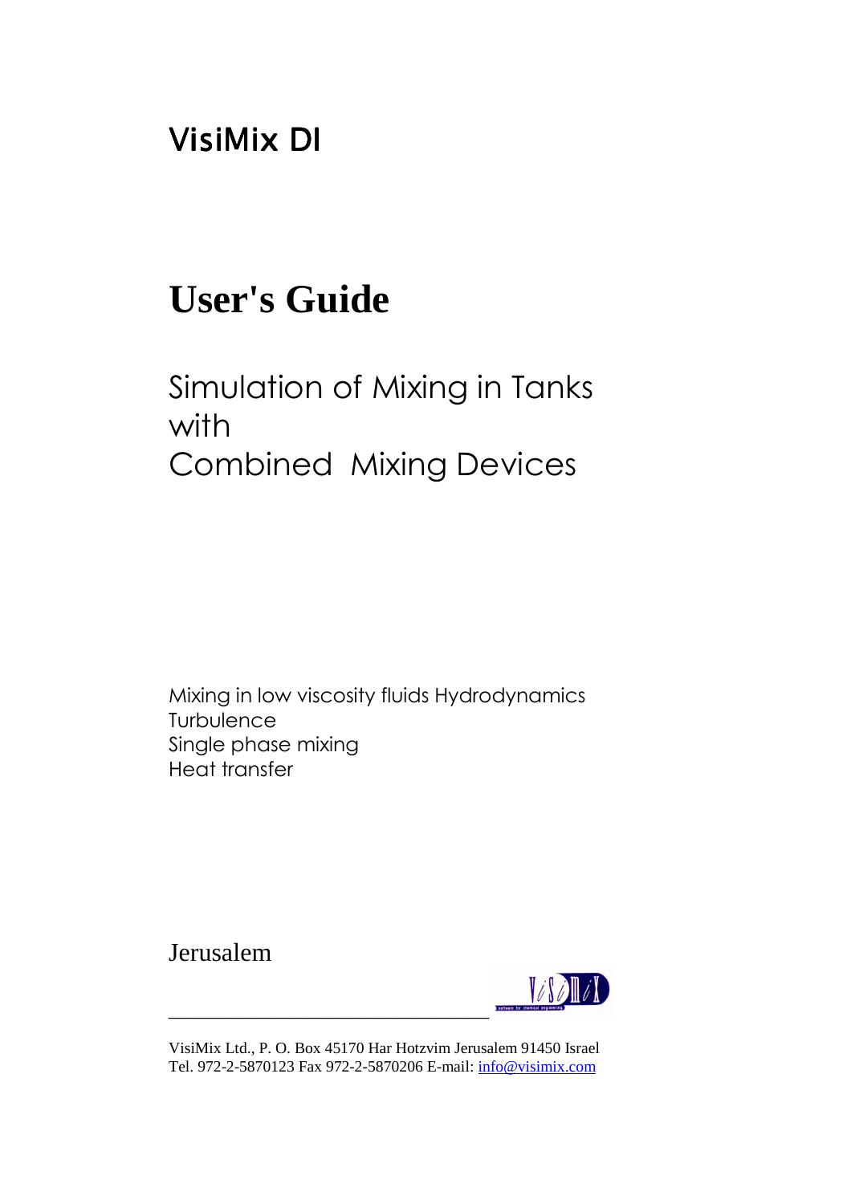# VisiMix DI

# User's Guide

## Simulation of Mixing in Tanks with Combined Mixing Devices

Mixing in low viscosity fluids Hydrodynamics
Turbulence
Single phase mixing
Heat transfer

Jerusalem

VisiMix Ltd., P. O. Box 45170 Har Hotzvim Jerusalem 91450 Israel
Tel. 972-2-5870123 Fax 972-2-5870206 E-mail: info@visimix.com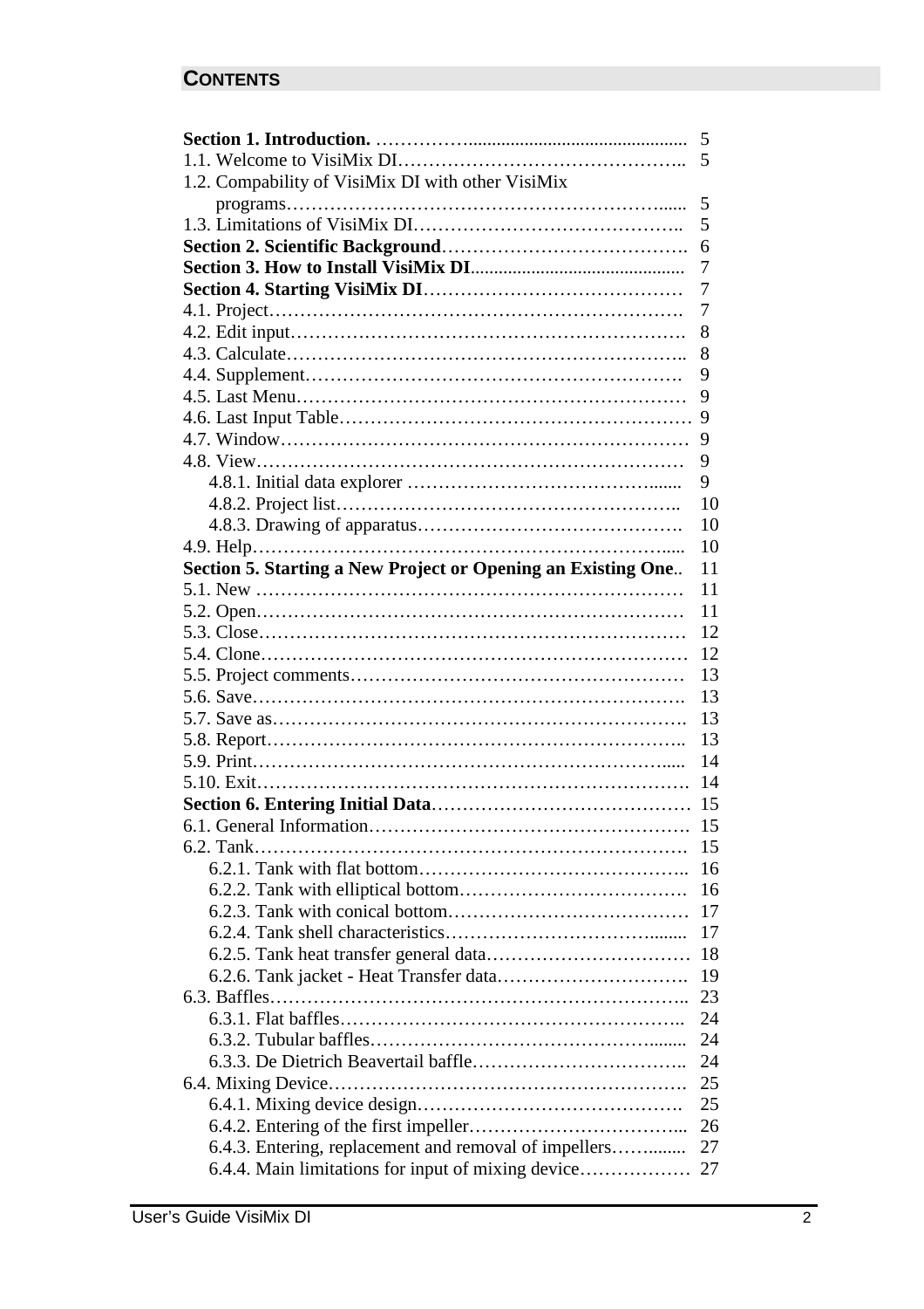## CONTENTS

**Section 1. Introduction.** ……………............................................... 5
1.1. Welcome to VisiMix DI……………………………………….. 5
1.2. Compability of VisiMix DI with other VisiMix programs……………………………………………………....... 5
1.3. Limitations of VisiMix DI…………………………………….. 5
**Section 2. Scientific Background**…………………………………. 6
**Section 3. How to Install VisiMix DI**............................................ 7
**Section 4. Starting VisiMix DI**…………………………………… 7
4.1. Project……………………………………………………………. 7
4.2. Edit input………………………………………………………. 8
4.3. Calculate……………………………………………………….. 8
4.4. Supplement……………………………………………………. 9
4.5. Last Menu……………………………………………………… 9
4.6. Last Input Table………………………………………………… 9
4.7. Window………………………………………………………… 9
4.8. View…………………………………………………………… 9
  4.8.1. Initial data explorer …………………………………....... 9
  4.8.2. Project list……………………………………………….. 10
  4.8.3. Drawing of apparatus……………………………………. 10
4.9. Help……………………………………………………….….... 10
**Section 5. Starting a New Project or Opening an Existing One**.. 11
5.1. New …………………………………………………………… 11
5.2. Open…………………………………………………………… 11
5.3. Close…………………………………………………………… 12
5.4. Clone…………………………………………………………… 12
5.5. Project comments……………………………………………… 13
5.6. Save……………………………………………………………. 13
5.7. Save as…………………………………………………………. 13
5.8. Report………………………………………………………….. 13
5.9. Print……………………………………………………….….... 14
5.10. Exit…………………………………………………………… 14
**Section 6. Entering Initial Data**…………………………………… 15
6.1. General Information……………………………………………. 15
6.2. Tank……………………………………………………………. 15
  6.2.1. Tank with flat bottom…………………………………….. 16
  6.2.2. Tank with elliptical bottom………………………………. 16
  6.2.3. Tank with conical bottom………………………………… 17
  6.2.4. Tank shell characteristics……………………………........ 17
  6.2.5. Tank heat transfer general data…………………………… 18
  6.2.6. Tank jacket - Heat Transfer data…………………………. 19
6.3. Baffles………………………………………………………….. 23
  6.3.1. Flat baffles……………………………………………….. 24
  6.3.2. Tubular baffles…………………………………………........ 24
  6.3.3. De Dietrich Beavertail baffle…………………………….. 24
6.4. Mixing Device…………………………………………………. 25
  6.4.1. Mixing device design……………………………………. 25
  6.4.2. Entering of the first impeller…………………………….... 26
  6.4.3. Entering, replacement and removal of impellers……........ 27
  6.4.4. Main limitations for input of mixing device……………… 27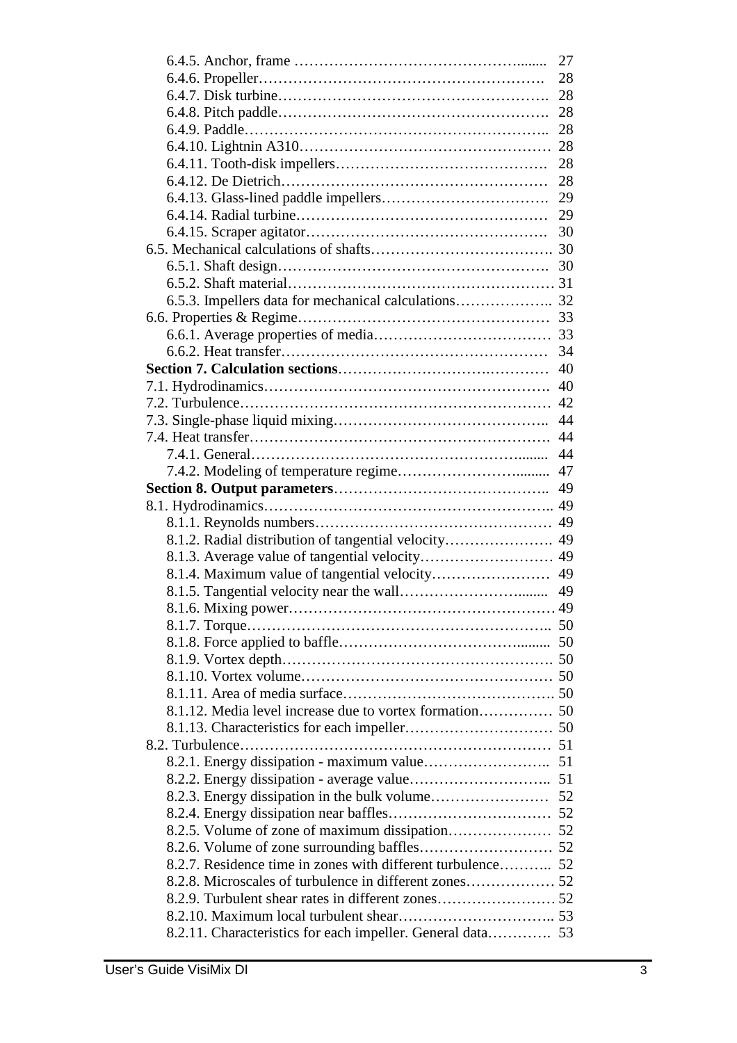6.4.5. Anchor, frame …………………………………………........ 27
6.4.6. Propeller…………………………………………………. 28
6.4.7. Disk turbine………………………………………………. 28
6.4.8. Pitch paddle………………………………………………. 28
6.4.9. Paddle…………………………………………………….. 28
6.4.10. Lightnin A310…………………………………………… 28
6.4.11. Tooth-disk impellers……………………………………. 28
6.4.12. De Dietrich……………………………………………… 28
6.4.13. Glass-lined paddle impellers……………………………. 29
6.4.14. Radial turbine…………………………………………… 29
6.4.15. Scraper agitator…………………………………………. 30
6.5. Mechanical calculations of shafts………………………………. 30
6.5.1. Shaft design………………………………………………. 30
6.5.2. Shaft material……………………………………………… 31
6.5.3. Impellers data for mechanical calculations……………….. 32
6.6. Properties & Regime…………………………………………… 33
6.6.1. Average properties of media……………………………… 33
6.6.2. Heat transfer……………………………………………… 34

**Section 7. Calculation sections**……………………………………… 40
7.1. Hydrodinamics…………………………………………………. 40
7.2. Turbulence……………………………………………………… 42
7.3. Single-phase liquid mixing…………………………………….. 44
7.4. Heat transfer……………………………………………………. 44
7.4.1. General…………………………………………………........ 44
7.4.2. Modeling of temperature regime……………………......... 47

**Section 8. Output parameters**…………………………………….. 49
8.1. Hydrodinamics………………………………………………….. 49
8.1.1. Reynolds numbers………………………………………… 49
8.1.2. Radial distribution of tangential velocity…………………. 49
8.1.3. Average value of tangential velocity……………………… 49
8.1.4. Maximum value of tangential velocity…………………… 49
8.1.5. Tangential velocity near the wall……………………........ 49
8.1.6. Mixing power……………………………………………… 49
8.1.7. Torque…………………………………………………….. 50
8.1.8. Force applied to baffle…………………………………........ 50
8.1.9. Vortex depth………………………………………………. 50
8.1.10. Vortex volume…………………………………………… 50
8.1.11. Area of media surface……………………………………. 50
8.1.12. Media level increase due to vortex formation…………… 50
8.1.13. Characteristics for each impeller………………………… 50
8.2. Turbulence……………………………………………………… 51
8.2.1. Energy dissipation - maximum value…………………….. 51
8.2.2. Energy dissipation - average value……………………….. 51
8.2.3. Energy dissipation in the bulk volume…………………… 52
8.2.4. Energy dissipation near baffles…………………………… 52
8.2.5. Volume of zone of maximum dissipation………………… 52
8.2.6. Volume of zone surrounding baffles……………………… 52
8.2.7. Residence time in zones with different turbulence……….. 52
8.2.8. Microscales of turbulence in different zones……………… 52
8.2.9. Turbulent shear rates in different zones…………………… 52
8.2.10. Maximum local turbulent shear………………………….. 53
8.2.11. Characteristics for each impeller. General data…………. 53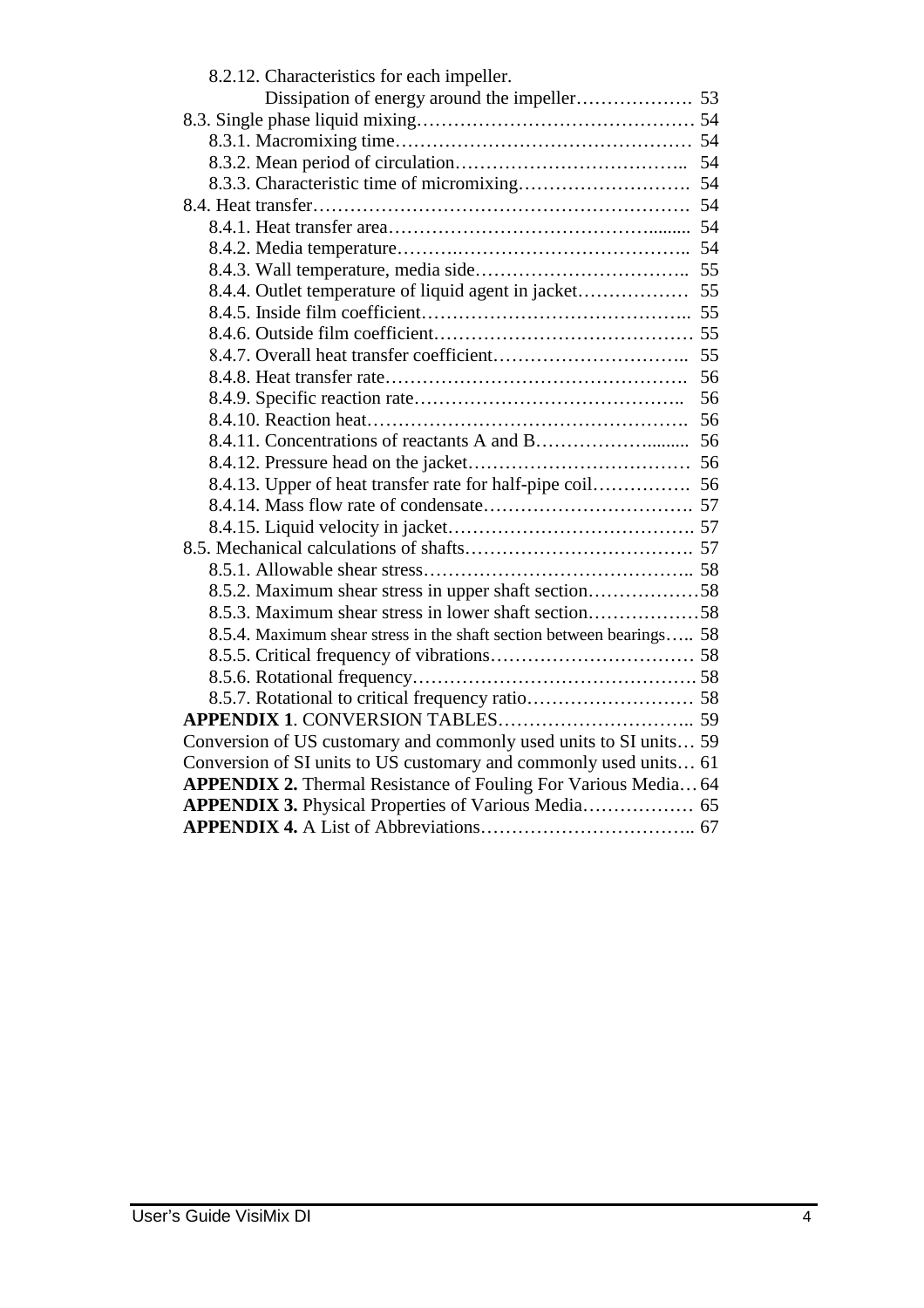8.2.12. Characteristics for each impeller.
Dissipation of energy around the impeller………………. 53

8.3. Single phase liquid mixing……………………………………… 54

8.3.1. Macromixing time………………………………………… 54

8.3.2. Mean period of circulation……………………………….. 54

8.3.3. Characteristic time of micromixing………………………. 54

8.4. Heat transfer……………………………………………………. 54

8.4.1. Heat transfer area………………………………………........ 54

8.4.2. Media temperature………….…………………………….. 54

8.4.3. Wall temperature, media side…………………………….. 55

8.4.4. Outlet temperature of liquid agent in jacket……………… 55

8.4.5. Inside film coefficient…………………………………….. 55

8.4.6. Outside film coefficient…………………………………… 55

8.4.7. Overall heat transfer coefficient………………………….. 55

8.4.8. Heat transfer rate…………………………………………. 56

8.4.9. Specific reaction rate…………………………………….. 56

8.4.10. Reaction heat……………………………………………. 56

8.4.11. Concentrations of reactants A and B……………......... 56

8.4.12. Pressure head on the jacket……………………………… 56

8.4.13. Upper of heat transfer rate for half-pipe coil……………. 56

8.4.14. Mass flow rate of condensate……………………………. 57

8.4.15. Liquid velocity in jacket…………………………………. 57

8.5. Mechanical calculations of shafts………………………………. 57

8.5.1. Allowable shear stress…………………………………….. 58

8.5.2. Maximum shear stress in upper shaft section………………58

8.5.3. Maximum shear stress in lower shaft section………………58

8.5.4. Maximum shear stress in the shaft section between bearings….. 58

8.5.5. Critical frequency of vibrations…………………………… 58

8.5.6. Rotational frequency………………………………………. 58

8.5.7. Rotational to critical frequency ratio……………………… 58

**APPENDIX 1**. CONVERSION TABLES………………………….. 59

Conversion of US customary and commonly used units to SI units… 59

Conversion of SI units to US customary and commonly used units… 61

**APPENDIX 2.** Thermal Resistance of Fouling For Various Media… 64

**APPENDIX 3.** Physical Properties of Various Media……………… 65

**APPENDIX 4.** A List of Abbreviations…………………………….. 67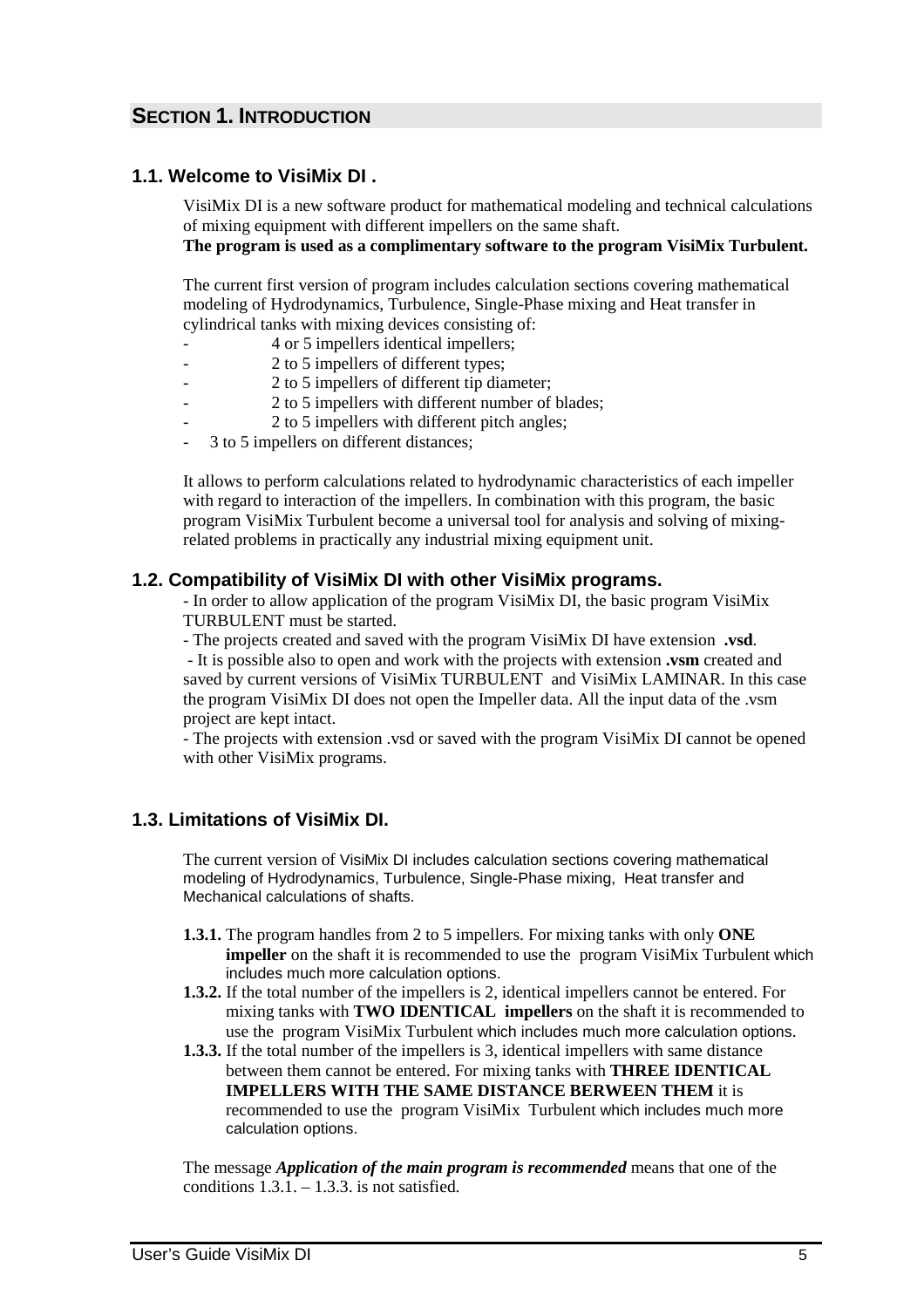## SECTION 1. INTRODUCTION

### 1.1. Welcome to VisiMix DI .

VisiMix DI is a new software product for mathematical modeling and technical calculations of mixing equipment with different impellers on the same shaft.
**The program is used as a complimentary software to the program VisiMix Turbulent.**

The current first version of program includes calculation sections covering mathematical modeling of Hydrodynamics, Turbulence, Single-Phase mixing and Heat transfer in cylindrical tanks with mixing devices consisting of:

- 4 or 5 impellers identical impellers;
- 2 to 5 impellers of different types;
- 2 to 5 impellers of different tip diameter;
- 2 to 5 impellers with different number of blades;
- 2 to 5 impellers with different pitch angles;
- 3 to 5 impellers on different distances;

It allows to perform calculations related to hydrodynamic characteristics of each impeller with regard to interaction of the impellers. In combination with this program, the basic program VisiMix Turbulent become a universal tool for analysis and solving of mixing-related problems in practically any industrial mixing equipment unit.

### 1.2. Compatibility of VisiMix DI with other VisiMix programs.

- In order to allow application of the program VisiMix DI, the basic program VisiMix TURBULENT must be started.
- The projects created and saved with the program VisiMix DI have extension **.vsd**.
- It is possible also to open and work with the projects with extension **.vsm** created and saved by current versions of VisiMix TURBULENT and VisiMix LAMINAR. In this case the program VisiMix DI does not open the Impeller data. All the input data of the .vsm project are kept intact.
- The projects with extension .vsd or saved with the program VisiMix DI cannot be opened with other VisiMix programs.

### 1.3. Limitations of VisiMix DI.

The current version of VisiMix DI includes calculation sections covering mathematical modeling of Hydrodynamics, Turbulence, Single-Phase mixing, Heat transfer and Mechanical calculations of shafts.

**1.3.1.** The program handles from 2 to 5 impellers. For mixing tanks with only **ONE impeller** on the shaft it is recommended to use the program VisiMix Turbulent which includes much more calculation options.

**1.3.2.** If the total number of the impellers is 2, identical impellers cannot be entered. For mixing tanks with **TWO IDENTICAL impellers** on the shaft it is recommended to use the program VisiMix Turbulent which includes much more calculation options.

**1.3.3.** If the total number of the impellers is 3, identical impellers with same distance between them cannot be entered. For mixing tanks with **THREE IDENTICAL IMPELLERS WITH THE SAME DISTANCE BERWEEN THEM** it is recommended to use the program VisiMix Turbulent which includes much more calculation options.

The message ***Application of the main program is recommended*** means that one of the conditions 1.3.1. – 1.3.3. is not satisfied.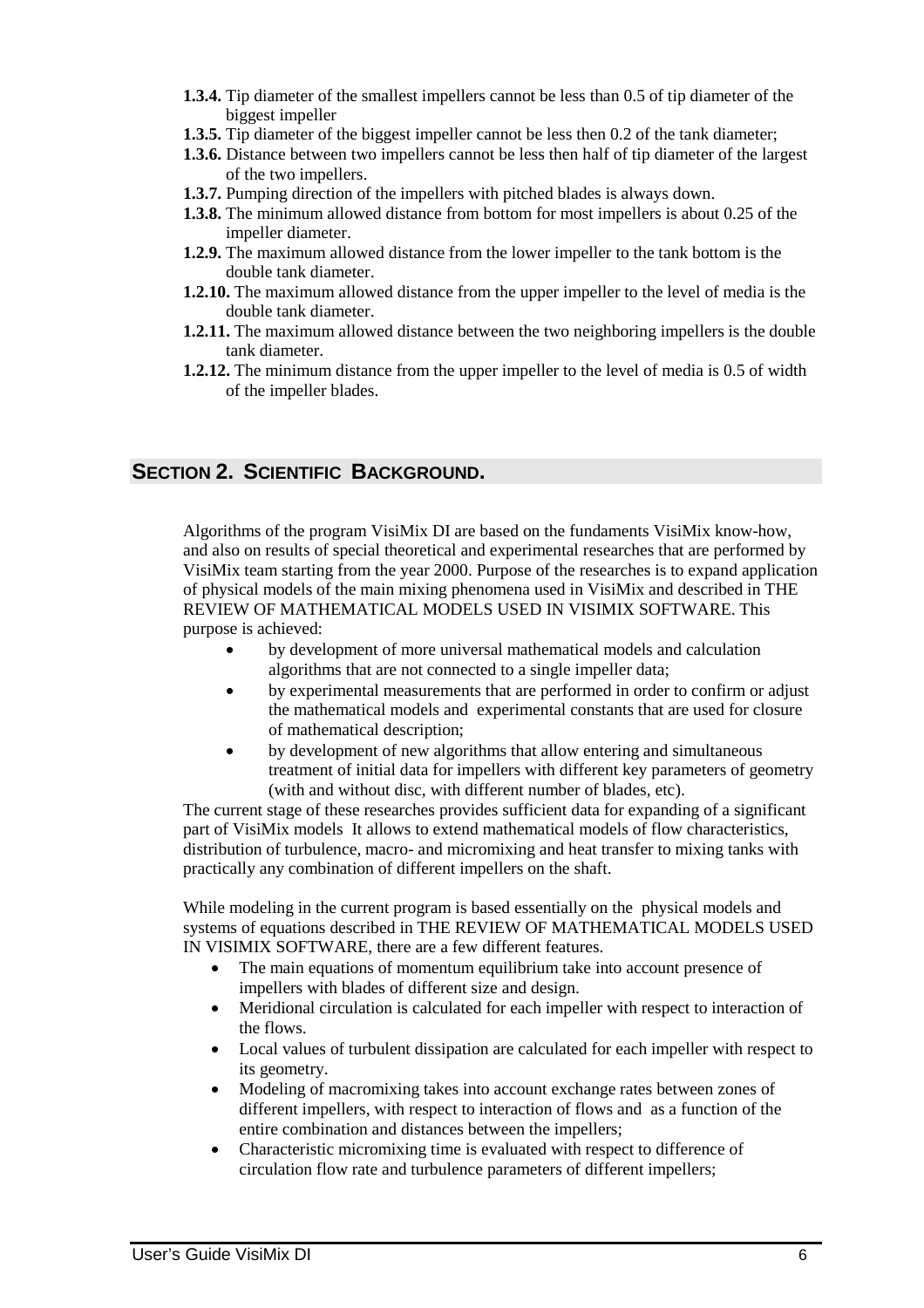**1.3.4.** Tip diameter of the smallest impellers cannot be less than 0.5 of tip diameter of the biggest impeller

**1.3.5.** Tip diameter of the biggest impeller cannot be less then 0.2 of the tank diameter;

**1.3.6.** Distance between two impellers cannot be less then half of tip diameter of the largest of the two impellers.

**1.3.7.** Pumping direction of the impellers with pitched blades is always down.

**1.3.8.** The minimum allowed distance from bottom for most impellers is about 0.25 of the impeller diameter.

**1.2.9.** The maximum allowed distance from the lower impeller to the tank bottom is the double tank diameter.

**1.2.10.** The maximum allowed distance from the upper impeller to the level of media is the double tank diameter.

**1.2.11.** The maximum allowed distance between the two neighboring impellers is the double tank diameter.

**1.2.12.** The minimum distance from the upper impeller to the level of media is 0.5 of width of the impeller blades.

## SECTION 2. SCIENTIFIC BACKGROUND.

Algorithms of the program VisiMix DI are based on the fundaments VisiMix know-how, and also on results of special theoretical and experimental researches that are performed by VisiMix team starting from the year 2000. Purpose of the researches is to expand application of physical models of the main mixing phenomena used in VisiMix and described in THE REVIEW OF MATHEMATICAL MODELS USED IN VISIMIX SOFTWARE. This purpose is achieved:

- by development of more universal mathematical models and calculation algorithms that are not connected to a single impeller data;
- by experimental measurements that are performed in order to confirm or adjust the mathematical models and experimental constants that are used for closure of mathematical description;
- by development of new algorithms that allow entering and simultaneous treatment of initial data for impellers with different key parameters of geometry (with and without disc, with different number of blades, etc).

The current stage of these researches provides sufficient data for expanding of a significant part of VisiMix models It allows to extend mathematical models of flow characteristics, distribution of turbulence, macro- and micromixing and heat transfer to mixing tanks with practically any combination of different impellers on the shaft.

While modeling in the current program is based essentially on the physical models and systems of equations described in THE REVIEW OF MATHEMATICAL MODELS USED IN VISIMIX SOFTWARE, there are a few different features.

- The main equations of momentum equilibrium take into account presence of impellers with blades of different size and design.
- Meridional circulation is calculated for each impeller with respect to interaction of the flows.
- Local values of turbulent dissipation are calculated for each impeller with respect to its geometry.
- Modeling of macromixing takes into account exchange rates between zones of different impellers, with respect to interaction of flows and as a function of the entire combination and distances between the impellers;
- Characteristic micromixing time is evaluated with respect to difference of circulation flow rate and turbulence parameters of different impellers;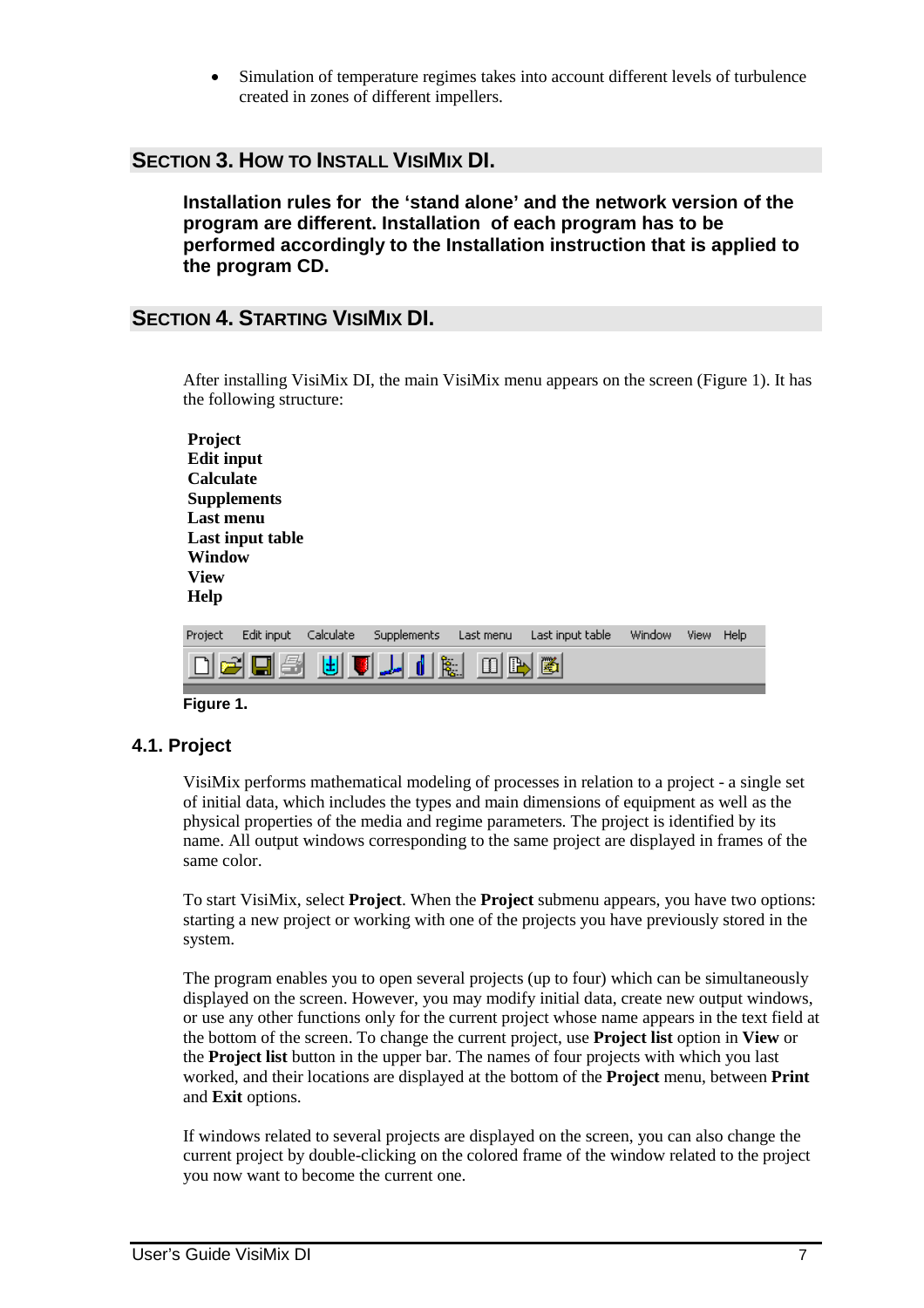- Simulation of temperature regimes takes into account different levels of turbulence created in zones of different impellers.

## SECTION 3. HOW TO INSTALL VISIMIX DI.

**Installation rules for the 'stand alone' and the network version of the program are different. Installation of each program has to be performed accordingly to the Installation instruction that is applied to the program CD.**

## SECTION 4. STARTING VISIMIX DI.

After installing VisiMix DI, the main VisiMix menu appears on the screen (Figure 1). It has the following structure:

**Project**
**Edit input**
**Calculate**
**Supplements**
**Last menu**
**Last input table**
**Window**
**View**
**Help**

Project Edit input Calculate Supplements Last menu Last input table Window View Help

**Figure 1.**

### 4.1. Project

VisiMix performs mathematical modeling of processes in relation to a project - a single set of initial data, which includes the types and main dimensions of equipment as well as the physical properties of the media and regime parameters. The project is identified by its name. All output windows corresponding to the same project are displayed in frames of the same color.

To start VisiMix, select **Project**. When the **Project** submenu appears, you have two options: starting a new project or working with one of the projects you have previously stored in the system.

The program enables you to open several projects (up to four) which can be simultaneously displayed on the screen. However, you may modify initial data, create new output windows, or use any other functions only for the current project whose name appears in the text field at the bottom of the screen. To change the current project, use **Project list** option in **View** or the **Project list** button in the upper bar. The names of four projects with which you last worked, and their locations are displayed at the bottom of the **Project** menu, between **Print** and **Exit** options.

If windows related to several projects are displayed on the screen, you can also change the current project by double-clicking on the colored frame of the window related to the project you now want to become the current one.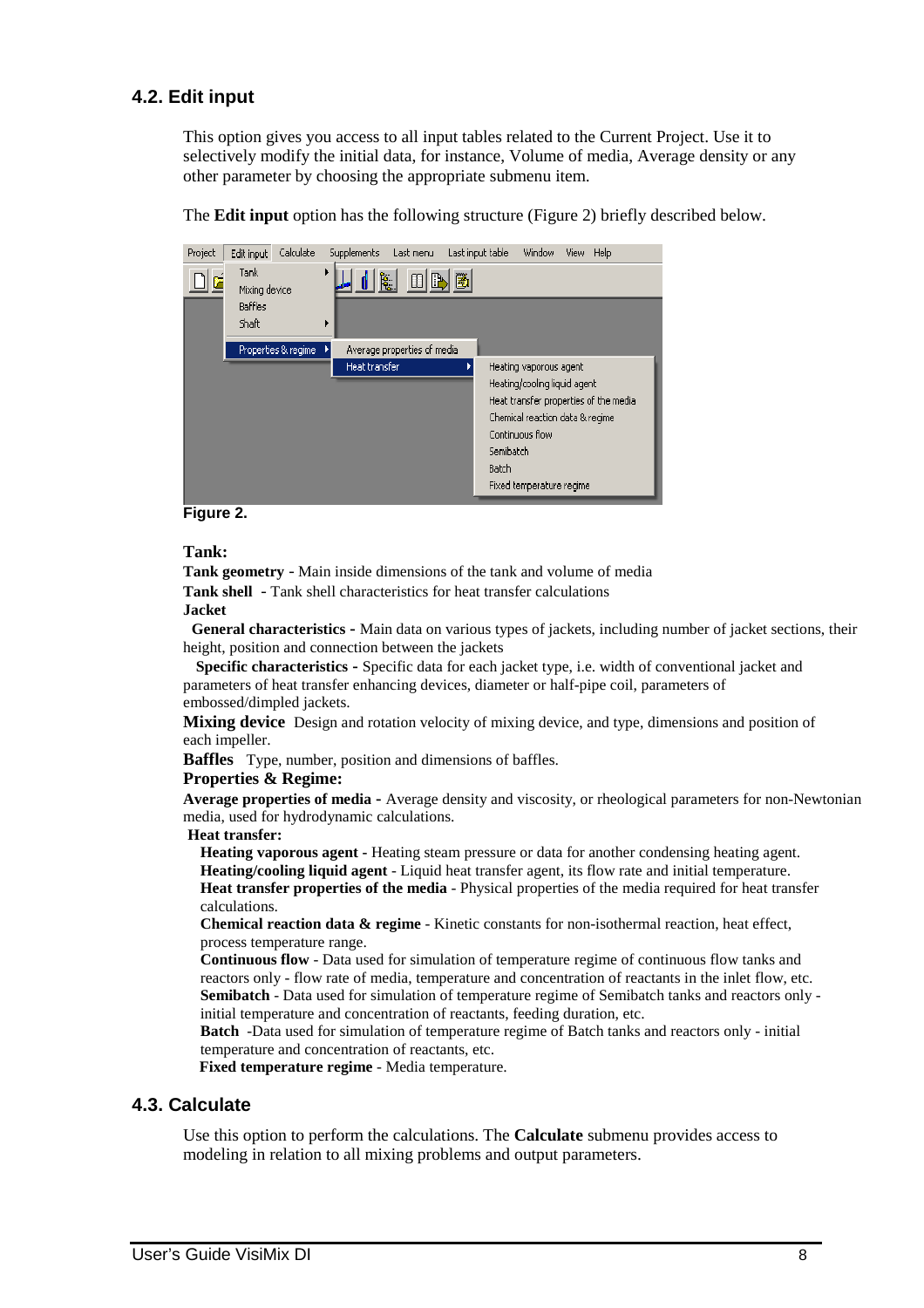## 4.2. Edit input

This option gives you access to all input tables related to the Current Project. Use it to selectively modify the initial data, for instance, Volume of media, Average density or any other parameter by choosing the appropriate submenu item.

The **Edit input** option has the following structure (Figure 2) briefly described below.

**Figure 2.**

**Tank:**

**Tank geometry** - Main inside dimensions of the tank and volume of media

**Tank shell** - Tank shell characteristics for heat transfer calculations

**Jacket**

**General characteristics** - Main data on various types of jackets, including number of jacket sections, their height, position and connection between the jackets

**Specific characteristics** - Specific data for each jacket type, i.e. width of conventional jacket and parameters of heat transfer enhancing devices, diameter or half-pipe coil, parameters of embossed/dimpled jackets.

**Mixing device** Design and rotation velocity of mixing device, and type, dimensions and position of each impeller.

**Baffles** Type, number, position and dimensions of baffles.

**Properties & Regime:**

**Average properties of media** - Average density and viscosity, or rheological parameters for non-Newtonian media, used for hydrodynamic calculations.

**Heat transfer:**

**Heating vaporous agent** - Heating steam pressure or data for another condensing heating agent.

**Heating/cooling liquid agent** - Liquid heat transfer agent, its flow rate and initial temperature.

**Heat transfer properties of the media** - Physical properties of the media required for heat transfer calculations.

**Chemical reaction data & regime** - Kinetic constants for non-isothermal reaction, heat effect, process temperature range.

**Continuous flow** - Data used for simulation of temperature regime of continuous flow tanks and reactors only - flow rate of media, temperature and concentration of reactants in the inlet flow, etc.

**Semibatch** - Data used for simulation of temperature regime of Semibatch tanks and reactors only - initial temperature and concentration of reactants, feeding duration, etc.

**Batch** -Data used for simulation of temperature regime of Batch tanks and reactors only - initial temperature and concentration of reactants, etc.

**Fixed temperature regime** - Media temperature.

## 4.3. Calculate

Use this option to perform the calculations. The **Calculate** submenu provides access to modeling in relation to all mixing problems and output parameters.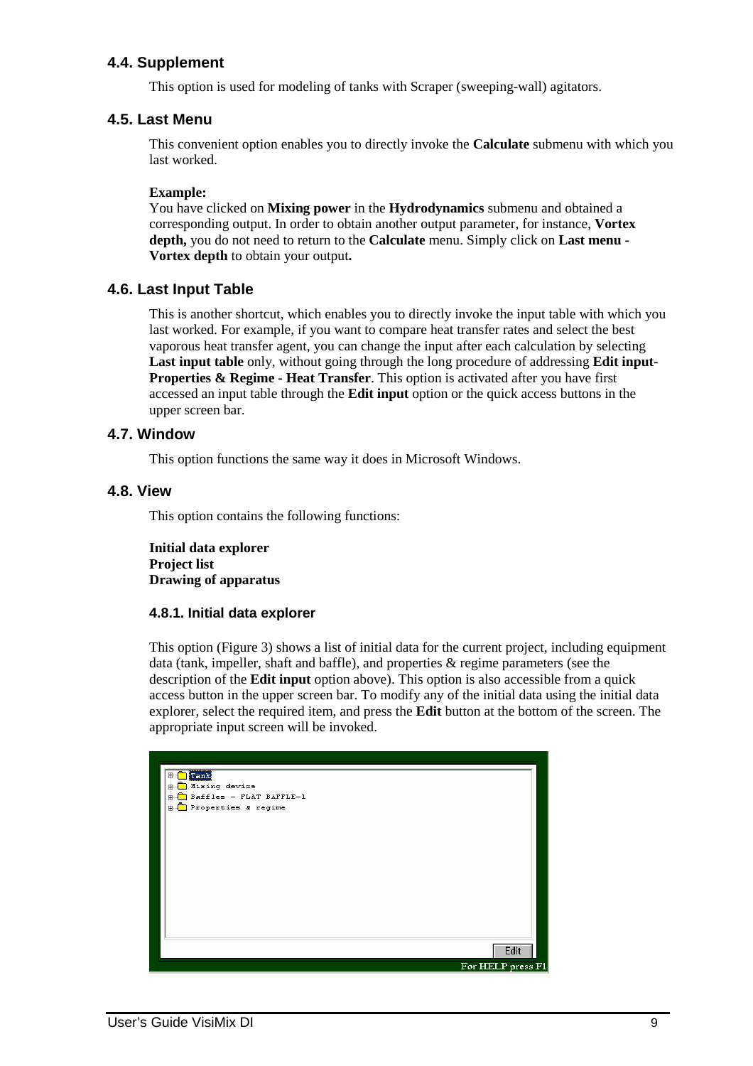### 4.4. Supplement

This option is used for modeling of tanks with Scraper (sweeping-wall) agitators.

### 4.5. Last Menu

This convenient option enables you to directly invoke the **Calculate** submenu with which you last worked.

**Example:**
You have clicked on **Mixing power** in the **Hydrodynamics** submenu and obtained a corresponding output. In order to obtain another output parameter, for instance, **Vortex depth,** you do not need to return to the **Calculate** menu. Simply click on **Last menu - Vortex depth** to obtain your output**.**

### 4.6. Last Input Table

This is another shortcut, which enables you to directly invoke the input table with which you last worked. For example, if you want to compare heat transfer rates and select the best vaporous heat transfer agent, you can change the input after each calculation by selecting **Last input table** only, without going through the long procedure of addressing **Edit input-Properties & Regime - Heat Transfer**. This option is activated after you have first accessed an input table through the **Edit input** option or the quick access buttons in the upper screen bar.

### 4.7. Window

This option functions the same way it does in Microsoft Windows.

### 4.8. View

This option contains the following functions:

**Initial data explorer**
**Project list**
**Drawing of apparatus**

#### 4.8.1. Initial data explorer

This option (Figure 3) shows a list of initial data for the current project, including equipment data (tank, impeller, shaft and baffle), and properties & regime parameters (see the description of the **Edit input** option above). This option is also accessible from a quick access button in the upper screen bar. To modify any of the initial data using the initial data explorer, select the required item, and press the **Edit** button at the bottom of the screen. The appropriate input screen will be invoked.

Tank
Mixing device
Baffles – FLAT BAFFLE-1
Properties & regime

Edit
For HELP press F1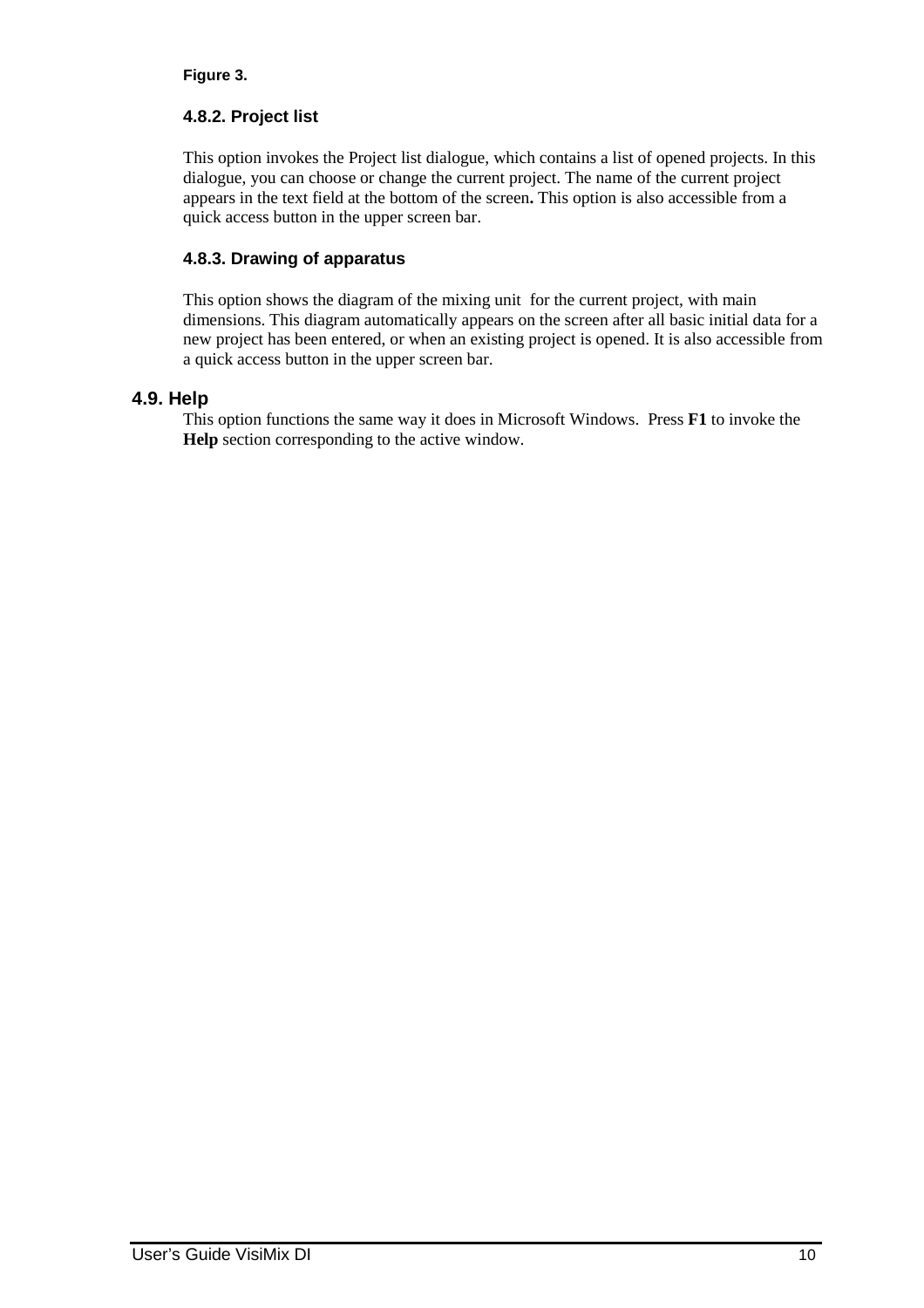**Figure 3.**

### 4.8.2. Project list

This option invokes the Project list dialogue, which contains a list of opened projects. In this dialogue, you can choose or change the current project. The name of the current project appears in the text field at the bottom of the screen**.** This option is also accessible from a quick access button in the upper screen bar.

### 4.8.3. Drawing of apparatus

This option shows the diagram of the mixing unit for the current project, with main dimensions. This diagram automatically appears on the screen after all basic initial data for a new project has been entered, or when an existing project is opened. It is also accessible from a quick access button in the upper screen bar.

## 4.9. Help

This option functions the same way it does in Microsoft Windows. Press **F1** to invoke the **Help** section corresponding to the active window.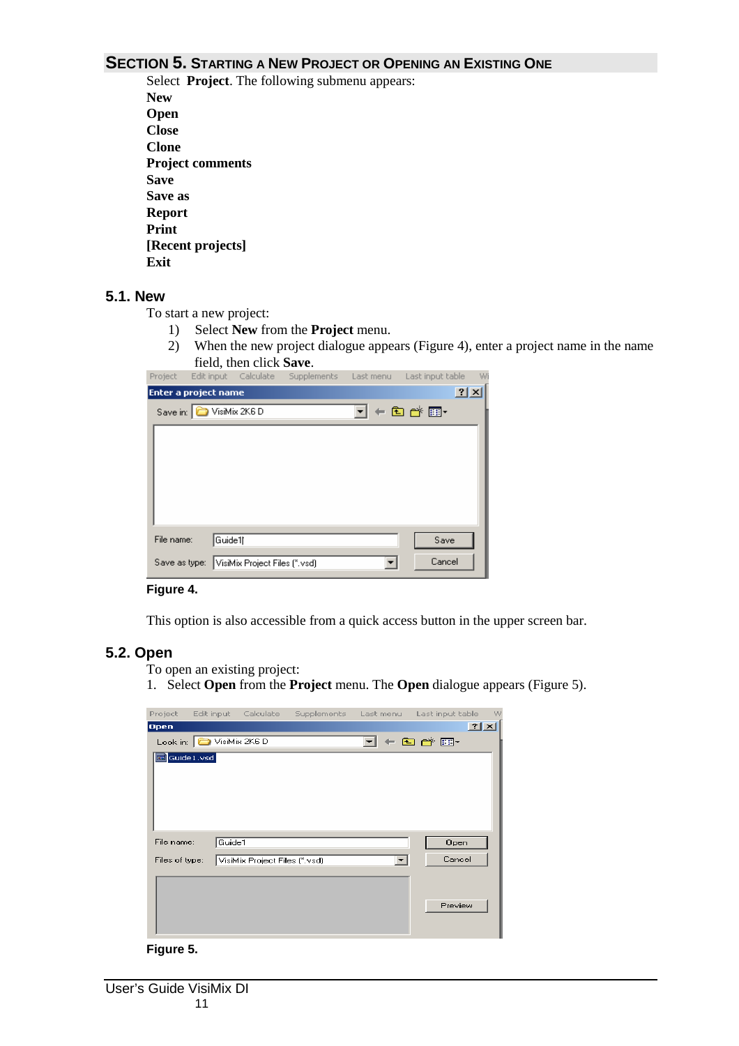# SECTION 5. STARTING A NEW PROJECT OR OPENING AN EXISTING ONE

Select **Project**. The following submenu appears:

**New**
**Open**
**Close**
**Clone**
**Project comments**
**Save**
**Save as**
**Report**
**Print**
**[Recent projects]**
**Exit**

## 5.1. New

To start a new project:

1) Select **New** from the **Project** menu.
2) When the new project dialogue appears (Figure 4), enter a project name in the name field, then click **Save**.

**Figure 4.**

This option is also accessible from a quick access button in the upper screen bar.

## 5.2. Open

To open an existing project:

1. Select **Open** from the **Project** menu. The **Open** dialogue appears (Figure 5).

**Figure 5.**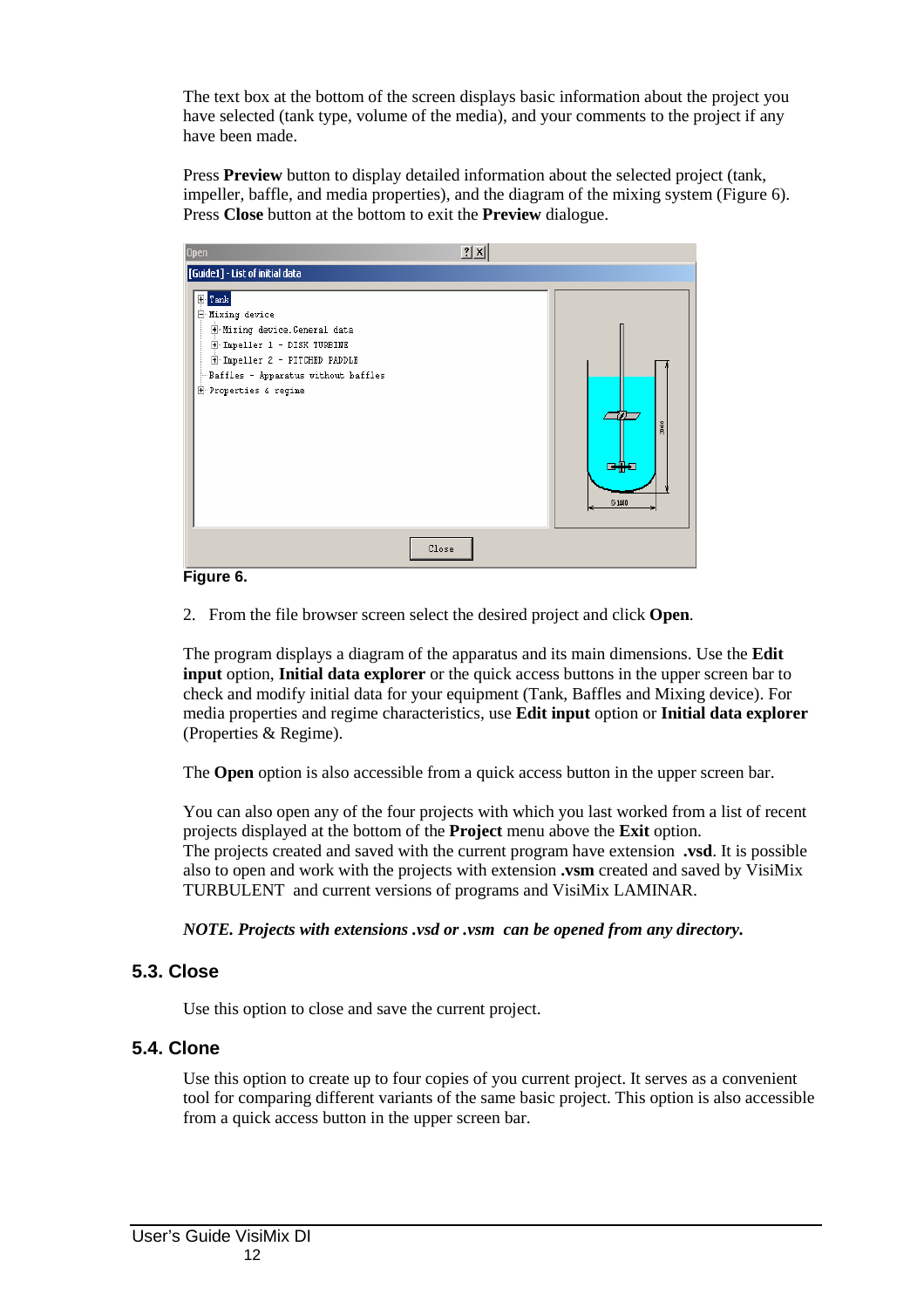The text box at the bottom of the screen displays basic information about the project you have selected (tank type, volume of the media), and your comments to the project if any have been made.

Press **Preview** button to display detailed information about the selected project (tank, impeller, baffle, and media properties), and the diagram of the mixing system (Figure 6). Press **Close** button at the bottom to exit the **Preview** dialogue.

**Figure 6.**

2. From the file browser screen select the desired project and click **Open**.

The program displays a diagram of the apparatus and its main dimensions. Use the **Edit input** option, **Initial data explorer** or the quick access buttons in the upper screen bar to check and modify initial data for your equipment (Tank, Baffles and Mixing device). For media properties and regime characteristics, use **Edit input** option or **Initial data explorer** (Properties & Regime).

The **Open** option is also accessible from a quick access button in the upper screen bar.

You can also open any of the four projects with which you last worked from a list of recent projects displayed at the bottom of the **Project** menu above the **Exit** option.
The projects created and saved with the current program have extension **.vsd**. It is possible also to open and work with the projects with extension **.vsm** created and saved by VisiMix TURBULENT and current versions of programs and VisiMix LAMINAR.

***NOTE. Projects with extensions .vsd or .vsm can be opened from any directory.***

## 5.3. Close

Use this option to close and save the current project.

## 5.4. Clone

Use this option to create up to four copies of you current project. It serves as a convenient tool for comparing different variants of the same basic project. This option is also accessible from a quick access button in the upper screen bar.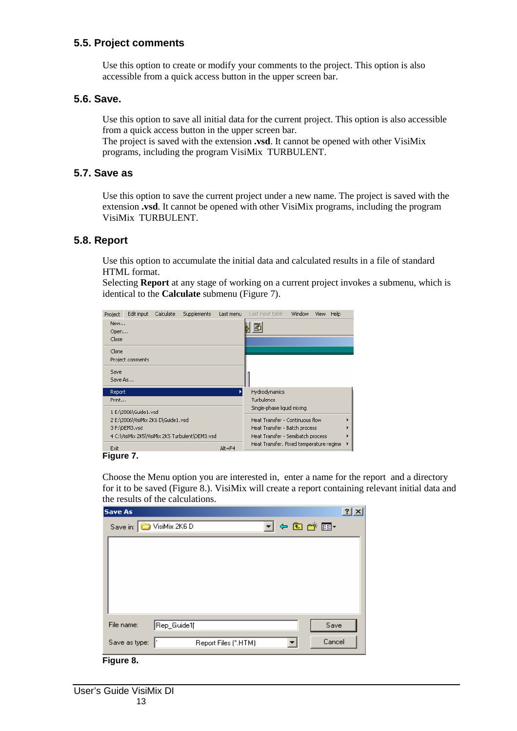## 5.5. Project comments

Use this option to create or modify your comments to the project. This option is also accessible from a quick access button in the upper screen bar.

## 5.6. Save.

Use this option to save all initial data for the current project. This option is also accessible from a quick access button in the upper screen bar.
The project is saved with the extension **.vsd**. It cannot be opened with other VisiMix programs, including the program VisiMix TURBULENT.

## 5.7. Save as

Use this option to save the current project under a new name. The project is saved with the extension **.vsd**. It cannot be opened with other VisiMix programs, including the program VisiMix TURBULENT.

## 5.8. Report

Use this option to accumulate the initial data and calculated results in a file of standard HTML format.
Selecting **Report** at any stage of working on a current project invokes a submenu, which is identical to the **Calculate** submenu (Figure 7).

**Figure 7.**

Choose the Menu option you are interested in, enter a name for the report and a directory for it to be saved (Figure 8.). VisiMix will create a report containing relevant initial data and the results of the calculations.

**Figure 8.**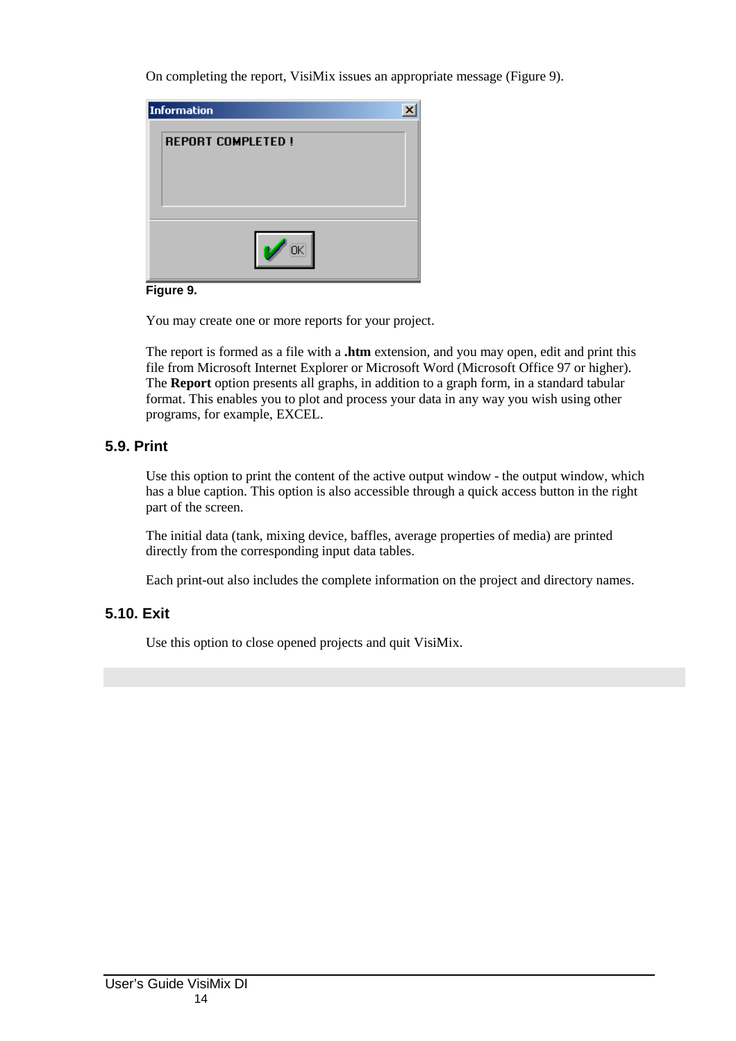On completing the report, VisiMix issues an appropriate message (Figure 9).

**Figure 9.**

You may create one or more reports for your project.

The report is formed as a file with a **.htm** extension, and you may open, edit and print this file from Microsoft Internet Explorer or Microsoft Word (Microsoft Office 97 or higher). The **Report** option presents all graphs, in addition to a graph form, in a standard tabular format. This enables you to plot and process your data in any way you wish using other programs, for example, EXCEL.

## 5.9. Print

Use this option to print the content of the active output window - the output window, which has a blue caption. This option is also accessible through a quick access button in the right part of the screen.

The initial data (tank, mixing device, baffles, average properties of media) are printed directly from the corresponding input data tables.

Each print-out also includes the complete information on the project and directory names.

## 5.10. Exit

Use this option to close opened projects and quit VisiMix.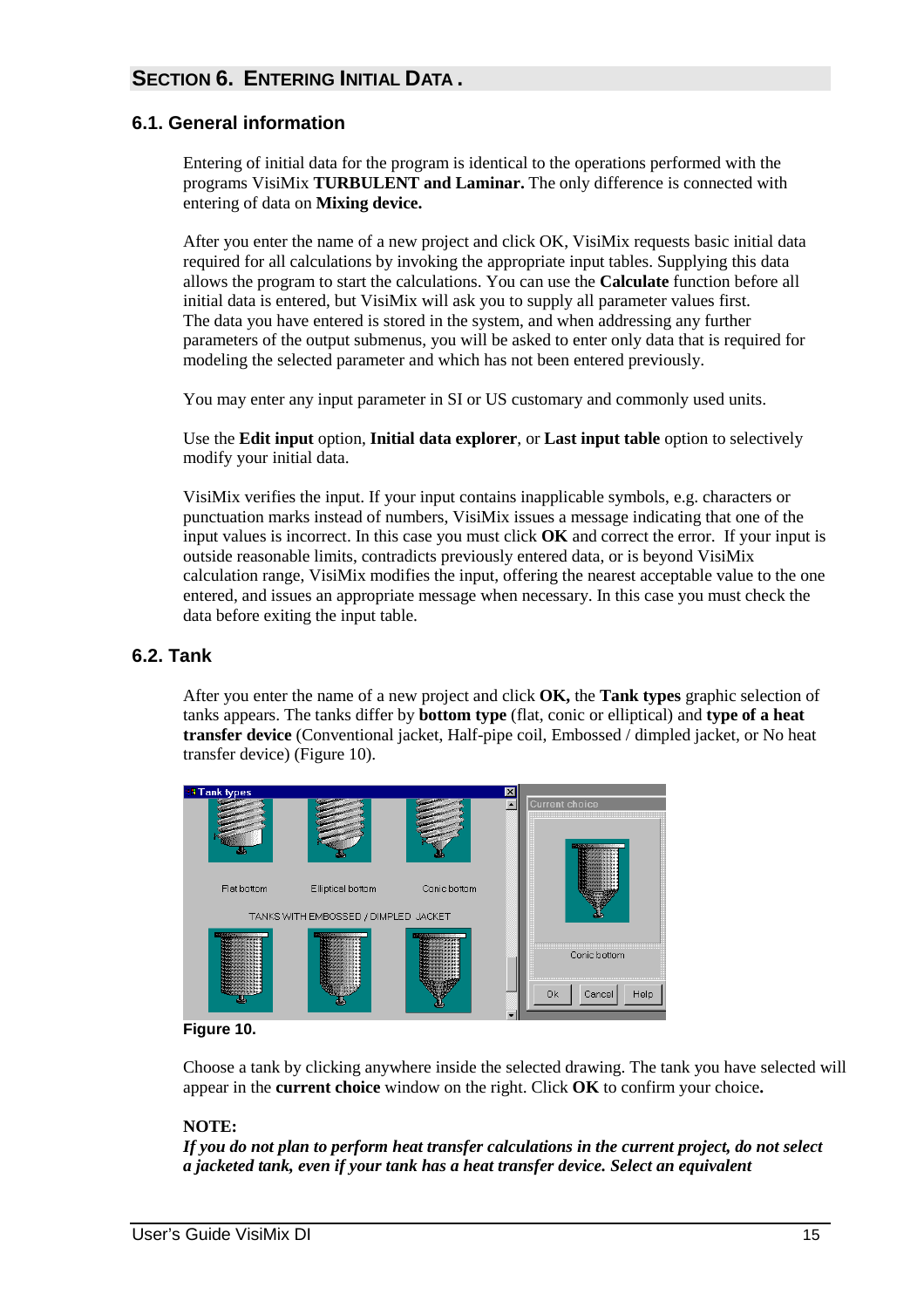## Section 6. Entering Initial Data .

### 6.1. General information

Entering of initial data for the program is identical to the operations performed with the programs VisiMix **TURBULENT and Laminar.** The only difference is connected with entering of data on **Mixing device.**

After you enter the name of a new project and click OK, VisiMix requests basic initial data required for all calculations by invoking the appropriate input tables. Supplying this data allows the program to start the calculations. You can use the **Calculate** function before all initial data is entered, but VisiMix will ask you to supply all parameter values first.
The data you have entered is stored in the system, and when addressing any further parameters of the output submenus, you will be asked to enter only data that is required for modeling the selected parameter and which has not been entered previously.

You may enter any input parameter in SI or US customary and commonly used units.

Use the **Edit input** option, **Initial data explorer**, or **Last input table** option to selectively modify your initial data.

VisiMix verifies the input. If your input contains inapplicable symbols, e.g. characters or punctuation marks instead of numbers, VisiMix issues a message indicating that one of the input values is incorrect. In this case you must click **OK** and correct the error. If your input is outside reasonable limits, contradicts previously entered data, or is beyond VisiMix calculation range, VisiMix modifies the input, offering the nearest acceptable value to the one entered, and issues an appropriate message when necessary. In this case you must check the data before exiting the input table.

### 6.2. Tank

After you enter the name of a new project and click **OK,** the **Tank types** graphic selection of tanks appears. The tanks differ by **bottom type** (flat, conic or elliptical) and **type of a heat transfer device** (Conventional jacket, Half-pipe coil, Embossed / dimpled jacket, or No heat transfer device) (Figure 10).

**Figure 10.**

Choose a tank by clicking anywhere inside the selected drawing. The tank you have selected will appear in the **current choice** window on the right. Click **OK** to confirm your choice**.**

**NOTE:**
***If you do not plan to perform heat transfer calculations in the current project, do not select a jacketed tank, even if your tank has a heat transfer device. Select an equivalent***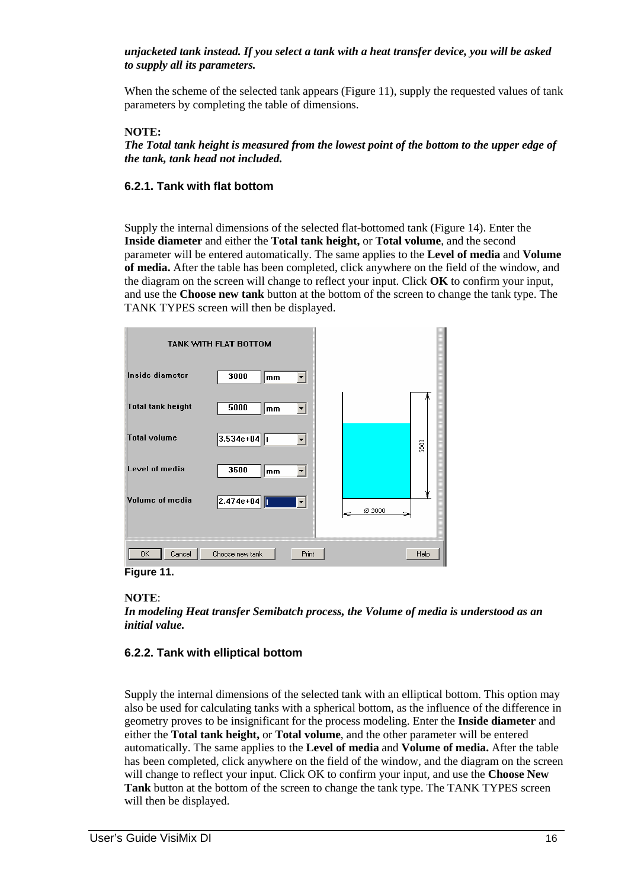***unjacketed tank instead. If you select a tank with a heat transfer device, you will be asked to supply all its parameters.***

When the scheme of the selected tank appears (Figure 11), supply the requested values of tank parameters by completing the table of dimensions.

**NOTE:**

***The Total tank height is measured from the lowest point of the bottom to the upper edge of the tank, tank head not included.***

### 6.2.1. Tank with flat bottom

Supply the internal dimensions of the selected flat-bottomed tank (Figure 14). Enter the **Inside diameter** and either the **Total tank height,** or **Total volume**, and the second parameter will be entered automatically. The same applies to the **Level of media** and **Volume of media.** After the table has been completed, click anywhere on the field of the window, and the diagram on the screen will change to reflect your input. Click **OK** to confirm your input, and use the **Choose new tank** button at the bottom of the screen to change the tank type. The TANK TYPES screen will then be displayed.

**Figure 11.**

**NOTE**:

***In modeling Heat transfer Semibatch process, the Volume of media is understood as an initial value.***

### 6.2.2. Tank with elliptical bottom

Supply the internal dimensions of the selected tank with an elliptical bottom. This option may also be used for calculating tanks with a spherical bottom, as the influence of the difference in geometry proves to be insignificant for the process modeling. Enter the **Inside diameter** and either the **Total tank height,** or **Total volume**, and the other parameter will be entered automatically. The same applies to the **Level of media** and **Volume of media.** After the table has been completed, click anywhere on the field of the window, and the diagram on the screen will change to reflect your input. Click OK to confirm your input, and use the **Choose New Tank** button at the bottom of the screen to change the tank type. The TANK TYPES screen will then be displayed.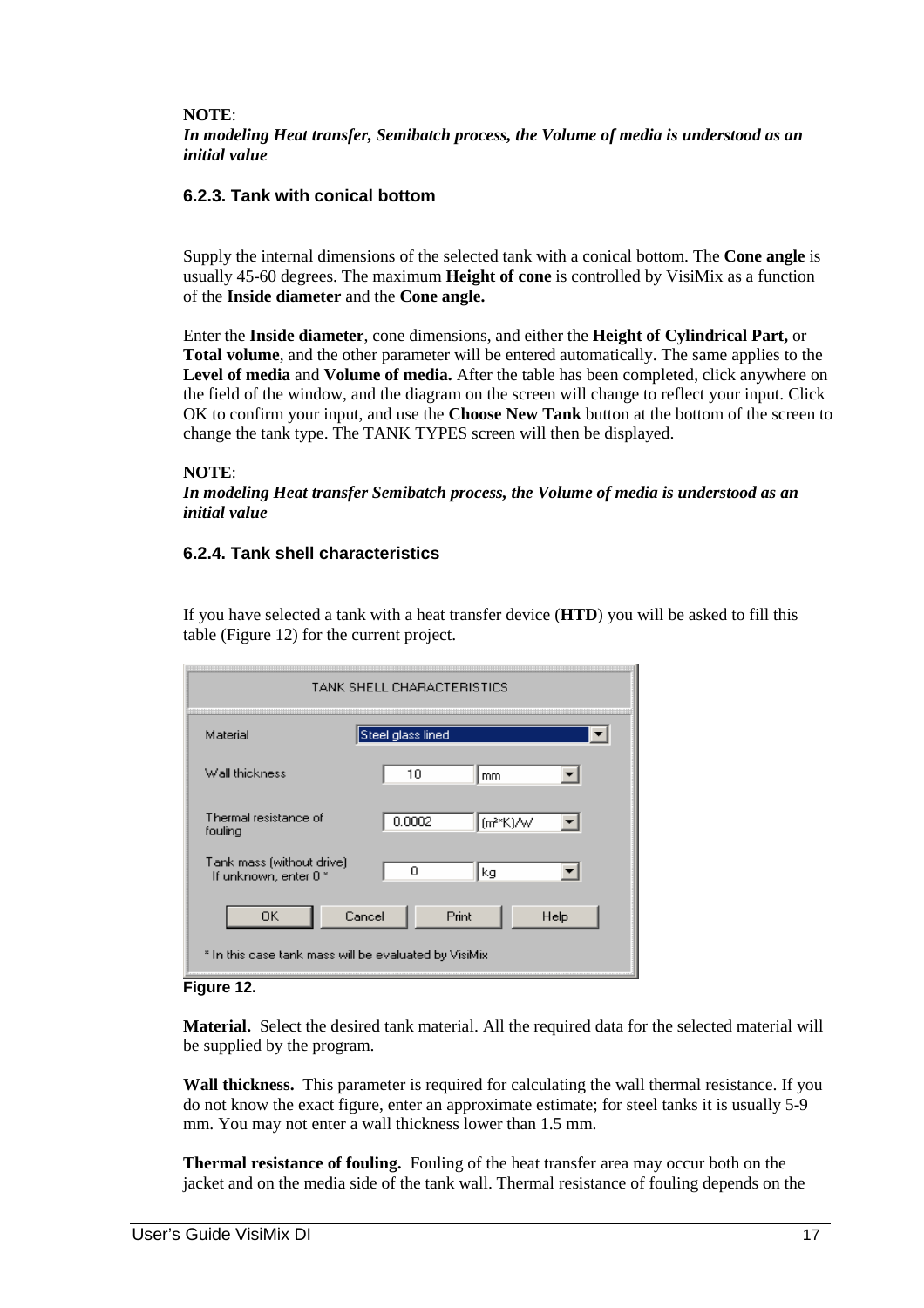**NOTE**:
***In modeling Heat transfer, Semibatch process, the Volume of media is understood as an initial value***

### 6.2.3. Tank with conical bottom

Supply the internal dimensions of the selected tank with a conical bottom. The **Cone angle** is usually 45-60 degrees. The maximum **Height of cone** is controlled by VisiMix as a function of the **Inside diameter** and the **Cone angle.**

Enter the **Inside diameter**, cone dimensions, and either the **Height of Cylindrical Part,** or **Total volume**, and the other parameter will be entered automatically. The same applies to the **Level of media** and **Volume of media.** After the table has been completed, click anywhere on the field of the window, and the diagram on the screen will change to reflect your input. Click OK to confirm your input, and use the **Choose New Tank** button at the bottom of the screen to change the tank type. The TANK TYPES screen will then be displayed.

**NOTE**:
***In modeling Heat transfer Semibatch process, the Volume of media is understood as an initial value***

### 6.2.4. Tank shell characteristics

If you have selected a tank with a heat transfer device (**HTD**) you will be asked to fill this table (Figure 12) for the current project.

TANK SHELL CHARACTERISTICS

| | | |
|---|---|---|
| Material | Steel glass lined | |
| Wall thickness | 10 | mm |
| Thermal resistance of fouling | 0.0002 | (m²*K)/W |
| Tank mass (without drive) If unknown, enter 0 * | 0 | kg |

OK | Cancel | Print | Help

* In this case tank mass will be evaluated by VisiMix

**Figure 12.**

**Material.** Select the desired tank material. All the required data for the selected material will be supplied by the program.

**Wall thickness.** This parameter is required for calculating the wall thermal resistance. If you do not know the exact figure, enter an approximate estimate; for steel tanks it is usually 5-9 mm. You may not enter a wall thickness lower than 1.5 mm.

**Thermal resistance of fouling.** Fouling of the heat transfer area may occur both on the jacket and on the media side of the tank wall. Thermal resistance of fouling depends on the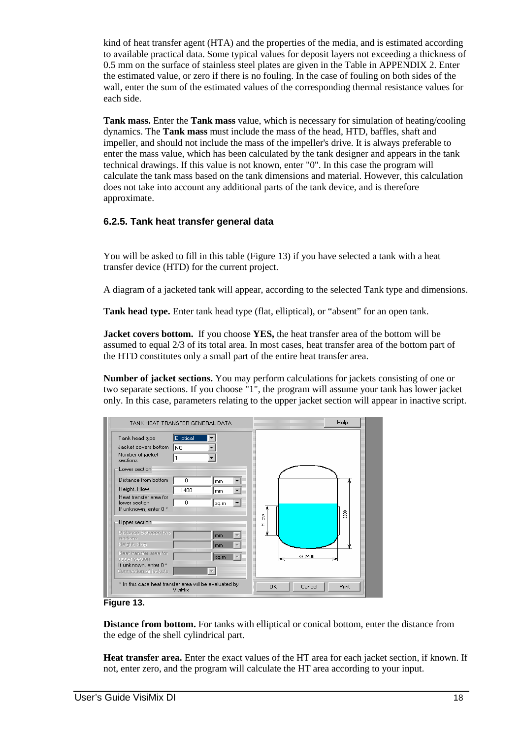kind of heat transfer agent (HTA) and the properties of the media, and is estimated according to available practical data. Some typical values for deposit layers not exceeding a thickness of 0.5 mm on the surface of stainless steel plates are given in the Table in APPENDIX 2. Enter the estimated value, or zero if there is no fouling. In the case of fouling on both sides of the wall, enter the sum of the estimated values of the corresponding thermal resistance values for each side.

**Tank mass.** Enter the **Tank mass** value, which is necessary for simulation of heating/cooling dynamics. The **Tank mass** must include the mass of the head, HTD, baffles, shaft and impeller, and should not include the mass of the impeller's drive. It is always preferable to enter the mass value, which has been calculated by the tank designer and appears in the tank technical drawings. If this value is not known, enter "0". In this case the program will calculate the tank mass based on the tank dimensions and material. However, this calculation does not take into account any additional parts of the tank device, and is therefore approximate.

### 6.2.5. Tank heat transfer general data

You will be asked to fill in this table (Figure 13) if you have selected a tank with a heat transfer device (HTD) for the current project.

A diagram of a jacketed tank will appear, according to the selected Tank type and dimensions.

**Tank head type.** Enter tank head type (flat, elliptical), or "absent" for an open tank.

**Jacket covers bottom.** If you choose **YES,** the heat transfer area of the bottom will be assumed to equal 2/3 of its total area. In most cases, heat transfer area of the bottom part of the HTD constitutes only a small part of the entire heat transfer area.

**Number of jacket sections.** You may perform calculations for jackets consisting of one or two separate sections. If you choose "1", the program will assume your tank has lower jacket only. In this case, parameters relating to the upper jacket section will appear in inactive script.

**Figure 13.**

**Distance from bottom.** For tanks with elliptical or conical bottom, enter the distance from the edge of the shell cylindrical part.

**Heat transfer area.** Enter the exact values of the HT area for each jacket section, if known. If not, enter zero, and the program will calculate the HT area according to your input.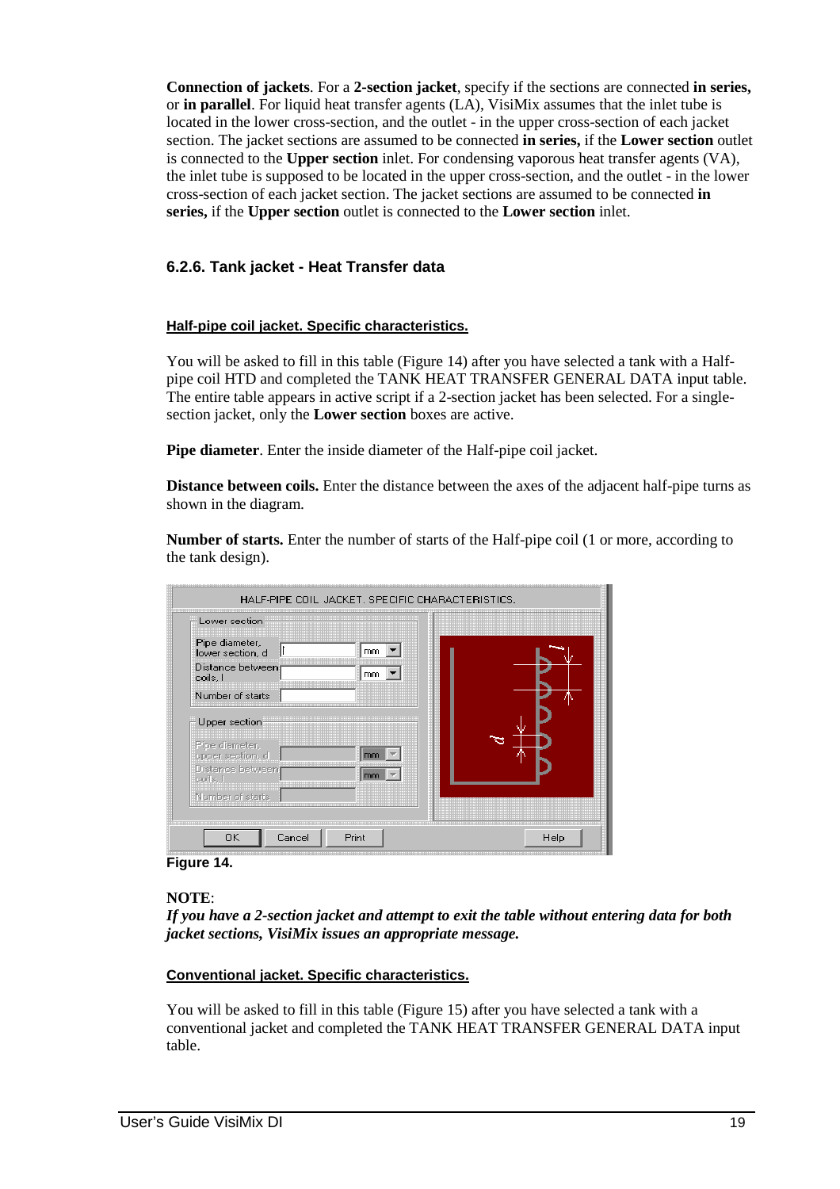**Connection of jackets**. For a **2-section jacket**, specify if the sections are connected **in series,** or **in parallel**. For liquid heat transfer agents (LA), VisiMix assumes that the inlet tube is located in the lower cross-section, and the outlet - in the upper cross-section of each jacket section. The jacket sections are assumed to be connected **in series,** if the **Lower section** outlet is connected to the **Upper section** inlet. For condensing vaporous heat transfer agents (VA), the inlet tube is supposed to be located in the upper cross-section, and the outlet - in the lower cross-section of each jacket section. The jacket sections are assumed to be connected **in series,** if the **Upper section** outlet is connected to the **Lower section** inlet.

### 6.2.6. Tank jacket - Heat Transfer data

**Half-pipe coil jacket. Specific characteristics.**

You will be asked to fill in this table (Figure 14) after you have selected a tank with a Half-pipe coil HTD and completed the TANK HEAT TRANSFER GENERAL DATA input table. The entire table appears in active script if a 2-section jacket has been selected. For a single-section jacket, only the **Lower section** boxes are active.

**Pipe diameter**. Enter the inside diameter of the Half-pipe coil jacket.

**Distance between coils.** Enter the distance between the axes of the adjacent half-pipe turns as shown in the diagram.

**Number of starts.** Enter the number of starts of the Half-pipe coil (1 or more, according to the tank design).

**Figure 14.**

**NOTE**:
***If you have a 2-section jacket and attempt to exit the table without entering data for both jacket sections, VisiMix issues an appropriate message.***

**Conventional jacket. Specific characteristics.**

You will be asked to fill in this table (Figure 15) after you have selected a tank with a conventional jacket and completed the TANK HEAT TRANSFER GENERAL DATA input table.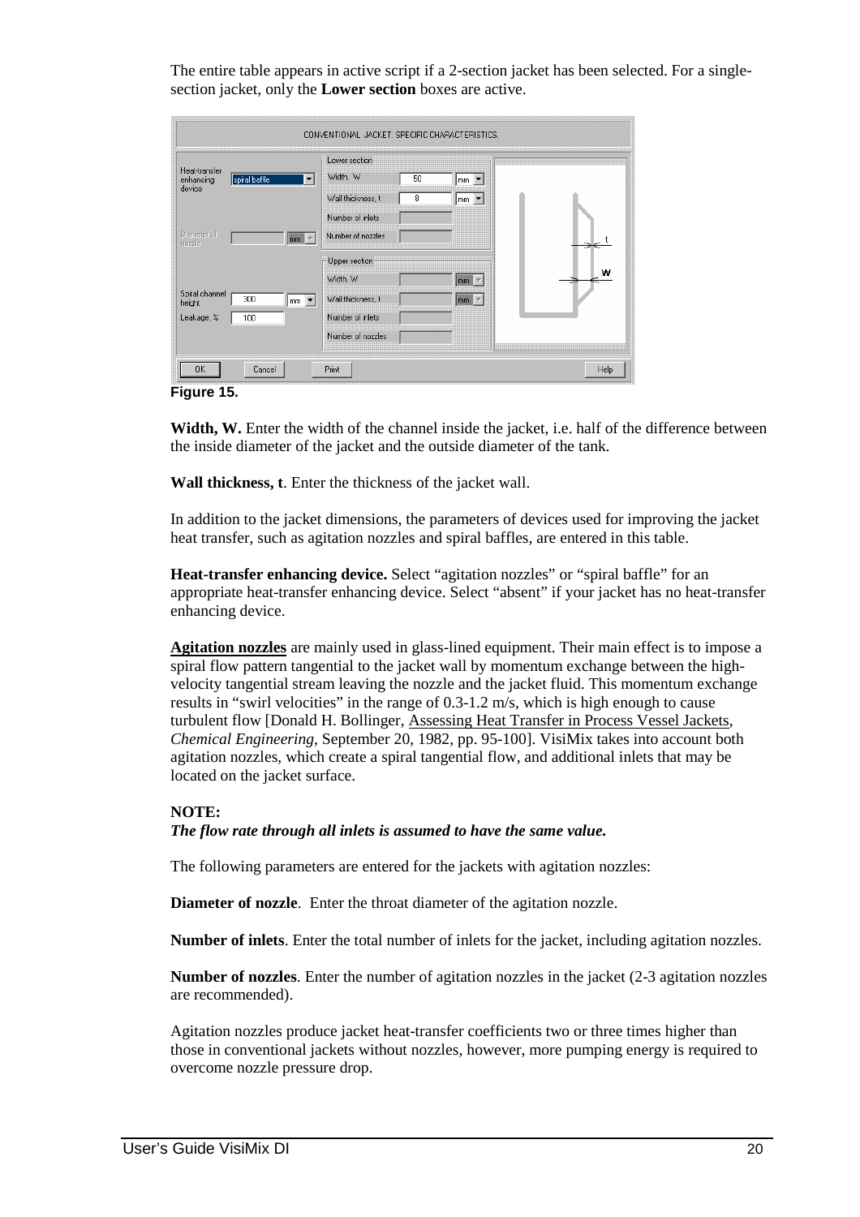The entire table appears in active script if a 2-section jacket has been selected. For a single-section jacket, only the **Lower section** boxes are active.

**Figure 15.**

**Width, W.** Enter the width of the channel inside the jacket, i.e. half of the difference between the inside diameter of the jacket and the outside diameter of the tank.

**Wall thickness, t**. Enter the thickness of the jacket wall.

In addition to the jacket dimensions, the parameters of devices used for improving the jacket heat transfer, such as agitation nozzles and spiral baffles, are entered in this table.

**Heat-transfer enhancing device.** Select "agitation nozzles" or "spiral baffle" for an appropriate heat-transfer enhancing device. Select "absent" if your jacket has no heat-transfer enhancing device.

**Agitation nozzles** are mainly used in glass-lined equipment. Their main effect is to impose a spiral flow pattern tangential to the jacket wall by momentum exchange between the high-velocity tangential stream leaving the nozzle and the jacket fluid. This momentum exchange results in "swirl velocities" in the range of 0.3-1.2 m/s, which is high enough to cause turbulent flow [Donald H. Bollinger, Assessing Heat Transfer in Process Vessel Jackets, *Chemical Engineering*, September 20, 1982, pp. 95-100]. VisiMix takes into account both agitation nozzles, which create a spiral tangential flow, and additional inlets that may be located on the jacket surface.

**NOTE:**
***The flow rate through all inlets is assumed to have the same value.***

The following parameters are entered for the jackets with agitation nozzles:

**Diameter of nozzle**. Enter the throat diameter of the agitation nozzle.

**Number of inlets**. Enter the total number of inlets for the jacket, including agitation nozzles.

**Number of nozzles**. Enter the number of agitation nozzles in the jacket (2-3 agitation nozzles are recommended).

Agitation nozzles produce jacket heat-transfer coefficients two or three times higher than those in conventional jackets without nozzles, however, more pumping energy is required to overcome nozzle pressure drop.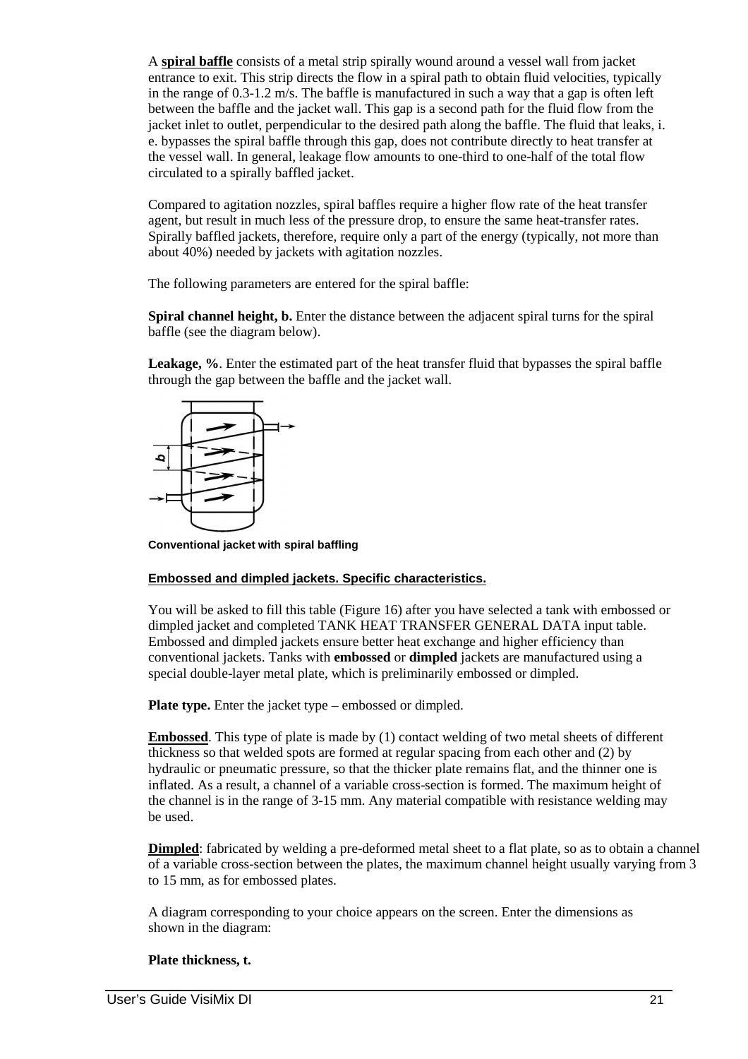A **spiral baffle** consists of a metal strip spirally wound around a vessel wall from jacket entrance to exit. This strip directs the flow in a spiral path to obtain fluid velocities, typically in the range of 0.3-1.2 m/s. The baffle is manufactured in such a way that a gap is often left between the baffle and the jacket wall. This gap is a second path for the fluid flow from the jacket inlet to outlet, perpendicular to the desired path along the baffle. The fluid that leaks, i. e. bypasses the spiral baffle through this gap, does not contribute directly to heat transfer at the vessel wall. In general, leakage flow amounts to one-third to one-half of the total flow circulated to a spirally baffled jacket.

Compared to agitation nozzles, spiral baffles require a higher flow rate of the heat transfer agent, but result in much less of the pressure drop, to ensure the same heat-transfer rates. Spirally baffled jackets, therefore, require only a part of the energy (typically, not more than about 40%) needed by jackets with agitation nozzles.

The following parameters are entered for the spiral baffle:

**Spiral channel height, b.** Enter the distance between the adjacent spiral turns for the spiral baffle (see the diagram below).

**Leakage, %**. Enter the estimated part of the heat transfer fluid that bypasses the spiral baffle through the gap between the baffle and the jacket wall.

**Conventional jacket with spiral baffling**

**Embossed and dimpled jackets. Specific characteristics.**

You will be asked to fill this table (Figure 16) after you have selected a tank with embossed or dimpled jacket and completed TANK HEAT TRANSFER GENERAL DATA input table. Embossed and dimpled jackets ensure better heat exchange and higher efficiency than conventional jackets. Tanks with **embossed** or **dimpled** jackets are manufactured using a special double-layer metal plate, which is preliminarily embossed or dimpled.

**Plate type.** Enter the jacket type – embossed or dimpled.

**Embossed**. This type of plate is made by (1) contact welding of two metal sheets of different thickness so that welded spots are formed at regular spacing from each other and (2) by hydraulic or pneumatic pressure, so that the thicker plate remains flat, and the thinner one is inflated. As a result, a channel of a variable cross-section is formed. The maximum height of the channel is in the range of 3-15 mm. Any material compatible with resistance welding may be used.

**Dimpled**: fabricated by welding a pre-deformed metal sheet to a flat plate, so as to obtain a channel of a variable cross-section between the plates, the maximum channel height usually varying from 3 to 15 mm, as for embossed plates.

A diagram corresponding to your choice appears on the screen. Enter the dimensions as shown in the diagram:

**Plate thickness, t.**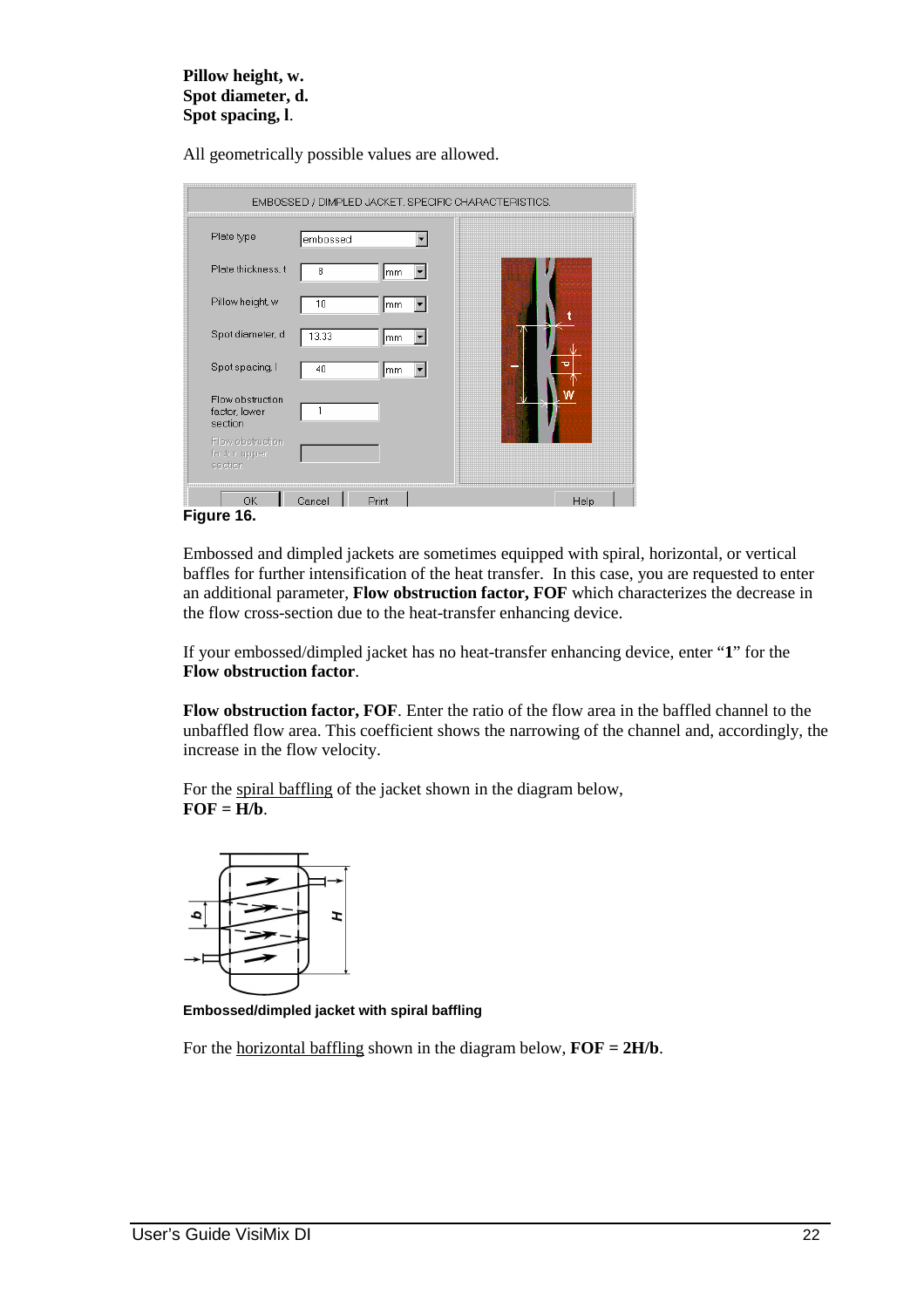**Pillow height, w.**
**Spot diameter, d.**
**Spot spacing, l**.

All geometrically possible values are allowed.

**Figure 16.**

Embossed and dimpled jackets are sometimes equipped with spiral, horizontal, or vertical baffles for further intensification of the heat transfer. In this case, you are requested to enter an additional parameter, **Flow obstruction factor, FOF** which characterizes the decrease in the flow cross-section due to the heat-transfer enhancing device.

If your embossed/dimpled jacket has no heat-transfer enhancing device, enter "**1**" for the **Flow obstruction factor**.

**Flow obstruction factor, FOF**. Enter the ratio of the flow area in the baffled channel to the unbaffled flow area. This coefficient shows the narrowing of the channel and, accordingly, the increase in the flow velocity.

For the spiral baffling of the jacket shown in the diagram below,
**FOF = H/b**.

**Embossed/dimpled jacket with spiral baffling**

For the horizontal baffling shown in the diagram below, **FOF = 2H/b**.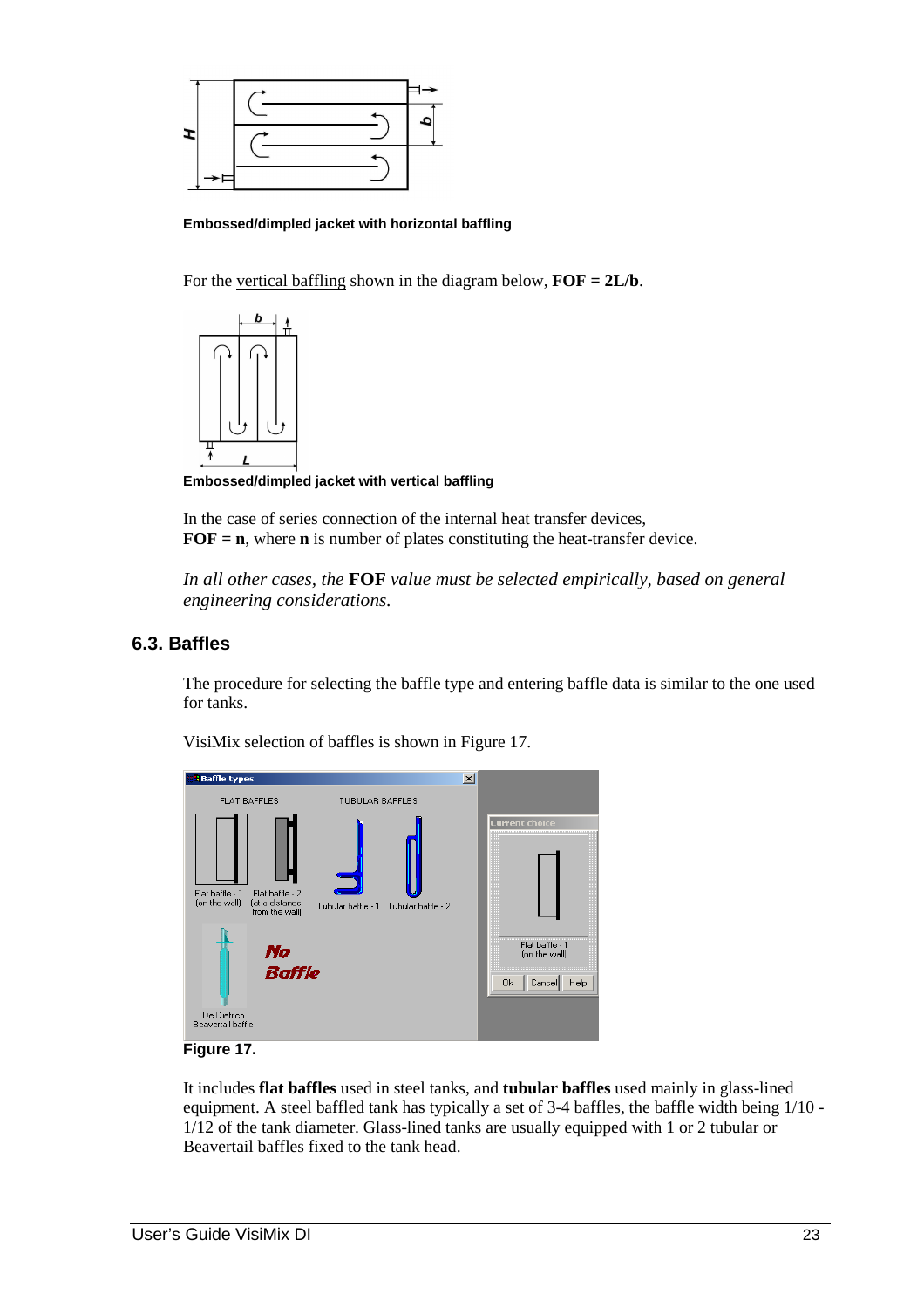**Embossed/dimpled jacket with horizontal baffling**

For the vertical baffling shown in the diagram below, **FOF = 2L/b**.

**Embossed/dimpled jacket with vertical baffling**

In the case of series connection of the internal heat transfer devices,
**FOF = n**, where **n** is number of plates constituting the heat-transfer device.

*In all other cases, the* **FOF** *value must be selected empirically, based on general engineering considerations.*

### 6.3. Baffles

The procedure for selecting the baffle type and entering baffle data is similar to the one used for tanks.

VisiMix selection of baffles is shown in Figure 17.

**Figure 17.**

It includes **flat baffles** used in steel tanks, and **tubular baffles** used mainly in glass-lined equipment. A steel baffled tank has typically a set of 3-4 baffles, the baffle width being 1/10 - 1/12 of the tank diameter. Glass-lined tanks are usually equipped with 1 or 2 tubular or Beavertail baffles fixed to the tank head.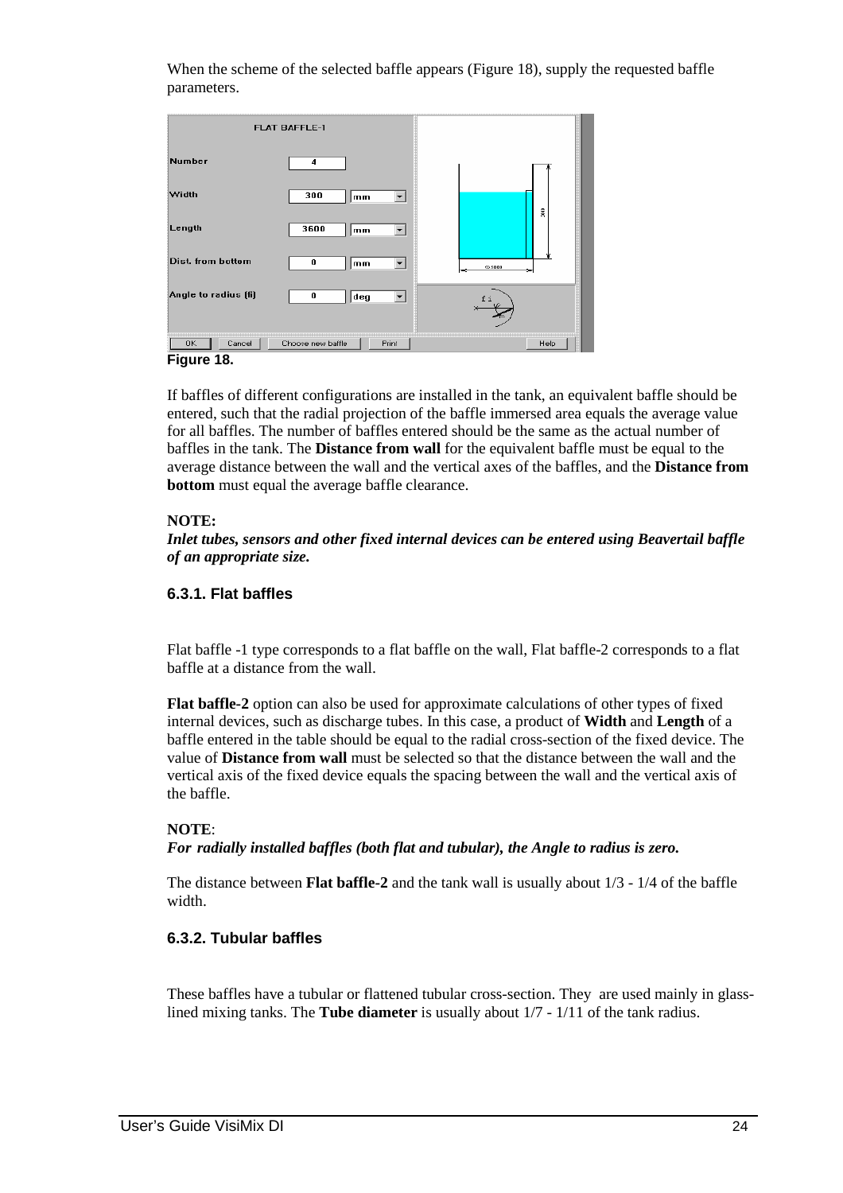When the scheme of the selected baffle appears (Figure 18), supply the requested baffle parameters.

**Figure 18.**

If baffles of different configurations are installed in the tank, an equivalent baffle should be entered, such that the radial projection of the baffle immersed area equals the average value for all baffles. The number of baffles entered should be the same as the actual number of baffles in the tank. The **Distance from wall** for the equivalent baffle must be equal to the average distance between the wall and the vertical axes of the baffles, and the **Distance from bottom** must equal the average baffle clearance.

**NOTE:**
***Inlet tubes, sensors and other fixed internal devices can be entered using Beavertail baffle of an appropriate size.***

### 6.3.1. Flat baffles

Flat baffle -1 type corresponds to a flat baffle on the wall, Flat baffle-2 corresponds to a flat baffle at a distance from the wall.

**Flat baffle-2** option can also be used for approximate calculations of other types of fixed internal devices, such as discharge tubes. In this case, a product of **Width** and **Length** of a baffle entered in the table should be equal to the radial cross-section of the fixed device. The value of **Distance from wall** must be selected so that the distance between the wall and the vertical axis of the fixed device equals the spacing between the wall and the vertical axis of the baffle.

**NOTE**:
***For radially installed baffles (both flat and tubular), the Angle to radius is zero.***

The distance between **Flat baffle-2** and the tank wall is usually about 1/3 - 1/4 of the baffle width.

### 6.3.2. Tubular baffles

These baffles have a tubular or flattened tubular cross-section. They are used mainly in glass-lined mixing tanks. The **Tube diameter** is usually about 1/7 - 1/11 of the tank radius.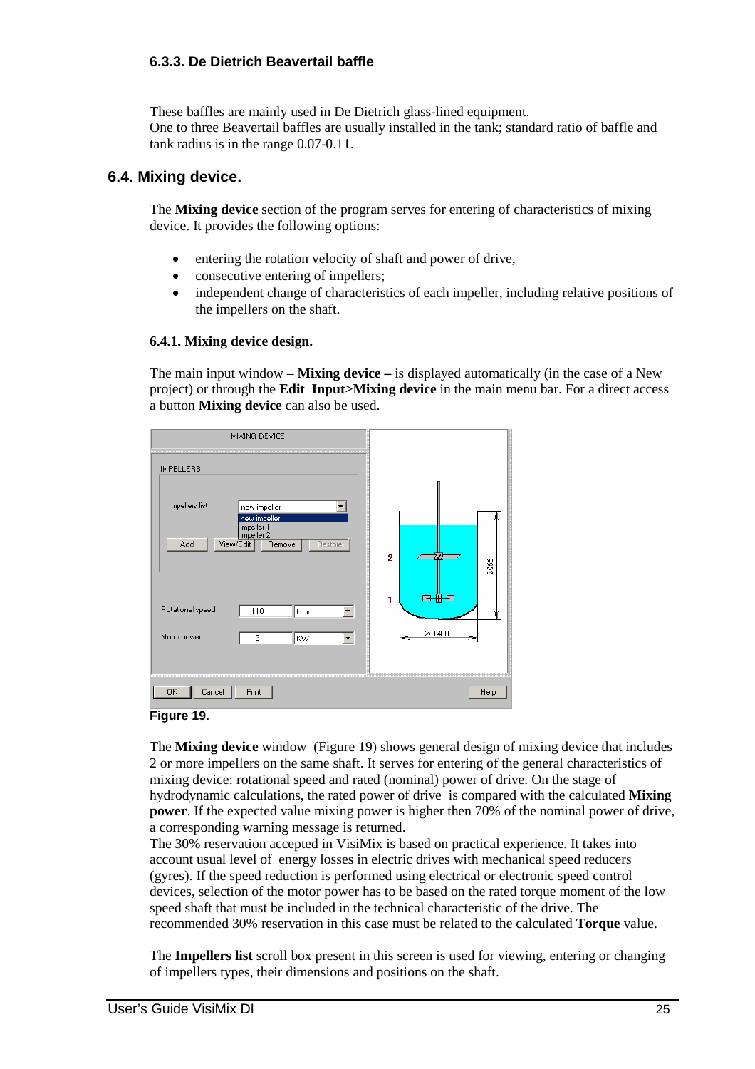#### 6.3.3. De Dietrich Beavertail baffle

These baffles are mainly used in De Dietrich glass-lined equipment.
One to three Beavertail baffles are usually installed in the tank; standard ratio of baffle and tank radius is in the range 0.07-0.11.

### 6.4. Mixing device.

The **Mixing device** section of the program serves for entering of characteristics of mixing device. It provides the following options:

- entering the rotation velocity of shaft and power of drive,
- consecutive entering of impellers;
- independent change of characteristics of each impeller, including relative positions of the impellers on the shaft.

#### 6.4.1. Mixing device design.

The main input window – **Mixing device –** is displayed automatically (in the case of a New project) or through the **Edit Input>Mixing device** in the main menu bar. For a direct access a button **Mixing device** can also be used.

**Figure 19.**

The **Mixing device** window (Figure 19) shows general design of mixing device that includes 2 or more impellers on the same shaft. It serves for entering of the general characteristics of mixing device: rotational speed and rated (nominal) power of drive. On the stage of hydrodynamic calculations, the rated power of drive is compared with the calculated **Mixing power**. If the expected value mixing power is higher then 70% of the nominal power of drive, a corresponding warning message is returned.
The 30% reservation accepted in VisiMix is based on practical experience. It takes into account usual level of energy losses in electric drives with mechanical speed reducers (gyres). If the speed reduction is performed using electrical or electronic speed control devices, selection of the motor power has to be based on the rated torque moment of the low speed shaft that must be included in the technical characteristic of the drive. The recommended 30% reservation in this case must be related to the calculated **Torque** value.

The **Impellers list** scroll box present in this screen is used for viewing, entering or changing of impellers types, their dimensions and positions on the shaft.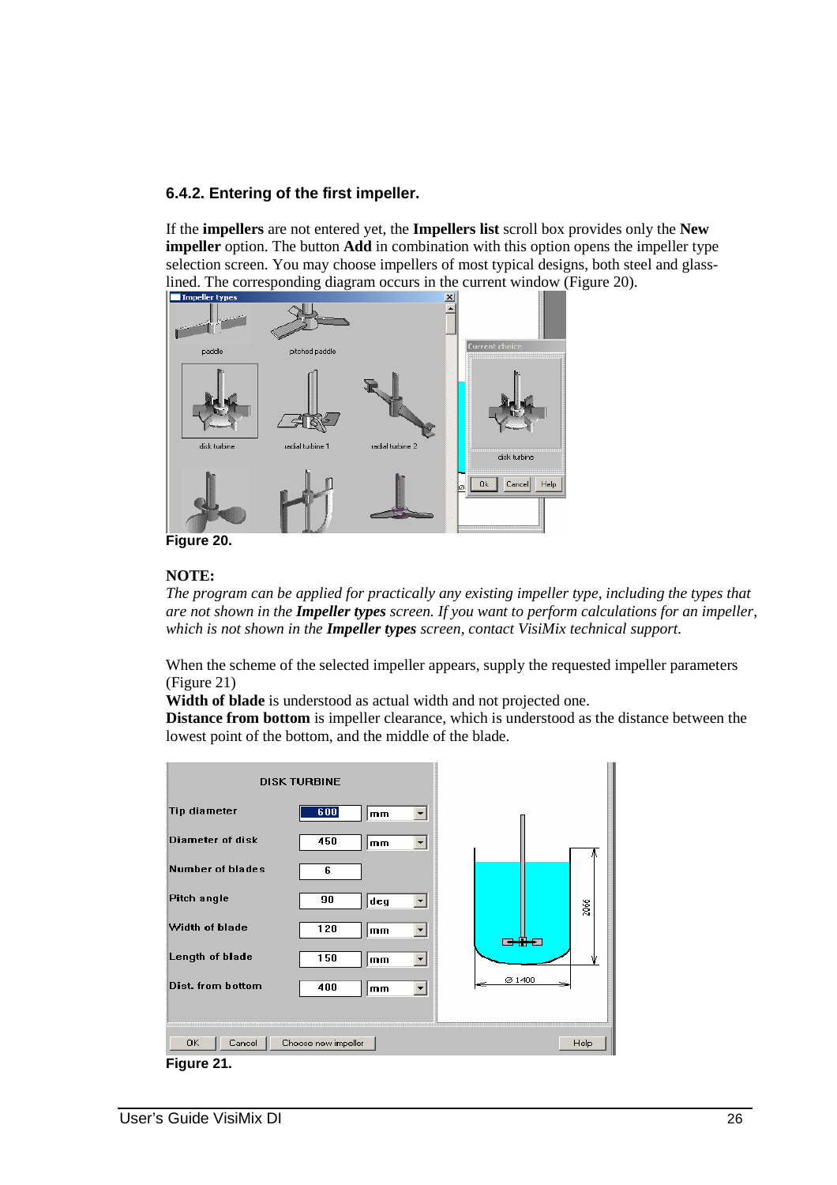### 6.4.2. Entering of the first impeller.

If the **impellers** are not entered yet, the **Impellers list** scroll box provides only the **New impeller** option. The button **Add** in combination with this option opens the impeller type selection screen. You may choose impellers of most typical designs, both steel and glass-lined. The corresponding diagram occurs in the current window (Figure 20).

**Figure 20.**

**NOTE:**

*The program can be applied for practically any existing impeller type, including the types that are not shown in the* ***Impeller types*** *screen. If you want to perform calculations for an impeller, which is not shown in the* ***Impeller types*** *screen, contact VisiMix technical support.*

When the scheme of the selected impeller appears, supply the requested impeller parameters (Figure 21)

**Width of blade** is understood as actual width and not projected one.

**Distance from bottom** is impeller clearance, which is understood as the distance between the lowest point of the bottom, and the middle of the blade.

**Figure 21.**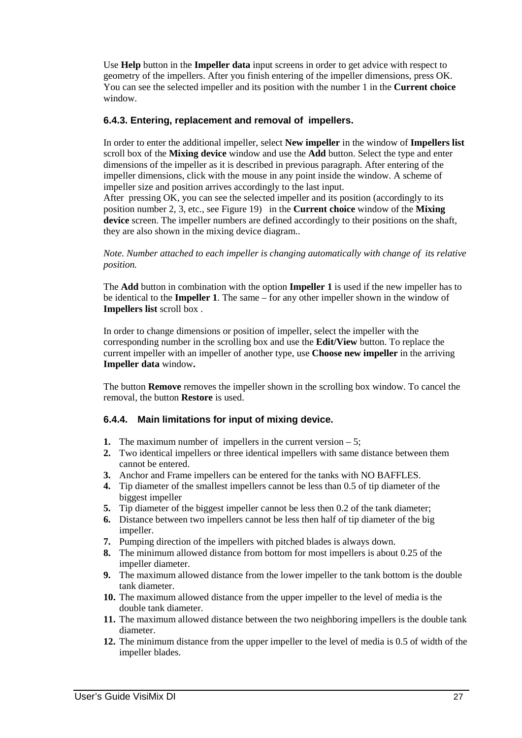Use **Help** button in the **Impeller data** input screens in order to get advice with respect to geometry of the impellers. After you finish entering of the impeller dimensions, press OK. You can see the selected impeller and its position with the number 1 in the **Current choice** window.

### 6.4.3. Entering, replacement and removal of impellers.

In order to enter the additional impeller, select **New impeller** in the window of **Impellers list** scroll box of the **Mixing device** window and use the **Add** button. Select the type and enter dimensions of the impeller as it is described in previous paragraph. After entering of the impeller dimensions, click with the mouse in any point inside the window. A scheme of impeller size and position arrives accordingly to the last input.
After pressing OK, you can see the selected impeller and its position (accordingly to its position number 2, 3, etc., see Figure 19) in the **Current choice** window of the **Mixing device** screen. The impeller numbers are defined accordingly to their positions on the shaft, they are also shown in the mixing device diagram..

*Note. Number attached to each impeller is changing automatically with change of its relative position.*

The **Add** button in combination with the option **Impeller 1** is used if the new impeller has to be identical to the **Impeller 1**. The same – for any other impeller shown in the window of **Impellers list** scroll box .

In order to change dimensions or position of impeller, select the impeller with the corresponding number in the scrolling box and use the **Edit/View** button. To replace the current impeller with an impeller of another type, use **Choose new impeller** in the arriving **Impeller data** window**.**

The button **Remove** removes the impeller shown in the scrolling box window. To cancel the removal, the button **Restore** is used.

### 6.4.4. Main limitations for input of mixing device.

1. The maximum number of impellers in the current version – 5;
2. Two identical impellers or three identical impellers with same distance between them cannot be entered.
3. Anchor and Frame impellers can be entered for the tanks with NO BAFFLES.
4. Tip diameter of the smallest impellers cannot be less than 0.5 of tip diameter of the biggest impeller
5. Tip diameter of the biggest impeller cannot be less then 0.2 of the tank diameter;
6. Distance between two impellers cannot be less then half of tip diameter of the big impeller.
7. Pumping direction of the impellers with pitched blades is always down.
8. The minimum allowed distance from bottom for most impellers is about 0.25 of the impeller diameter.
9. The maximum allowed distance from the lower impeller to the tank bottom is the double tank diameter.
10. The maximum allowed distance from the upper impeller to the level of media is the double tank diameter.
11. The maximum allowed distance between the two neighboring impellers is the double tank diameter.
12. The minimum distance from the upper impeller to the level of media is 0.5 of width of the impeller blades.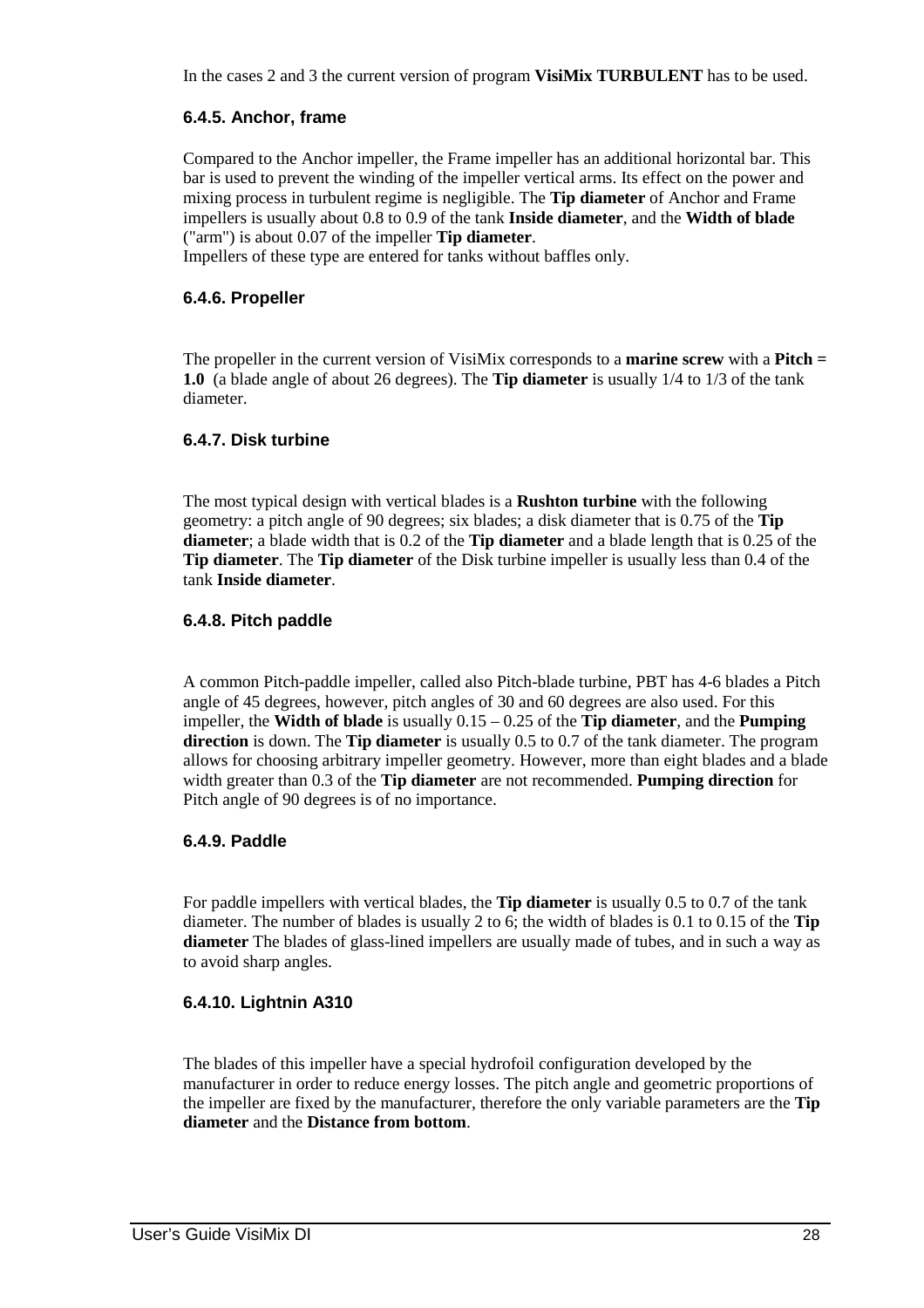In the cases 2 and 3 the current version of program **VisiMix TURBULENT** has to be used.

### 6.4.5. Anchor, frame

Compared to the Anchor impeller, the Frame impeller has an additional horizontal bar. This bar is used to prevent the winding of the impeller vertical arms. Its effect on the power and mixing process in turbulent regime is negligible. The **Tip diameter** of Anchor and Frame impellers is usually about 0.8 to 0.9 of the tank **Inside diameter**, and the **Width of blade** ("arm") is about 0.07 of the impeller **Tip diameter**.
Impellers of these type are entered for tanks without baffles only.

### 6.4.6. Propeller

The propeller in the current version of VisiMix corresponds to a **marine screw** with a **Pitch = 1.0** (a blade angle of about 26 degrees). The **Tip diameter** is usually 1/4 to 1/3 of the tank diameter.

### 6.4.7. Disk turbine

The most typical design with vertical blades is a **Rushton turbine** with the following geometry: a pitch angle of 90 degrees; six blades; a disk diameter that is 0.75 of the **Tip diameter**; a blade width that is 0.2 of the **Tip diameter** and a blade length that is 0.25 of the **Tip diameter**. The **Tip diameter** of the Disk turbine impeller is usually less than 0.4 of the tank **Inside diameter**.

### 6.4.8. Pitch paddle

A common Pitch-paddle impeller, called also Pitch-blade turbine, PBT has 4-6 blades a Pitch angle of 45 degrees, however, pitch angles of 30 and 60 degrees are also used. For this impeller, the **Width of blade** is usually 0.15 – 0.25 of the **Tip diameter**, and the **Pumping direction** is down. The **Tip diameter** is usually 0.5 to 0.7 of the tank diameter. The program allows for choosing arbitrary impeller geometry. However, more than eight blades and a blade width greater than 0.3 of the **Tip diameter** are not recommended. **Pumping direction** for Pitch angle of 90 degrees is of no importance.

### 6.4.9. Paddle

For paddle impellers with vertical blades, the **Tip diameter** is usually 0.5 to 0.7 of the tank diameter. The number of blades is usually 2 to 6; the width of blades is 0.1 to 0.15 of the **Tip diameter** The blades of glass-lined impellers are usually made of tubes, and in such a way as to avoid sharp angles.

### 6.4.10. Lightnin A310

The blades of this impeller have a special hydrofoil configuration developed by the manufacturer in order to reduce energy losses. The pitch angle and geometric proportions of the impeller are fixed by the manufacturer, therefore the only variable parameters are the **Tip diameter** and the **Distance from bottom**.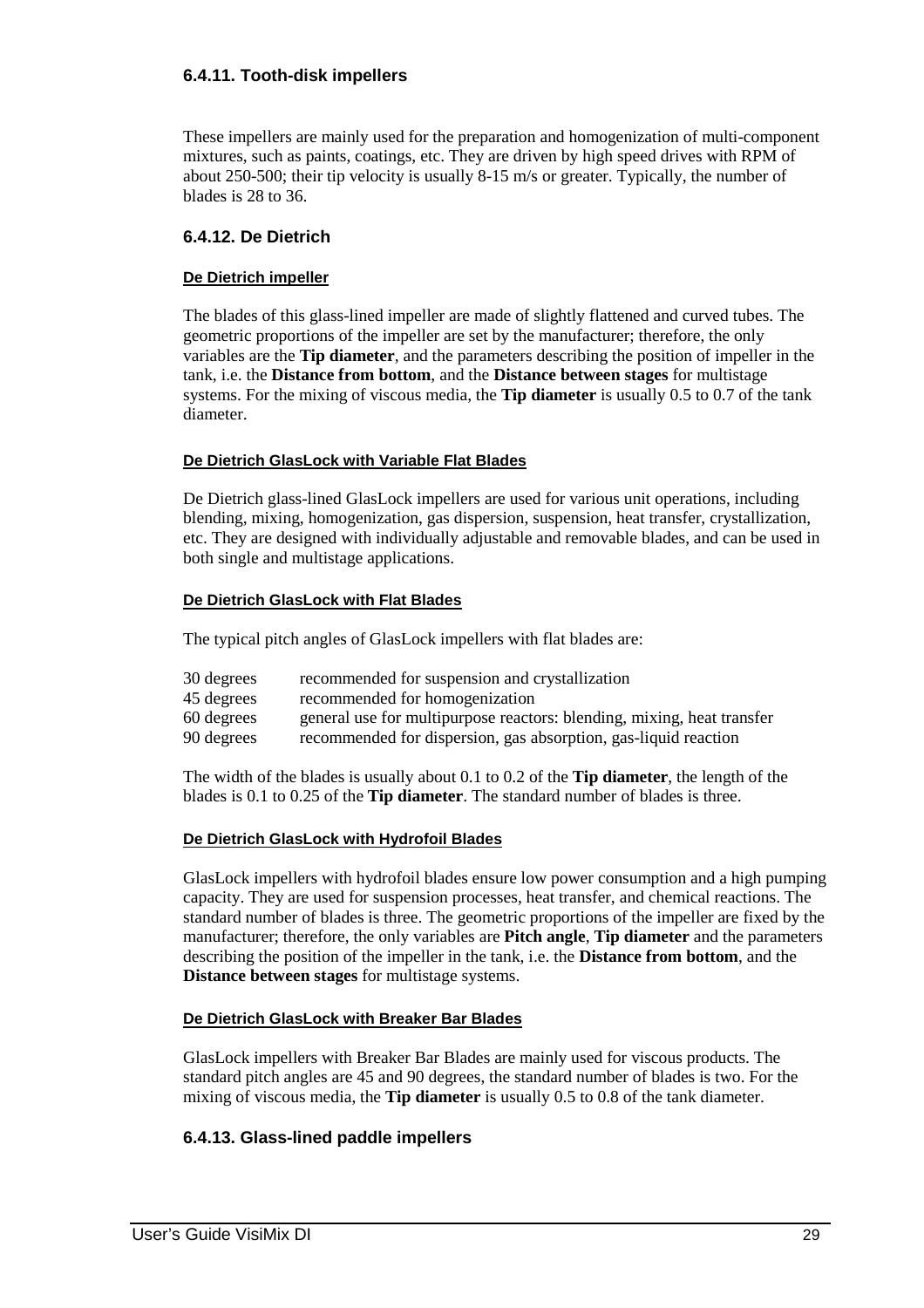### 6.4.11. Tooth-disk impellers

These impellers are mainly used for the preparation and homogenization of multi-component mixtures, such as paints, coatings, etc. They are driven by high speed drives with RPM of about 250-500; their tip velocity is usually 8-15 m/s or greater. Typically, the number of blades is 28 to 36.

### 6.4.12. De Dietrich

#### De Dietrich impeller

The blades of this glass-lined impeller are made of slightly flattened and curved tubes. The geometric proportions of the impeller are set by the manufacturer; therefore, the only variables are the **Tip diameter**, and the parameters describing the position of impeller in the tank, i.e. the **Distance from bottom**, and the **Distance between stages** for multistage systems. For the mixing of viscous media, the **Tip diameter** is usually 0.5 to 0.7 of the tank diameter.

#### De Dietrich GlasLock with Variable Flat Blades

De Dietrich glass-lined GlasLock impellers are used for various unit operations, including blending, mixing, homogenization, gas dispersion, suspension, heat transfer, crystallization, etc. They are designed with individually adjustable and removable blades, and can be used in both single and multistage applications.

#### De Dietrich GlasLock with Flat Blades

The typical pitch angles of GlasLock impellers with flat blades are:

| | |
|---|---|
| 30 degrees | recommended for suspension and crystallization |
| 45 degrees | recommended for homogenization |
| 60 degrees | general use for multipurpose reactors: blending, mixing, heat transfer |
| 90 degrees | recommended for dispersion, gas absorption, gas-liquid reaction |

The width of the blades is usually about 0.1 to 0.2 of the **Tip diameter**, the length of the blades is 0.1 to 0.25 of the **Tip diameter**. The standard number of blades is three.

#### De Dietrich GlasLock with Hydrofoil Blades

GlasLock impellers with hydrofoil blades ensure low power consumption and a high pumping capacity. They are used for suspension processes, heat transfer, and chemical reactions. The standard number of blades is three. The geometric proportions of the impeller are fixed by the manufacturer; therefore, the only variables are **Pitch angle**, **Tip diameter** and the parameters describing the position of the impeller in the tank, i.e. the **Distance from bottom**, and the **Distance between stages** for multistage systems.

#### De Dietrich GlasLock with Breaker Bar Blades

GlasLock impellers with Breaker Bar Blades are mainly used for viscous products. The standard pitch angles are 45 and 90 degrees, the standard number of blades is two. For the mixing of viscous media, the **Tip diameter** is usually 0.5 to 0.8 of the tank diameter.

### 6.4.13. Glass-lined paddle impellers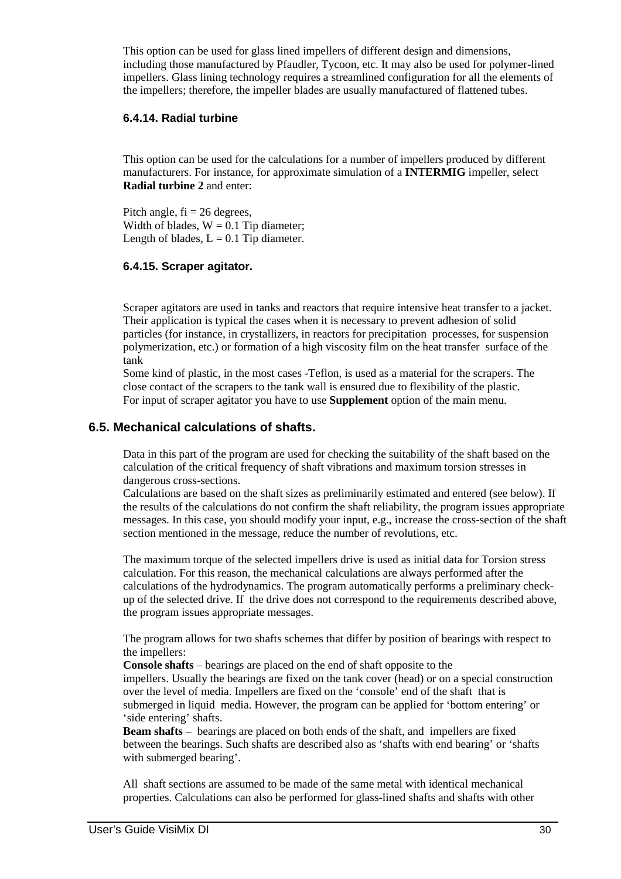This option can be used for glass lined impellers of different design and dimensions, including those manufactured by Pfaudler, Tycoon, etc. It may also be used for polymer-lined impellers. Glass lining technology requires a streamlined configuration for all the elements of the impellers; therefore, the impeller blades are usually manufactured of flattened tubes.

### 6.4.14. Radial turbine

This option can be used for the calculations for a number of impellers produced by different manufacturers. For instance, for approximate simulation of a **INTERMIG** impeller, select **Radial turbine 2** and enter:

Pitch angle, fi = 26 degrees,
Width of blades, W = 0.1 Tip diameter;
Length of blades, L = 0.1 Tip diameter.

### 6.4.15. Scraper agitator.

Scraper agitators are used in tanks and reactors that require intensive heat transfer to a jacket. Their application is typical the cases when it is necessary to prevent adhesion of solid particles (for instance, in crystallizers, in reactors for precipitation processes, for suspension polymerization, etc.) or formation of a high viscosity film on the heat transfer surface of the tank

Some kind of plastic, in the most cases -Teflon, is used as a material for the scrapers. The close contact of the scrapers to the tank wall is ensured due to flexibility of the plastic.
For input of scraper agitator you have to use **Supplement** option of the main menu.

## 6.5. Mechanical calculations of shafts.

Data in this part of the program are used for checking the suitability of the shaft based on the calculation of the critical frequency of shaft vibrations and maximum torsion stresses in dangerous cross-sections.

Calculations are based on the shaft sizes as preliminarily estimated and entered (see below). If the results of the calculations do not confirm the shaft reliability, the program issues appropriate messages. In this case, you should modify your input, e.g., increase the cross-section of the shaft section mentioned in the message, reduce the number of revolutions, etc.

The maximum torque of the selected impellers drive is used as initial data for Torsion stress calculation. For this reason, the mechanical calculations are always performed after the calculations of the hydrodynamics. The program automatically performs a preliminary check-up of the selected drive. If the drive does not correspond to the requirements described above, the program issues appropriate messages.

The program allows for two shafts schemes that differ by position of bearings with respect to the impellers:

**Console shafts** – bearings are placed on the end of shaft opposite to the impellers. Usually the bearings are fixed on the tank cover (head) or on a special construction over the level of media. Impellers are fixed on the 'console' end of the shaft that is submerged in liquid media. However, the program can be applied for 'bottom entering' or 'side entering' shafts.

**Beam shafts** – bearings are placed on both ends of the shaft, and impellers are fixed between the bearings. Such shafts are described also as 'shafts with end bearing' or 'shafts with submerged bearing'.

All shaft sections are assumed to be made of the same metal with identical mechanical properties. Calculations can also be performed for glass-lined shafts and shafts with other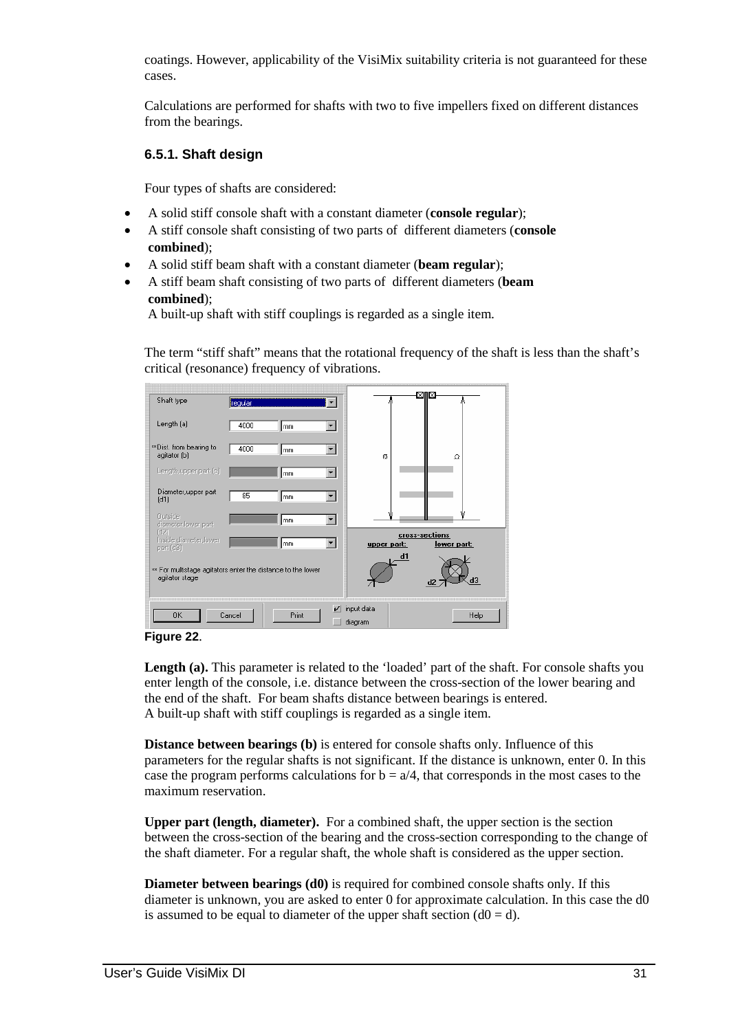coatings. However, applicability of the VisiMix suitability criteria is not guaranteed for these cases.

Calculations are performed for shafts with two to five impellers fixed on different distances from the bearings.

### 6.5.1. Shaft design

Four types of shafts are considered:

- A solid stiff console shaft with a constant diameter (**console regular**);
- A stiff console shaft consisting of two parts of different diameters (**console combined**);
- A solid stiff beam shaft with a constant diameter (**beam regular**);
- A stiff beam shaft consisting of two parts of different diameters (**beam combined**);

  A built-up shaft with stiff couplings is regarded as a single item.

The term "stiff shaft" means that the rotational frequency of the shaft is less than the shaft's critical (resonance) frequency of vibrations.

**Figure 22**.

**Length (a).** This parameter is related to the 'loaded' part of the shaft. For console shafts you enter length of the console, i.e. distance between the cross-section of the lower bearing and the end of the shaft. For beam shafts distance between bearings is entered.
A built-up shaft with stiff couplings is regarded as a single item.

**Distance between bearings (b)** is entered for console shafts only. Influence of this parameters for the regular shafts is not significant. If the distance is unknown, enter 0. In this case the program performs calculations for $b = a/4$, that corresponds in the most cases to the maximum reservation.

**Upper part (length, diameter).** For a combined shaft, the upper section is the section between the cross-section of the bearing and the cross-section corresponding to the change of the shaft diameter. For a regular shaft, the whole shaft is considered as the upper section.

**Diameter between bearings (d0)** is required for combined console shafts only. If this diameter is unknown, you are asked to enter 0 for approximate calculation. In this case the d0 is assumed to be equal to diameter of the upper shaft section ($d0 = d$).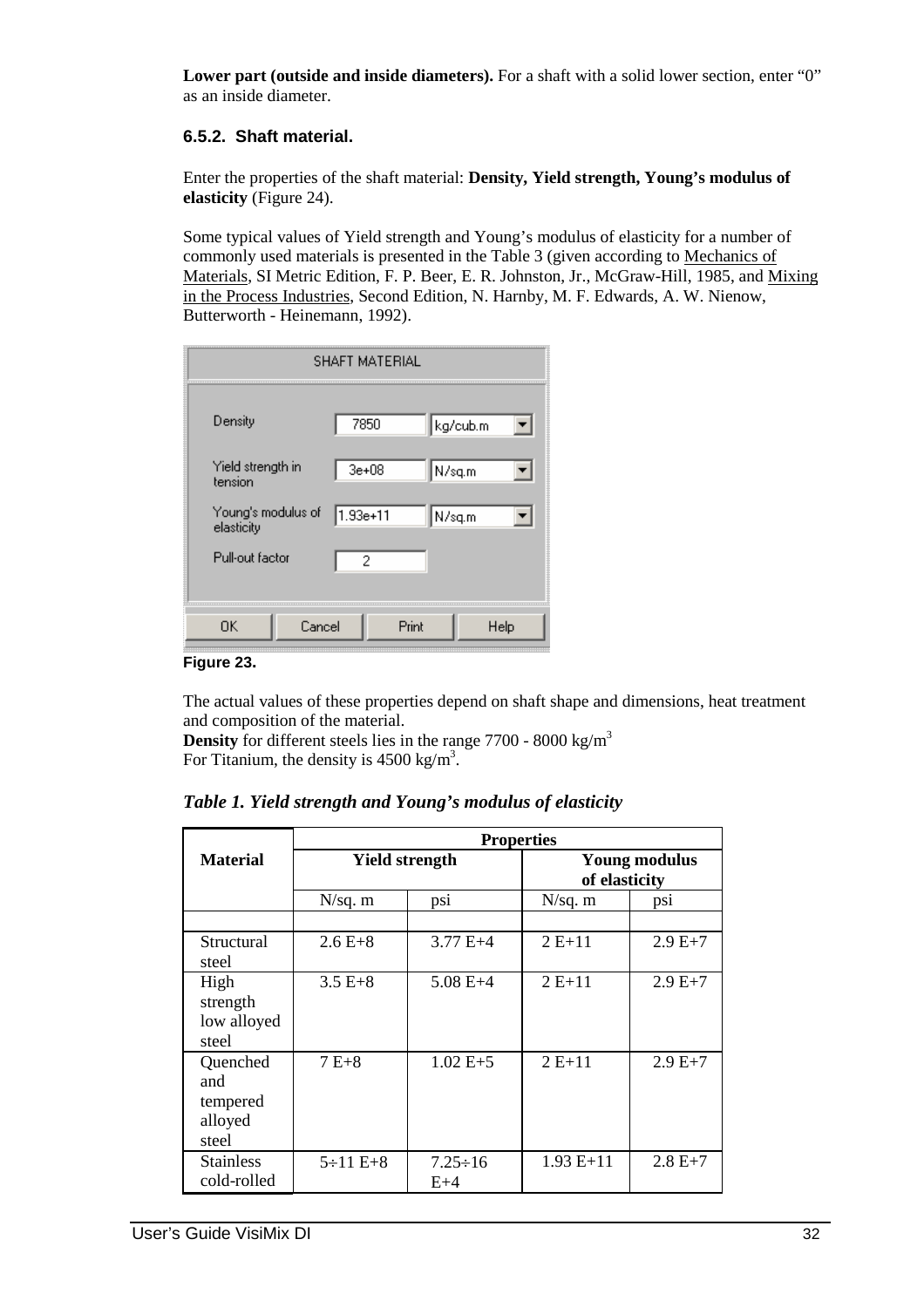**Lower part (outside and inside diameters).** For a shaft with a solid lower section, enter "0" as an inside diameter.

### 6.5.2. Shaft material.

Enter the properties of the shaft material: **Density, Yield strength, Young's modulus of elasticity** (Figure 24).

Some typical values of Yield strength and Young's modulus of elasticity for a number of commonly used materials is presented in the Table 3 (given according to Mechanics of Materials, SI Metric Edition, F. P. Beer, E. R. Johnston, Jr., McGraw-Hill, 1985, and Mixing in the Process Industries, Second Edition, N. Harnby, M. F. Edwards, A. W. Nienow, Butterworth - Heinemann, 1992).

SHAFT MATERIAL

| | | |
|---|---|---|
| Density | 7850 | kg/cub.m |
| Yield strength in tension | 3e+08 | N/sq.m |
| Young's modulus of elasticity | 1.93e+11 | N/sq.m |
| Pull-out factor | 2 | |

OK | Cancel | Print | Help

**Figure 23.**

The actual values of these properties depend on shaft shape and dimensions, heat treatment and composition of the material.
**Density** for different steels lies in the range 7700 - 8000 kg/m$^3$
For Titanium, the density is 4500 kg/m$^3$.

***Table 1. Yield strength and Young's modulus of elasticity***

| Material | Properties | | | |
|---|---|---|---|---|
| | Yield strength | | Young modulus of elasticity | |
| | N/sq. m | psi | N/sq. m | psi |
| | | | | |
| Structural steel | 2.6 E+8 | 3.77 E+4 | 2 E+11 | 2.9 E+7 |
| High strength low alloyed steel | 3.5 E+8 | 5.08 E+4 | 2 E+11 | 2.9 E+7 |
| Quenched and tempered alloyed steel | 7 E+8 | 1.02 E+5 | 2 E+11 | 2.9 E+7 |
| Stainless cold-rolled | 5÷11 E+8 | 7.25÷16 E+4 | 1.93 E+11 | 2.8 E+7 |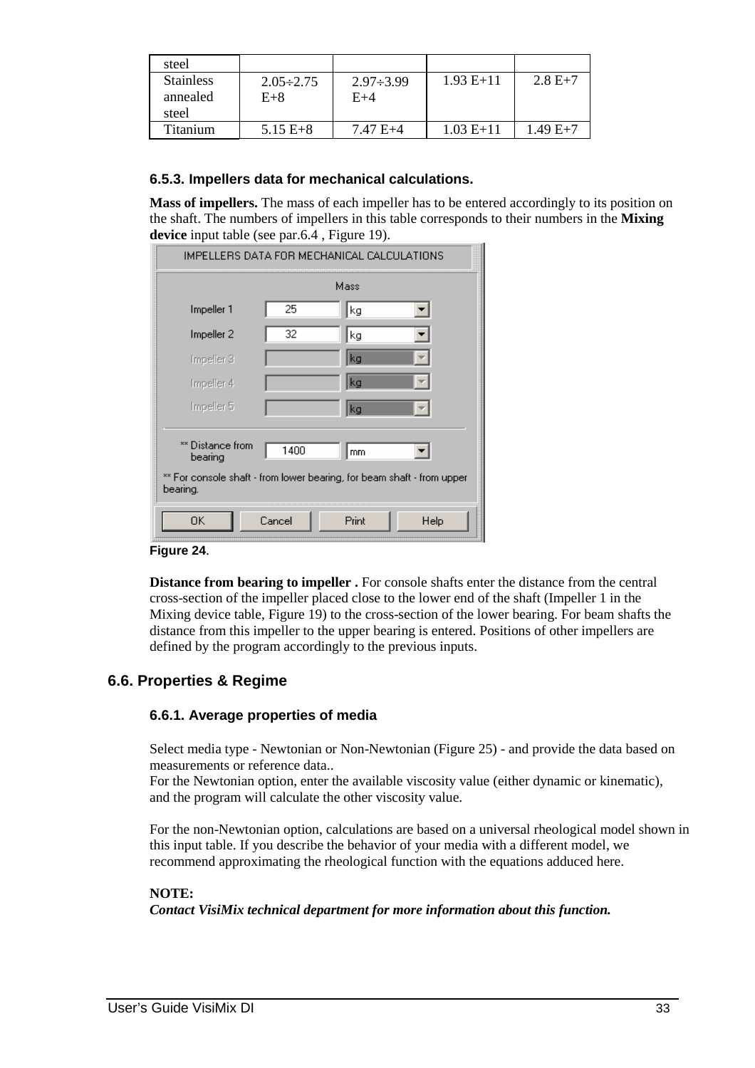| steel | | | | |
|---|---|---|---|---|
| Stainless annealed steel | 2.05÷2.75 E+8 | 2.97÷3.99 E+4 | 1.93 E+11 | 2.8 E+7 |
| Titanium | 5.15 E+8 | 7.47 E+4 | 1.03 E+11 | 1.49 E+7 |

### 6.5.3. Impellers data for mechanical calculations.

**Mass of impellers.** The mass of each impeller has to be entered accordingly to its position on the shaft. The numbers of impellers in this table corresponds to their numbers in the **Mixing device** input table (see par.6.4 , Figure 19).

**Figure 24**.

**Distance from bearing to impeller .** For console shafts enter the distance from the central cross-section of the impeller placed close to the lower end of the shaft (Impeller 1 in the Mixing device table, Figure 19) to the cross-section of the lower bearing. For beam shafts the distance from this impeller to the upper bearing is entered. Positions of other impellers are defined by the program accordingly to the previous inputs.

## 6.6. Properties & Regime

### 6.6.1. Average properties of media

Select media type - Newtonian or Non-Newtonian (Figure 25) - and provide the data based on measurements or reference data..
For the Newtonian option, enter the available viscosity value (either dynamic or kinematic), and the program will calculate the other viscosity value.

For the non-Newtonian option, calculations are based on a universal rheological model shown in this input table. If you describe the behavior of your media with a different model, we recommend approximating the rheological function with the equations adduced here.

**NOTE:**
***Contact VisiMix technical department for more information about this function.***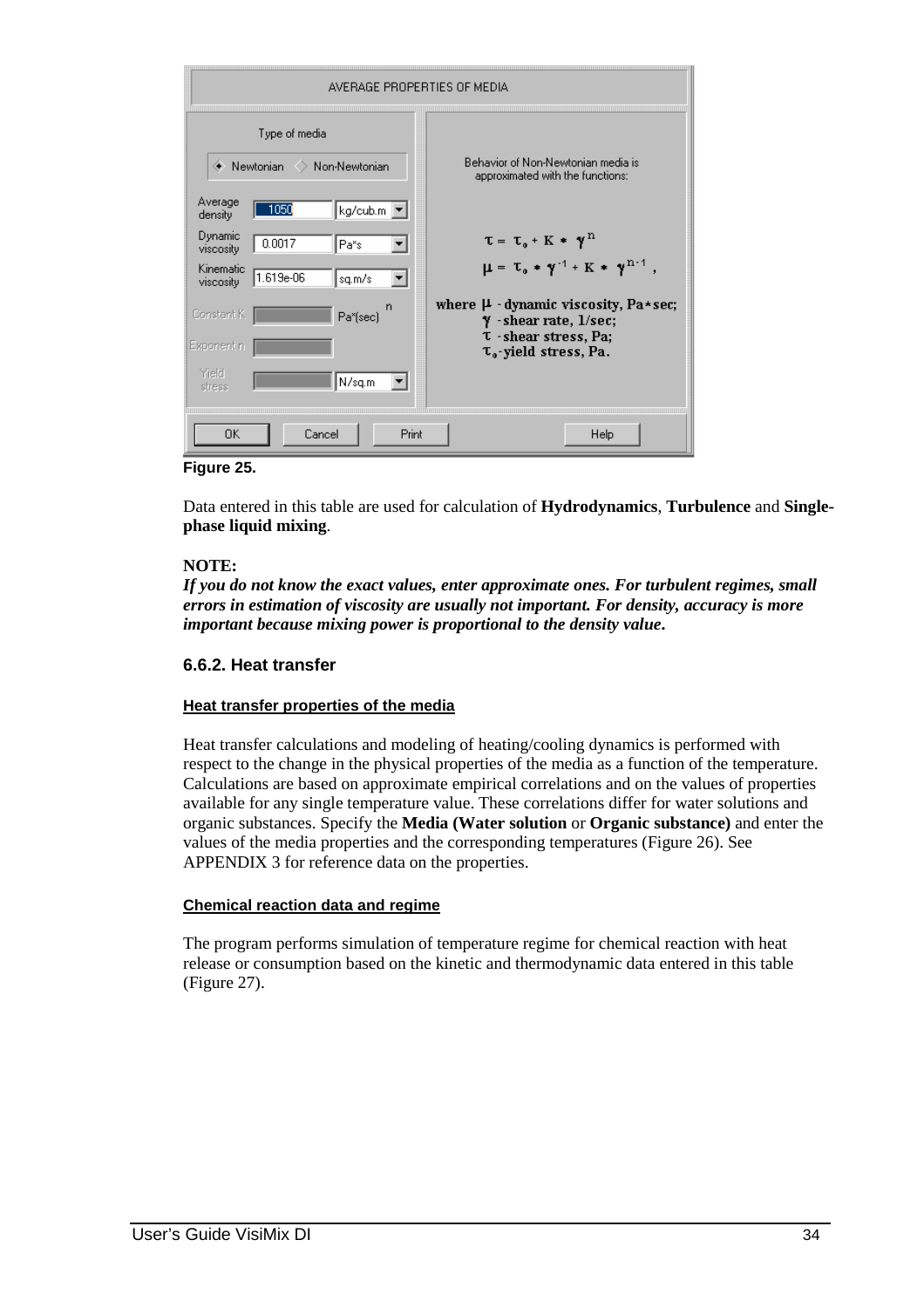**Figure 25.**

Data entered in this table are used for calculation of **Hydrodynamics**, **Turbulence** and **Single-phase liquid mixing**.

**NOTE:**
***If you do not know the exact values, enter approximate ones. For turbulent regimes, small errors in estimation of viscosity are usually not important. For density, accuracy is more important because mixing power is proportional to the density value.***

### 6.6.2. Heat transfer

**Heat transfer properties of the media**

Heat transfer calculations and modeling of heating/cooling dynamics is performed with respect to the change in the physical properties of the media as a function of the temperature. Calculations are based on approximate empirical correlations and on the values of properties available for any single temperature value. These correlations differ for water solutions and organic substances. Specify the **Media (Water solution** or **Organic substance)** and enter the values of the media properties and the corresponding temperatures (Figure 26). See APPENDIX 3 for reference data on the properties.

**Chemical reaction data and regime**

The program performs simulation of temperature regime for chemical reaction with heat release or consumption based on the kinetic and thermodynamic data entered in this table (Figure 27).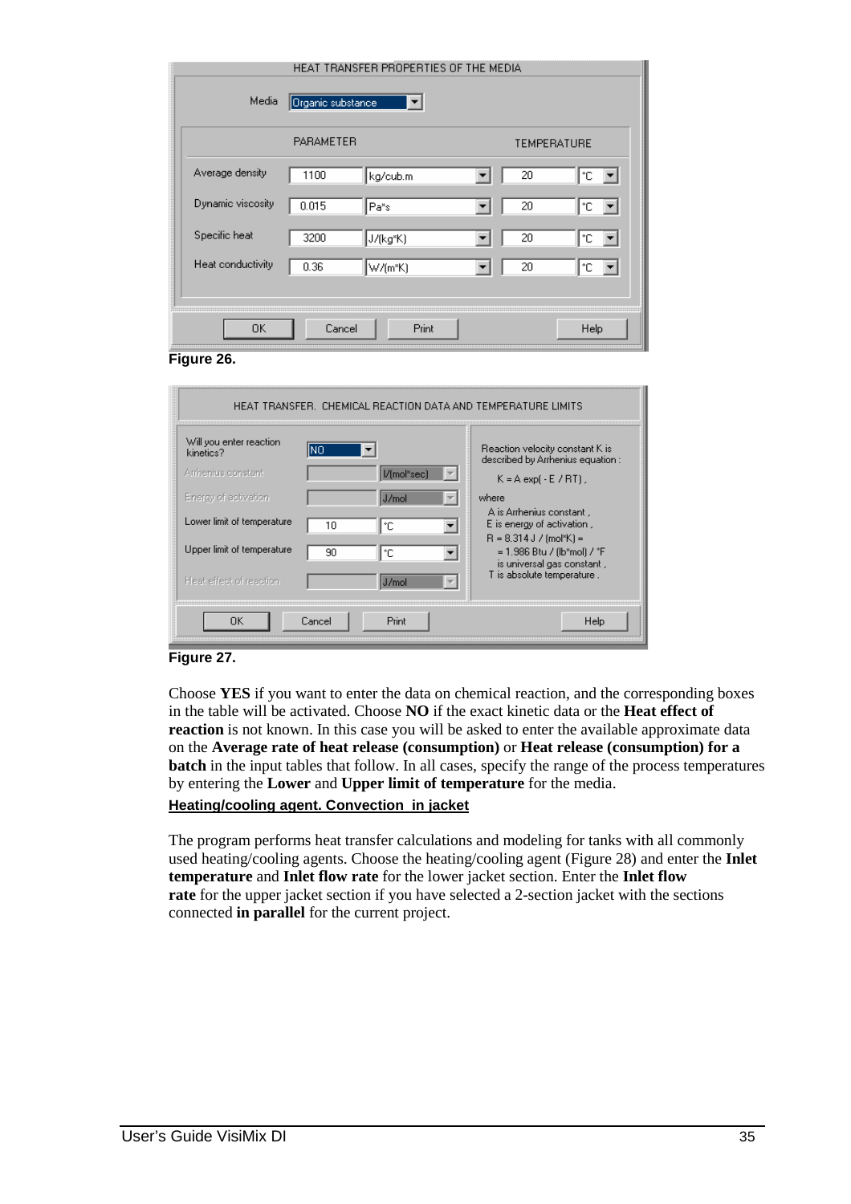**Figure 26.**

**Figure 27.**

Choose **YES** if you want to enter the data on chemical reaction, and the corresponding boxes in the table will be activated. Choose **NO** if the exact kinetic data or the **Heat effect of reaction** is not known. In this case you will be asked to enter the available approximate data on the **Average rate of heat release (consumption)** or **Heat release (consumption) for a batch** in the input tables that follow. In all cases, specify the range of the process temperatures by entering the **Lower** and **Upper limit of temperature** for the media.

**Heating/cooling agent. Convection in jacket**

The program performs heat transfer calculations and modeling for tanks with all commonly used heating/cooling agents. Choose the heating/cooling agent (Figure 28) and enter the **Inlet temperature** and **Inlet flow rate** for the lower jacket section. Enter the **Inlet flow rate** for the upper jacket section if you have selected a 2-section jacket with the sections connected **in parallel** for the current project.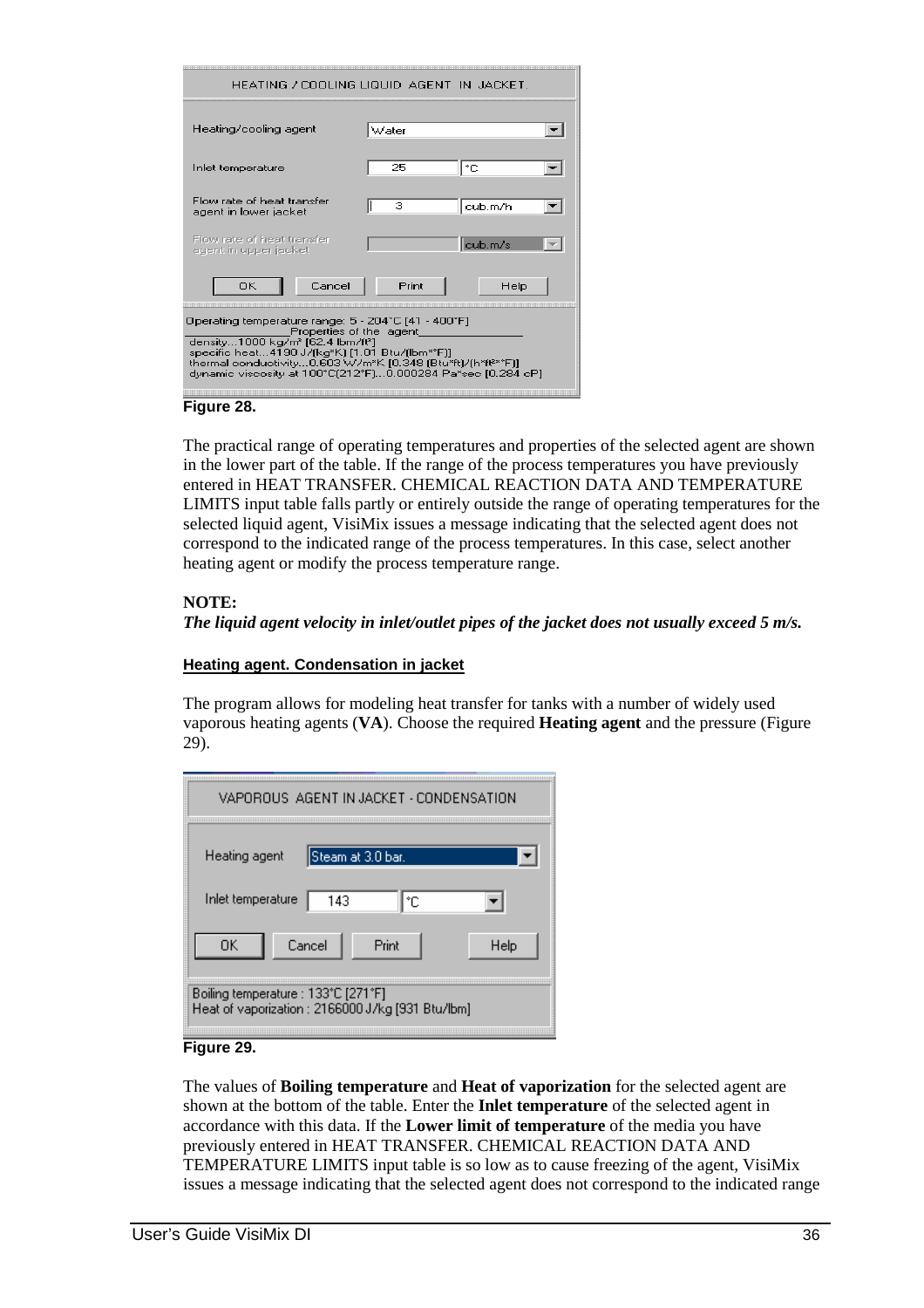HEATING / COOLING LIQUID AGENT IN JACKET.

| | | |
|---|---|---|
| Heating/cooling agent | Water | |
| Inlet temperature | 25 | °C |
| Flow rate of heat transfer agent in lower jacket | 3 | cub.m/h |
| Flow rate of heat transfer agent in upper jacket | | cub.m/s |

OK | Cancel | Print | Help

Operating temperature range: 5 - 204°C [41 - 400°F]
Properties of the agent
density...1000 kg/m³ [62.4 lbm/ft³]
specific heat...4190 J/(kg*K) [1.01 Btu/(lbm*°F)]
thermal conductivity...0.603 W/m*K [0.348 (Btu*ft)/(h*ft²*°F)]
dynamic viscosity at 100°C(212°F)...0.000284 Pa*sec [0.284 cP]

**Figure 28.**

The practical range of operating temperatures and properties of the selected agent are shown in the lower part of the table. If the range of the process temperatures you have previously entered in HEAT TRANSFER. CHEMICAL REACTION DATA AND TEMPERATURE LIMITS input table falls partly or entirely outside the range of operating temperatures for the selected liquid agent, VisiMix issues a message indicating that the selected agent does not correspond to the indicated range of the process temperatures. In this case, select another heating agent or modify the process temperature range.

**NOTE:**
***The liquid agent velocity in inlet/outlet pipes of the jacket does not usually exceed 5 m/s.***

#### Heating agent. Condensation in jacket

The program allows for modeling heat transfer for tanks with a number of widely used vaporous heating agents (**VA**). Choose the required **Heating agent** and the pressure (Figure 29).

VAPOROUS AGENT IN JACKET - CONDENSATION

| | | |
|---|---|---|
| Heating agent | Steam at 3.0 bar. | |
| Inlet temperature | 143 | °C |

OK | Cancel | Print | Help

Boiling temperature : 133°C [271°F]
Heat of vaporization : 2166000 J/kg [931 Btu/lbm]

**Figure 29.**

The values of **Boiling temperature** and **Heat of vaporization** for the selected agent are shown at the bottom of the table. Enter the **Inlet temperature** of the selected agent in accordance with this data. If the **Lower limit of temperature** of the media you have previously entered in HEAT TRANSFER. CHEMICAL REACTION DATA AND TEMPERATURE LIMITS input table is so low as to cause freezing of the agent, VisiMix issues a message indicating that the selected agent does not correspond to the indicated range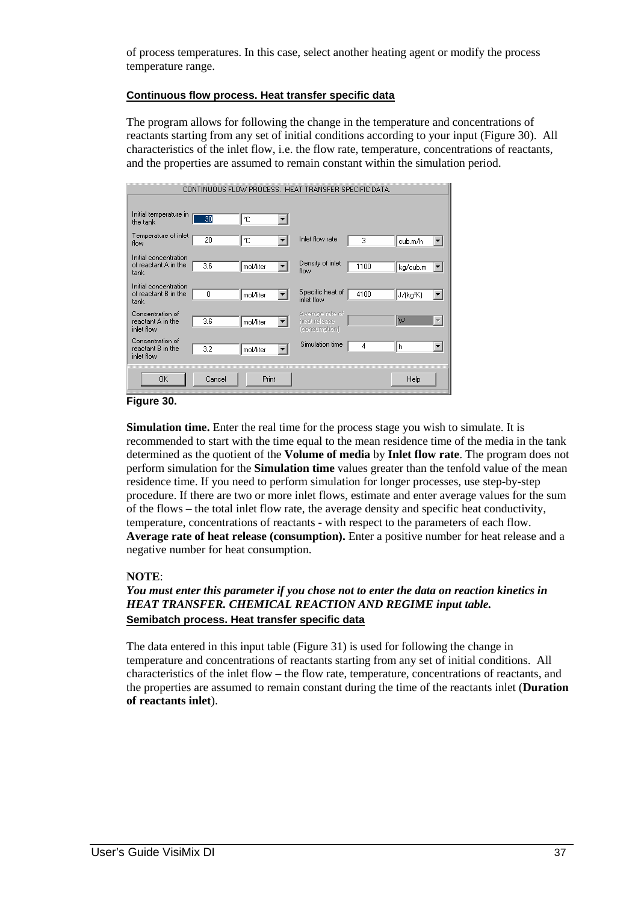of process temperatures. In this case, select another heating agent or modify the process temperature range.

**Continuous flow process. Heat transfer specific data**

The program allows for following the change in the temperature and concentrations of reactants starting from any set of initial conditions according to your input (Figure 30). All characteristics of the inlet flow, i.e. the flow rate, temperature, concentrations of reactants, and the properties are assumed to remain constant within the simulation period.

CONTINUOUS FLOW PROCESS. HEAT TRANSFER SPECIFIC DATA.

| Parameter | Value | Unit | Parameter | Value | Unit |
|---|---|---|---|---|---|
| Initial temperature in the tank | 30 | °C | | | |
| Temperature of inlet flow | 20 | °C | Inlet flow rate | 3 | cub.m/h |
| Initial concentration of reactant A in the tank | 3.6 | mol/liter | Density of inlet flow | 1100 | kg/cub.m |
| Initial concentration of reactant B in the tank | 0 | mol/liter | Specific heat of inlet flow | 4100 | J/(kg*K) |
| Concentration of reactant A in the inlet flow | 3.6 | mol/liter | Average rate of heat release (consumption) | | W |
| Concentration of reactant B in the inlet flow | 3.2 | mol/liter | Simulation time | 4 | h |

OK | Cancel | Print | Help

**Figure 30.**

**Simulation time.** Enter the real time for the process stage you wish to simulate. It is recommended to start with the time equal to the mean residence time of the media in the tank determined as the quotient of the **Volume of media** by **Inlet flow rate**. The program does not perform simulation for the **Simulation time** values greater than the tenfold value of the mean residence time. If you need to perform simulation for longer processes, use step-by-step procedure. If there are two or more inlet flows, estimate and enter average values for the sum of the flows – the total inlet flow rate, the average density and specific heat conductivity, temperature, concentrations of reactants - with respect to the parameters of each flow.
**Average rate of heat release (consumption).** Enter a positive number for heat release and a negative number for heat consumption.

**NOTE**:
***You must enter this parameter if you chose not to enter the data on reaction kinetics in HEAT TRANSFER. CHEMICAL REACTION AND REGIME input table.***

**Semibatch process. Heat transfer specific data**

The data entered in this input table (Figure 31) is used for following the change in temperature and concentrations of reactants starting from any set of initial conditions. All characteristics of the inlet flow – the flow rate, temperature, concentrations of reactants, and the properties are assumed to remain constant during the time of the reactants inlet (**Duration of reactants inlet**).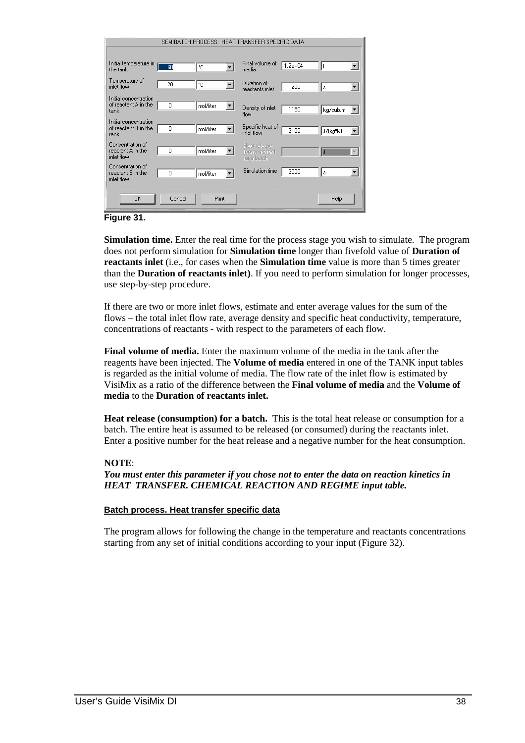| SEMIBATCH PROCESS. HEAT TRANSFER SPECIFIC DATA. | | | | | |
|---|---|---|---|---|---|
| Initial temperature in the tank | 60 | °C | Final volume of media | 1.2e+04 | l |
| Temperature of inlet flow | 20 | °C | Duration of reactants inlet | 1200 | s |
| Initial concentration of reactant A in the tank | 0 | mol/liter | Density of inlet flow | 1150 | kg/cub.m |
| Initial concentration of reactant B in the tank | 0 | mol/liter | Specific heat of inlet flow | 3100 | J/(kg*K) |
| Concentration of reactant A in the inlet flow | 0 | mol/liter | Heat release (consumption) for a batch | | J |
| Concentration of reactant B in the inlet flow | 0 | mol/liter | Simulation time | 3000 | s |

OK | Cancel | Print | Help

**Figure 31.**

**Simulation time.** Enter the real time for the process stage you wish to simulate. The program does not perform simulation for **Simulation time** longer than fivefold value of **Duration of reactants inlet** (i.e., for cases when the **Simulation time** value is more than 5 times greater than the **Duration of reactants inlet)**. If you need to perform simulation for longer processes, use step-by-step procedure.

If there are two or more inlet flows, estimate and enter average values for the sum of the flows – the total inlet flow rate, average density and specific heat conductivity, temperature, concentrations of reactants - with respect to the parameters of each flow.

**Final volume of media.** Enter the maximum volume of the media in the tank after the reagents have been injected. The **Volume of media** entered in one of the TANK input tables is regarded as the initial volume of media. The flow rate of the inlet flow is estimated by VisiMix as a ratio of the difference between the **Final volume of media** and the **Volume of media** to the **Duration of reactants inlet.**

**Heat release (consumption) for a batch.** This is the total heat release or consumption for a batch. The entire heat is assumed to be released (or consumed) during the reactants inlet. Enter a positive number for the heat release and a negative number for the heat consumption.

**NOTE**:
***You must enter this parameter if you chose not to enter the data on reaction kinetics in HEAT TRANSFER. CHEMICAL REACTION AND REGIME input table.***

#### Batch process. Heat transfer specific data

The program allows for following the change in the temperature and reactants concentrations starting from any set of initial conditions according to your input (Figure 32).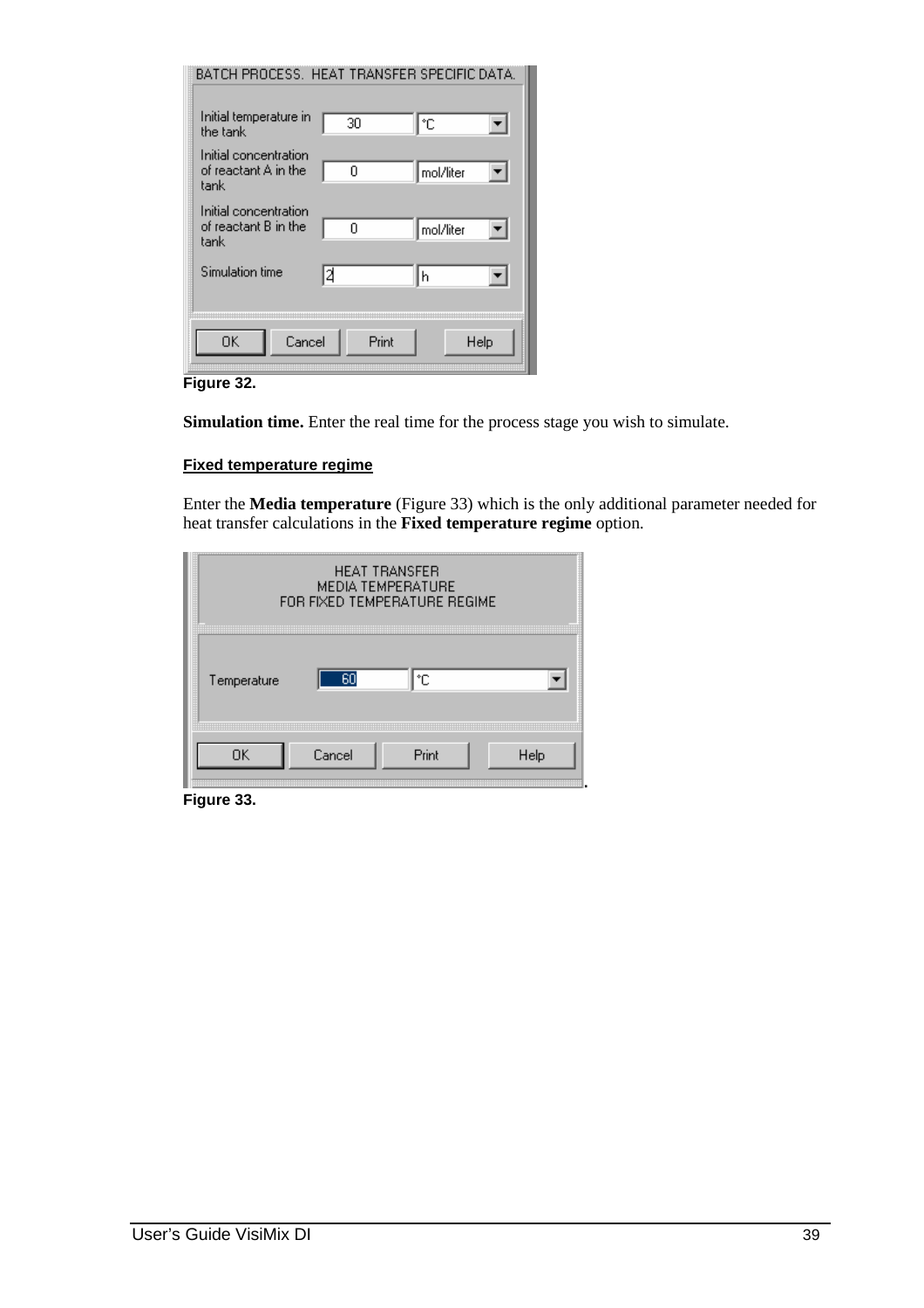BATCH PROCESS. HEAT TRANSFER SPECIFIC DATA.

| | | |
|---|---|---|
| Initial temperature in the tank | 30 | °C |
| Initial concentration of reactant A in the tank | 0 | mol/liter |
| Initial concentration of reactant B in the tank | 0 | mol/liter |
| Simulation time | 2 | h |

OK Cancel Print Help

**Figure 32.**

**Simulation time.** Enter the real time for the process stage you wish to simulate.

**Fixed temperature regime**

Enter the **Media temperature** (Figure 33) which is the only additional parameter needed for heat transfer calculations in the **Fixed temperature regime** option.

HEAT TRANSFER
MEDIA TEMPERATURE
FOR FIXED TEMPERATURE REGIME

| | | |
|---|---|---|
| Temperature | 60 | °C |

OK Cancel Print Help

**Figure 33.**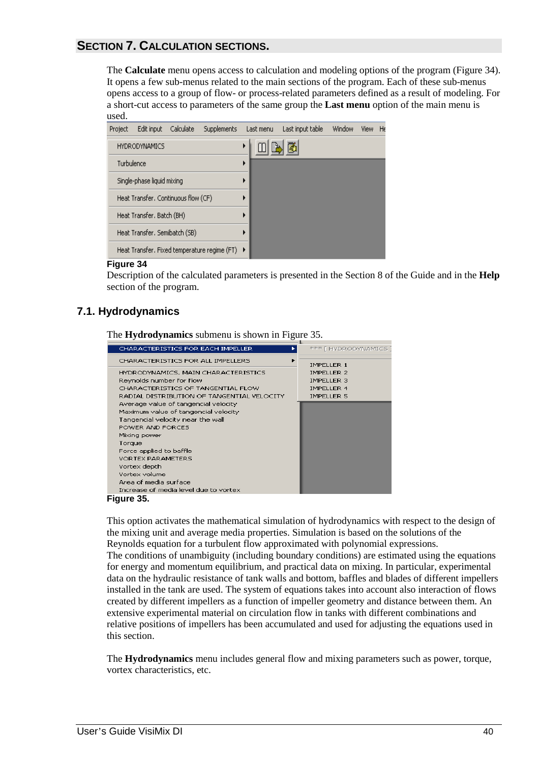## SECTION 7. CALCULATION SECTIONS.

The **Calculate** menu opens access to calculation and modeling options of the program (Figure 34). It opens a few sub-menus related to the main sections of the program. Each of these sub-menus opens access to a group of flow- or process-related parameters defined as a result of modeling. For a short-cut access to parameters of the same group the **Last menu** option of the main menu is used.

Figure 34

Description of the calculated parameters is presented in the Section 8 of the Guide and in the **Help** section of the program.

### 7.1. Hydrodynamics

The **Hydrodynamics** submenu is shown in Figure 35.

Figure 35.

This option activates the mathematical simulation of hydrodynamics with respect to the design of the mixing unit and average media properties. Simulation is based on the solutions of the Reynolds equation for a turbulent flow approximated with polynomial expressions.

The conditions of unambiguity (including boundary conditions) are estimated using the equations for energy and momentum equilibrium, and practical data on mixing. In particular, experimental data on the hydraulic resistance of tank walls and bottom, baffles and blades of different impellers installed in the tank are used. The system of equations takes into account also interaction of flows created by different impellers as a function of impeller geometry and distance between them. An extensive experimental material on circulation flow in tanks with different combinations and relative positions of impellers has been accumulated and used for adjusting the equations used in this section.

The **Hydrodynamics** menu includes general flow and mixing parameters such as power, torque, vortex characteristics, etc.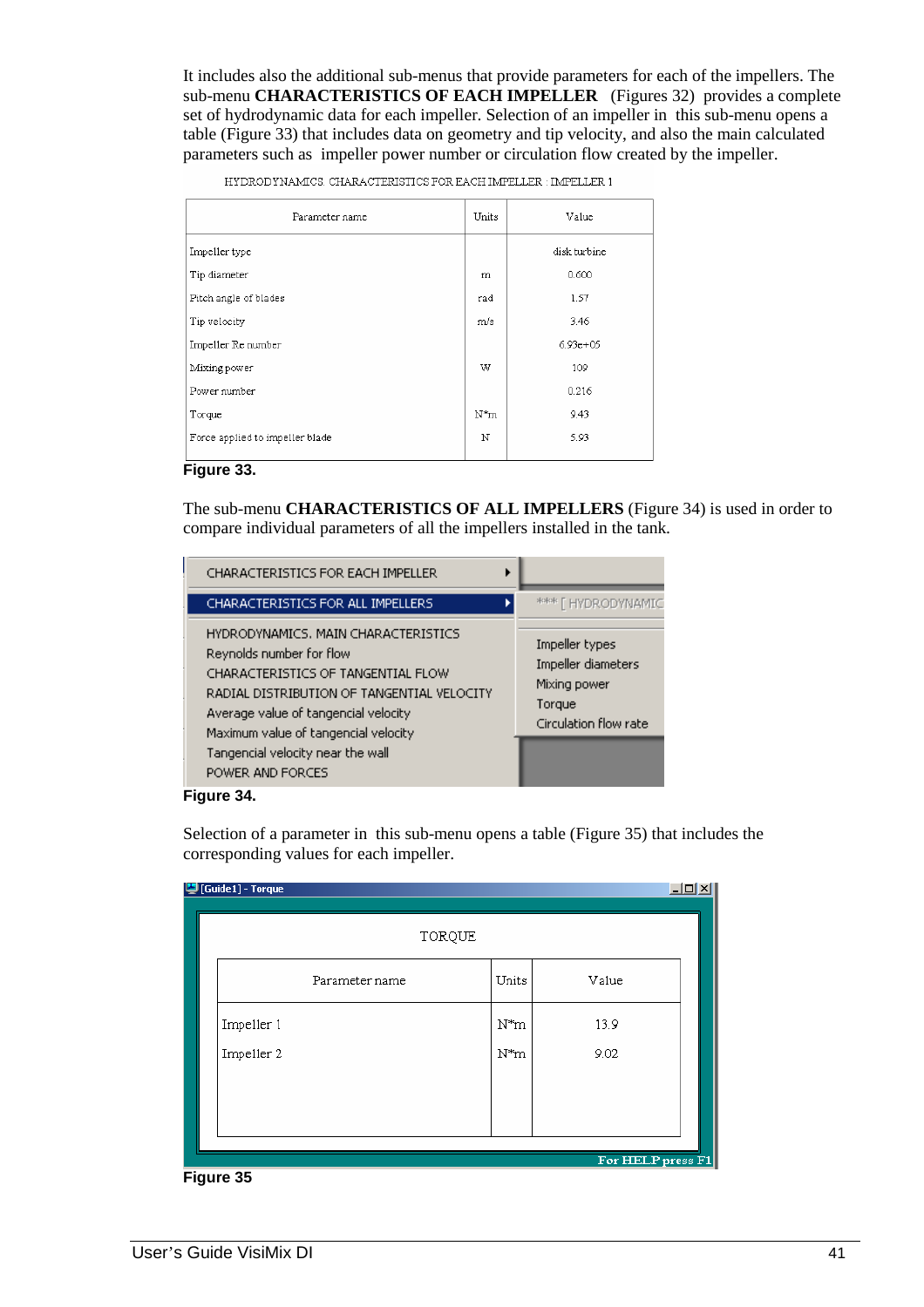It includes also the additional sub-menus that provide parameters for each of the impellers. The sub-menu **CHARACTERISTICS OF EACH IMPELLER** (Figures 32) provides a complete set of hydrodynamic data for each impeller. Selection of an impeller in this sub-menu opens a table (Figure 33) that includes data on geometry and tip velocity, and also the main calculated parameters such as impeller power number or circulation flow created by the impeller.

HYDRODYNAMICS. CHARACTERISTICS FOR EACH IMPELLER : IMPELLER 1

| Parameter name | Units | Value |
|---|---|---|
| Impeller type | | disk turbine |
| Tip diameter | m | 0.600 |
| Pitch angle of blades | rad | 1.57 |
| Tip velocity | m/s | 3.46 |
| Impeller Re number | | 6.93e+05 |
| Mixing power | W | 109 |
| Power number | | 0.216 |
| Torque | N*m | 9.43 |
| Force applied to impeller blade | N | 5.93 |

**Figure 33.**

The sub-menu **CHARACTERISTICS OF ALL IMPELLERS** (Figure 34) is used in order to compare individual parameters of all the impellers installed in the tank.

CHARACTERISTICS FOR EACH IMPELLER
CHARACTERISTICS FOR ALL IMPELLERS
HYDRODYNAMICS. MAIN CHARACTERISTICS
Reynolds number for flow
CHARACTERISTICS OF TANGENTIAL FLOW
RADIAL DISTRIBUTION OF TANGENTIAL VELOCITY
Average value of tangencial velocity
Maximum value of tangencial velocity
Tangencial velocity near the wall
POWER AND FORCES

*** [ HYDRODYNAMIC
Impeller types
Impeller diameters
Mixing power
Torque
Circulation flow rate

**Figure 34.**

Selection of a parameter in this sub-menu opens a table (Figure 35) that includes the corresponding values for each impeller.

[Guide1] - Torque

TORQUE

| Parameter name | Units | Value |
|---|---|---|
| Impeller 1 | N*m | 13.9 |
| Impeller 2 | N*m | 9.02 |

For HELP press F1

**Figure 35**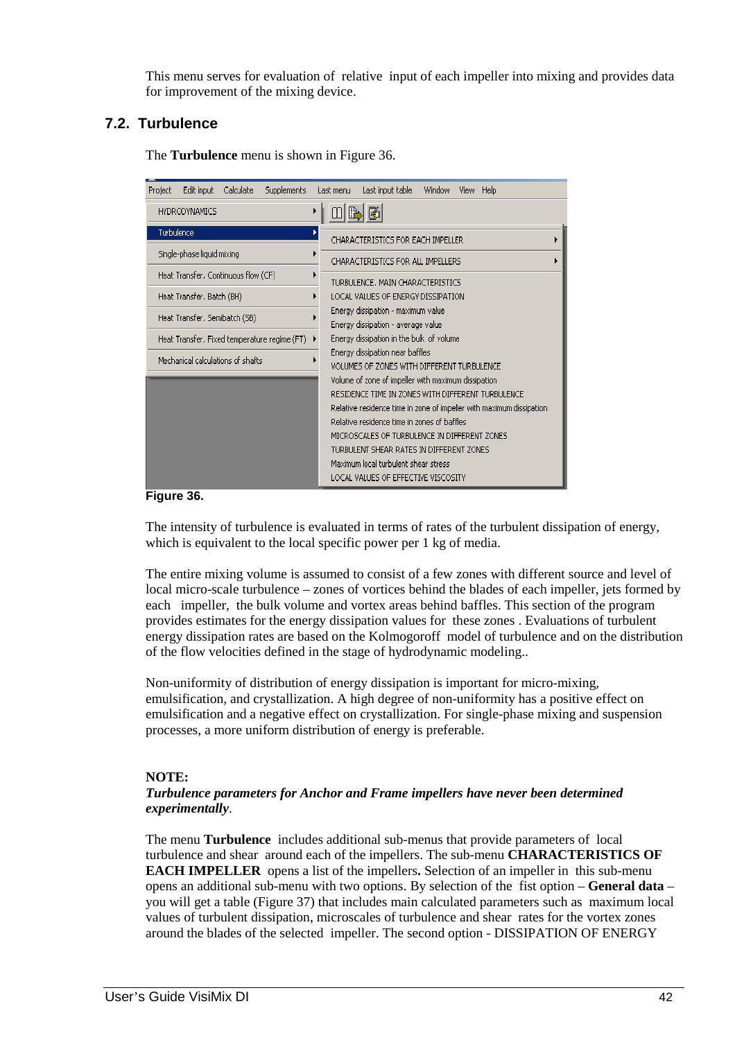This menu serves for evaluation of relative input of each impeller into mixing and provides data for improvement of the mixing device.

## 7.2. Turbulence

The **Turbulence** menu is shown in Figure 36.

**Figure 36.**

The intensity of turbulence is evaluated in terms of rates of the turbulent dissipation of energy, which is equivalent to the local specific power per 1 kg of media.

The entire mixing volume is assumed to consist of a few zones with different source and level of local micro-scale turbulence – zones of vortices behind the blades of each impeller, jets formed by each impeller, the bulk volume and vortex areas behind baffles. This section of the program provides estimates for the energy dissipation values for these zones . Evaluations of turbulent energy dissipation rates are based on the Kolmogoroff model of turbulence and on the distribution of the flow velocities defined in the stage of hydrodynamic modeling..

Non-uniformity of distribution of energy dissipation is important for micro-mixing, emulsification, and crystallization. A high degree of non-uniformity has a positive effect on emulsification and a negative effect on crystallization. For single-phase mixing and suspension processes, a more uniform distribution of energy is preferable.

**NOTE:**
***Turbulence parameters for Anchor and Frame impellers have never been determined experimentally***.

The menu **Turbulence** includes additional sub-menus that provide parameters of local turbulence and shear around each of the impellers. The sub-menu **CHARACTERISTICS OF EACH IMPELLER** opens a list of the impellers**.** Selection of an impeller in this sub-menu opens an additional sub-menu with two options. By selection of the fist option – **General data** – you will get a table (Figure 37) that includes main calculated parameters such as maximum local values of turbulent dissipation, microscales of turbulence and shear rates for the vortex zones around the blades of the selected impeller. The second option - DISSIPATION OF ENERGY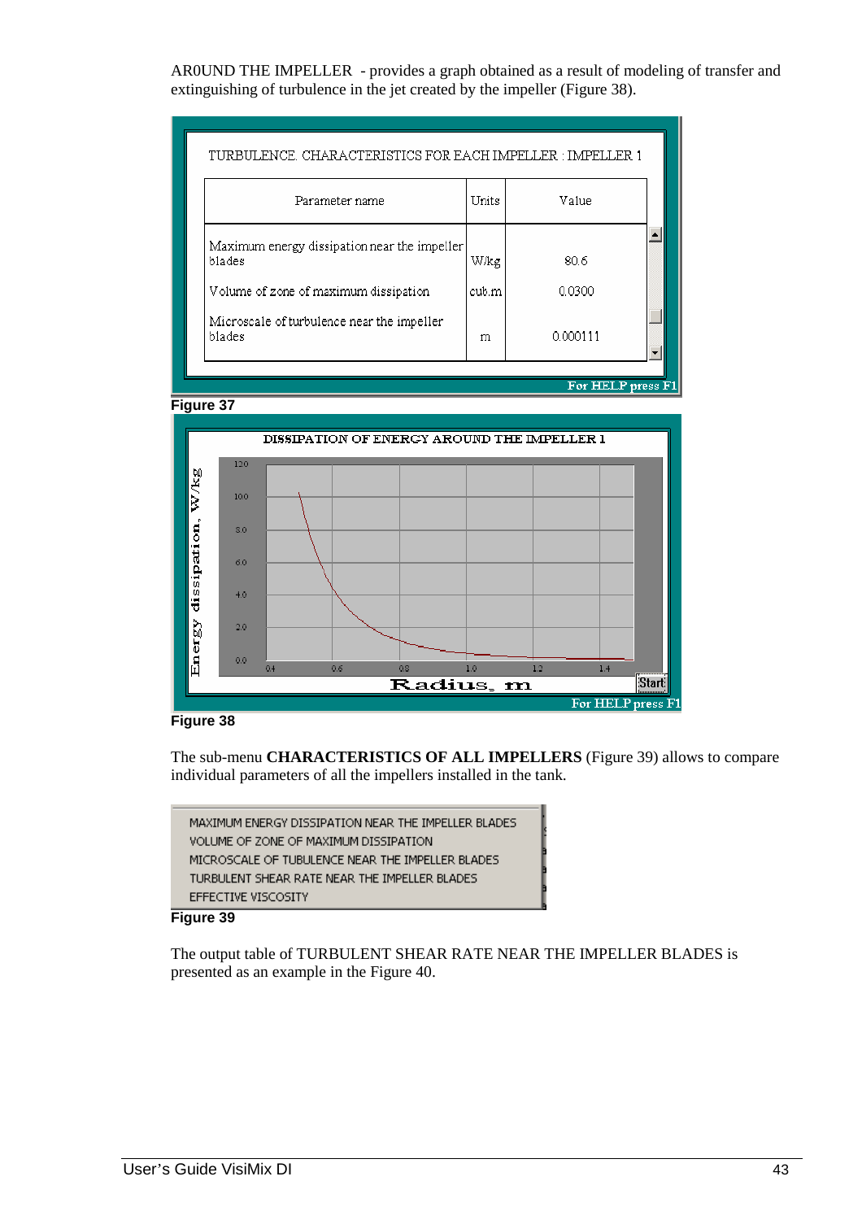AR0UND THE IMPELLER - provides a graph obtained as a result of modeling of transfer and extinguishing of turbulence in the jet created by the impeller (Figure 38).

TURBULENCE. CHARACTERISTICS FOR EACH IMPELLER : IMPELLER 1

| Parameter name | Units | Value |
| --- | --- | --- |
| Maximum energy dissipation near the impeller blades | W/kg | 80.6 |
| Volume of zone of maximum dissipation | cub.m | 0.0300 |
| Microscale of turbulence near the impeller blades | m | 0.000111 |

For HELP press F1

Figure 37

Figure 38

The sub-menu **CHARACTERISTICS OF ALL IMPELLERS** (Figure 39) allows to compare individual parameters of all the impellers installed in the tank.

MAXIMUM ENERGY DISSIPATION NEAR THE IMPELLER BLADES
VOLUME OF ZONE OF MAXIMUM DISSIPATION
MICROSCALE OF TUBULENCE NEAR THE IMPELLER BLADES
TURBULENT SHEAR RATE NEAR THE IMPELLER BLADES
EFFECTIVE VISCOSITY

Figure 39

The output table of TURBULENT SHEAR RATE NEAR THE IMPELLER BLADES is presented as an example in the Figure 40.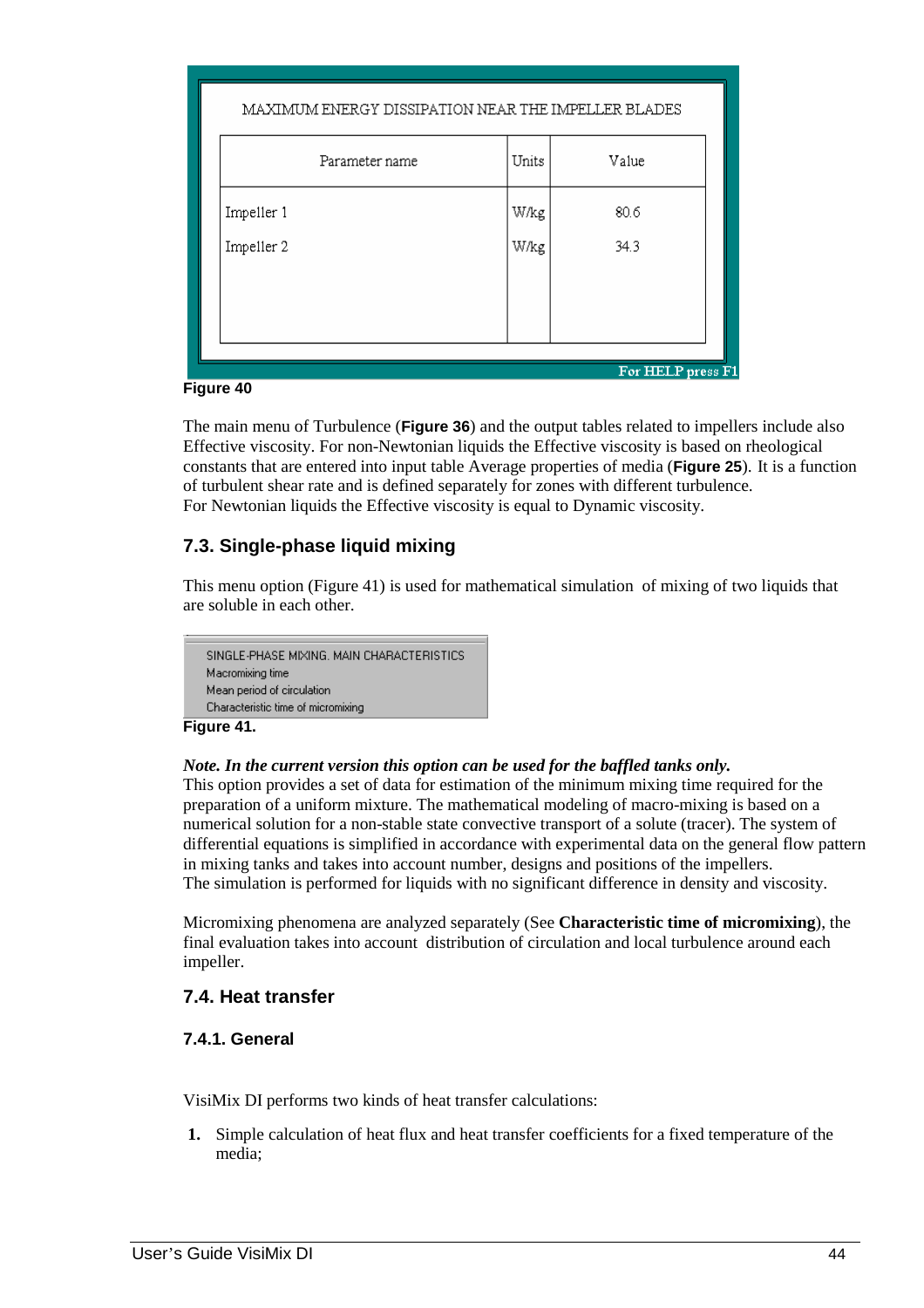MAXIMUM ENERGY DISSIPATION NEAR THE IMPELLER BLADES

| Parameter name | Units | Value |
| --- | --- | --- |
| Impeller 1 | W/kg | 80.6 |
| Impeller 2 | W/kg | 34.3 |

For HELP press F1

**Figure 40**

The main menu of Turbulence (**Figure 36**) and the output tables related to impellers include also Effective viscosity. For non-Newtonian liquids the Effective viscosity is based on rheological constants that are entered into input table Average properties of media (**Figure 25**). It is a function of turbulent shear rate and is defined separately for zones with different turbulence.
For Newtonian liquids the Effective viscosity is equal to Dynamic viscosity.

## 7.3. Single-phase liquid mixing

This menu option (Figure 41) is used for mathematical simulation of mixing of two liquids that are soluble in each other.

SINGLE-PHASE MIXING. MAIN CHARACTERISTICS
Macromixing time
Mean period of circulation
Characteristic time of micromixing

**Figure 41.**

***Note. In the current version this option can be used for the baffled tanks only.***
This option provides a set of data for estimation of the minimum mixing time required for the preparation of a uniform mixture. The mathematical modeling of macro-mixing is based on a numerical solution for a non-stable state convective transport of a solute (tracer). The system of differential equations is simplified in accordance with experimental data on the general flow pattern in mixing tanks and takes into account number, designs and positions of the impellers.
The simulation is performed for liquids with no significant difference in density and viscosity.

Micromixing phenomena are analyzed separately (See **Characteristic time of micromixing**), the final evaluation takes into account distribution of circulation and local turbulence around each impeller.

## 7.4. Heat transfer

### 7.4.1. General

VisiMix DI performs two kinds of heat transfer calculations:

1. Simple calculation of heat flux and heat transfer coefficients for a fixed temperature of the media;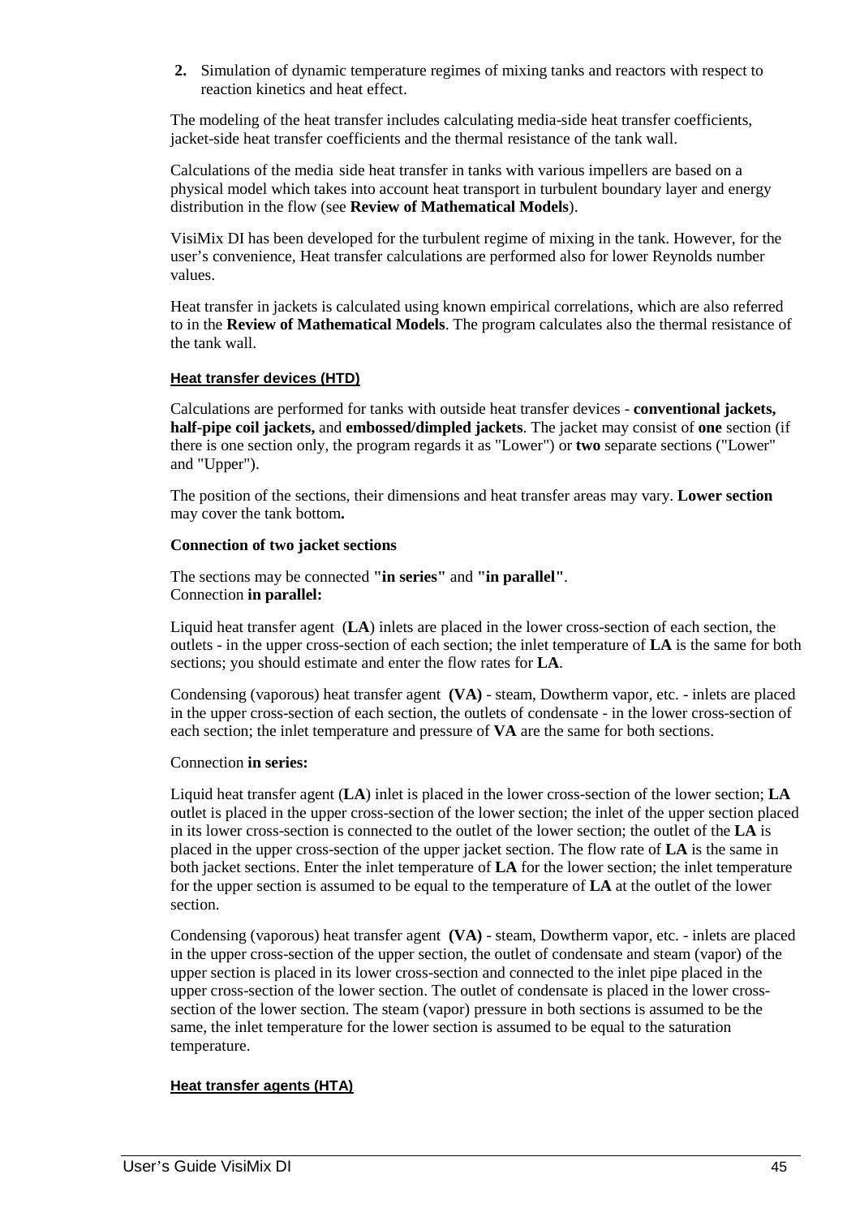2. Simulation of dynamic temperature regimes of mixing tanks and reactors with respect to reaction kinetics and heat effect.

The modeling of the heat transfer includes calculating media-side heat transfer coefficients, jacket-side heat transfer coefficients and the thermal resistance of the tank wall.

Calculations of the media side heat transfer in tanks with various impellers are based on a physical model which takes into account heat transport in turbulent boundary layer and energy distribution in the flow (see **Review of Mathematical Models**).

VisiMix DI has been developed for the turbulent regime of mixing in the tank. However, for the user's convenience, Heat transfer calculations are performed also for lower Reynolds number values.

Heat transfer in jackets is calculated using known empirical correlations, which are also referred to in the **Review of Mathematical Models**. The program calculates also the thermal resistance of the tank wall.

### Heat transfer devices (HTD)

Calculations are performed for tanks with outside heat transfer devices - **conventional jackets, half-pipe coil jackets,** and **embossed/dimpled jackets**. The jacket may consist of **one** section (if there is one section only, the program regards it as "Lower") or **two** separate sections ("Lower" and "Upper").

The position of the sections, their dimensions and heat transfer areas may vary. **Lower section** may cover the tank bottom**.**

**Connection of two jacket sections**

The sections may be connected **"in series"** and **"in parallel"**.
Connection **in parallel:**

Liquid heat transfer agent (**LA**) inlets are placed in the lower cross-section of each section, the outlets - in the upper cross-section of each section; the inlet temperature of **LA** is the same for both sections; you should estimate and enter the flow rates for **LA**.

Condensing (vaporous) heat transfer agent **(VA)** - steam, Dowtherm vapor, etc. - inlets are placed in the upper cross-section of each section, the outlets of condensate - in the lower cross-section of each section; the inlet temperature and pressure of **VA** are the same for both sections.

Connection **in series:**

Liquid heat transfer agent (**LA**) inlet is placed in the lower cross-section of the lower section; **LA** outlet is placed in the upper cross-section of the lower section; the inlet of the upper section placed in its lower cross-section is connected to the outlet of the lower section; the outlet of the **LA** is placed in the upper cross-section of the upper jacket section. The flow rate of **LA** is the same in both jacket sections. Enter the inlet temperature of **LA** for the lower section; the inlet temperature for the upper section is assumed to be equal to the temperature of **LA** at the outlet of the lower section.

Condensing (vaporous) heat transfer agent **(VA)** - steam, Dowtherm vapor, etc. - inlets are placed in the upper cross-section of the upper section, the outlet of condensate and steam (vapor) of the upper section is placed in its lower cross-section and connected to the inlet pipe placed in the upper cross-section of the lower section. The outlet of condensate is placed in the lower cross-section of the lower section. The steam (vapor) pressure in both sections is assumed to be the same, the inlet temperature for the lower section is assumed to be equal to the saturation temperature.

### Heat transfer agents (HTA)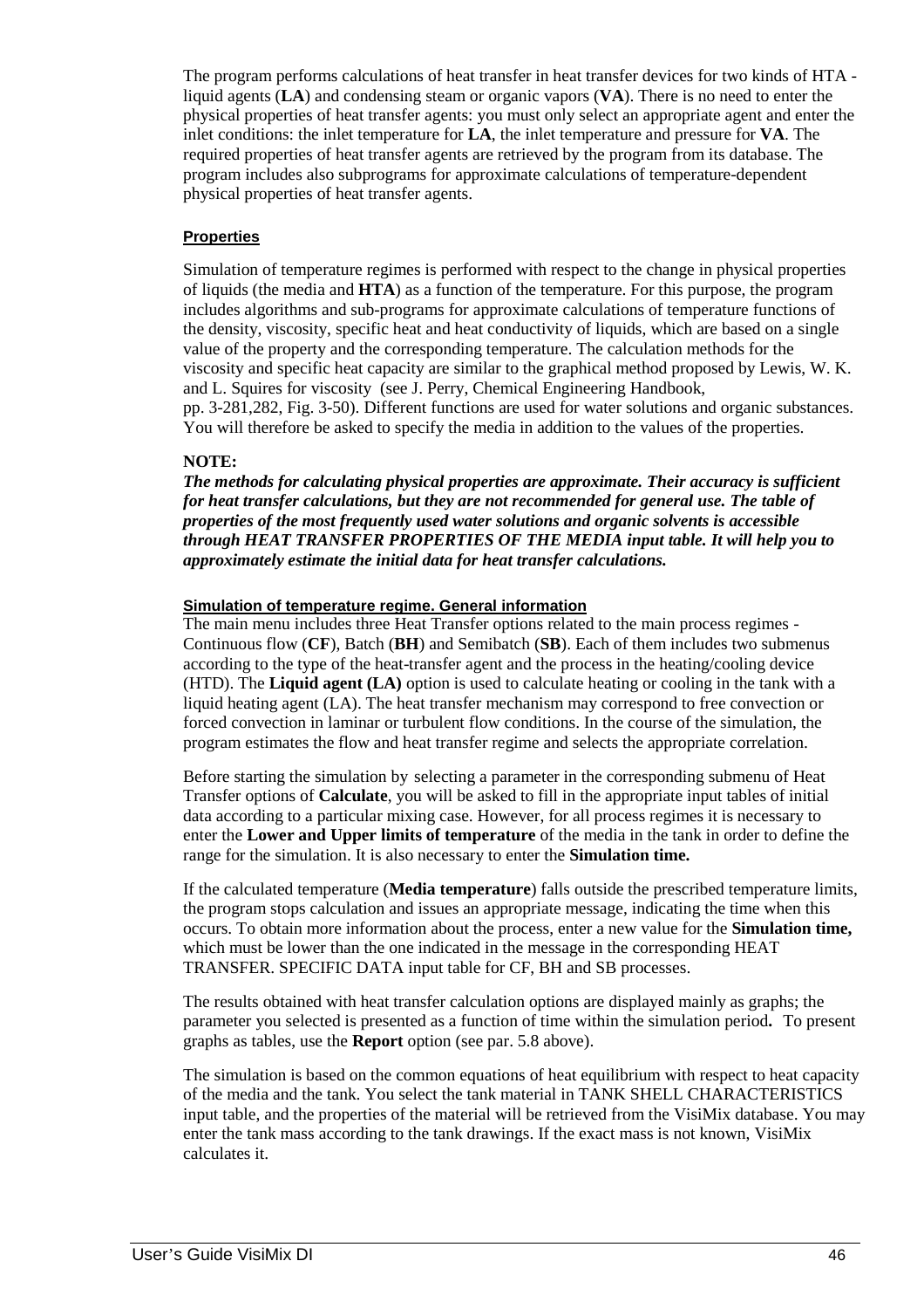The program performs calculations of heat transfer in heat transfer devices for two kinds of HTA - liquid agents (**LA**) and condensing steam or organic vapors (**VA**). There is no need to enter the physical properties of heat transfer agents: you must only select an appropriate agent and enter the inlet conditions: the inlet temperature for **LA**, the inlet temperature and pressure for **VA**. The required properties of heat transfer agents are retrieved by the program from its database. The program includes also subprograms for approximate calculations of temperature-dependent physical properties of heat transfer agents.

#### Properties

Simulation of temperature regimes is performed with respect to the change in physical properties of liquids (the media and **HTA**) as a function of the temperature. For this purpose, the program includes algorithms and sub-programs for approximate calculations of temperature functions of the density, viscosity, specific heat and heat conductivity of liquids, which are based on a single value of the property and the corresponding temperature. The calculation methods for the viscosity and specific heat capacity are similar to the graphical method proposed by Lewis, W. K. and L. Squires for viscosity (see J. Perry, Chemical Engineering Handbook, pp. 3-281,282, Fig. 3-50). Different functions are used for water solutions and organic substances. You will therefore be asked to specify the media in addition to the values of the properties.

**NOTE:**

***The methods for calculating physical properties are approximate. Their accuracy is sufficient for heat transfer calculations, but they are not recommended for general use. The table of properties of the most frequently used water solutions and organic solvents is accessible through HEAT TRANSFER PROPERTIES OF THE MEDIA input table. It will help you to approximately estimate the initial data for heat transfer calculations.***

#### Simulation of temperature regime. General information

The main menu includes three Heat Transfer options related to the main process regimes - Continuous flow (**CF**), Batch (**BH**) and Semibatch (**SB**). Each of them includes two submenus according to the type of the heat-transfer agent and the process in the heating/cooling device (HTD). The **Liquid agent (LA)** option is used to calculate heating or cooling in the tank with a liquid heating agent (LA). The heat transfer mechanism may correspond to free convection or forced convection in laminar or turbulent flow conditions. In the course of the simulation, the program estimates the flow and heat transfer regime and selects the appropriate correlation.

Before starting the simulation by selecting a parameter in the corresponding submenu of Heat Transfer options of **Calculate**, you will be asked to fill in the appropriate input tables of initial data according to a particular mixing case. However, for all process regimes it is necessary to enter the **Lower and Upper limits of temperature** of the media in the tank in order to define the range for the simulation. It is also necessary to enter the **Simulation time.**

If the calculated temperature (**Media temperature**) falls outside the prescribed temperature limits, the program stops calculation and issues an appropriate message, indicating the time when this occurs. To obtain more information about the process, enter a new value for the **Simulation time,** which must be lower than the one indicated in the message in the corresponding HEAT TRANSFER. SPECIFIC DATA input table for CF, BH and SB processes.

The results obtained with heat transfer calculation options are displayed mainly as graphs; the parameter you selected is presented as a function of time within the simulation period**.** To present graphs as tables, use the **Report** option (see par. 5.8 above).

The simulation is based on the common equations of heat equilibrium with respect to heat capacity of the media and the tank. You select the tank material in TANK SHELL CHARACTERISTICS input table, and the properties of the material will be retrieved from the VisiMix database. You may enter the tank mass according to the tank drawings. If the exact mass is not known, VisiMix calculates it.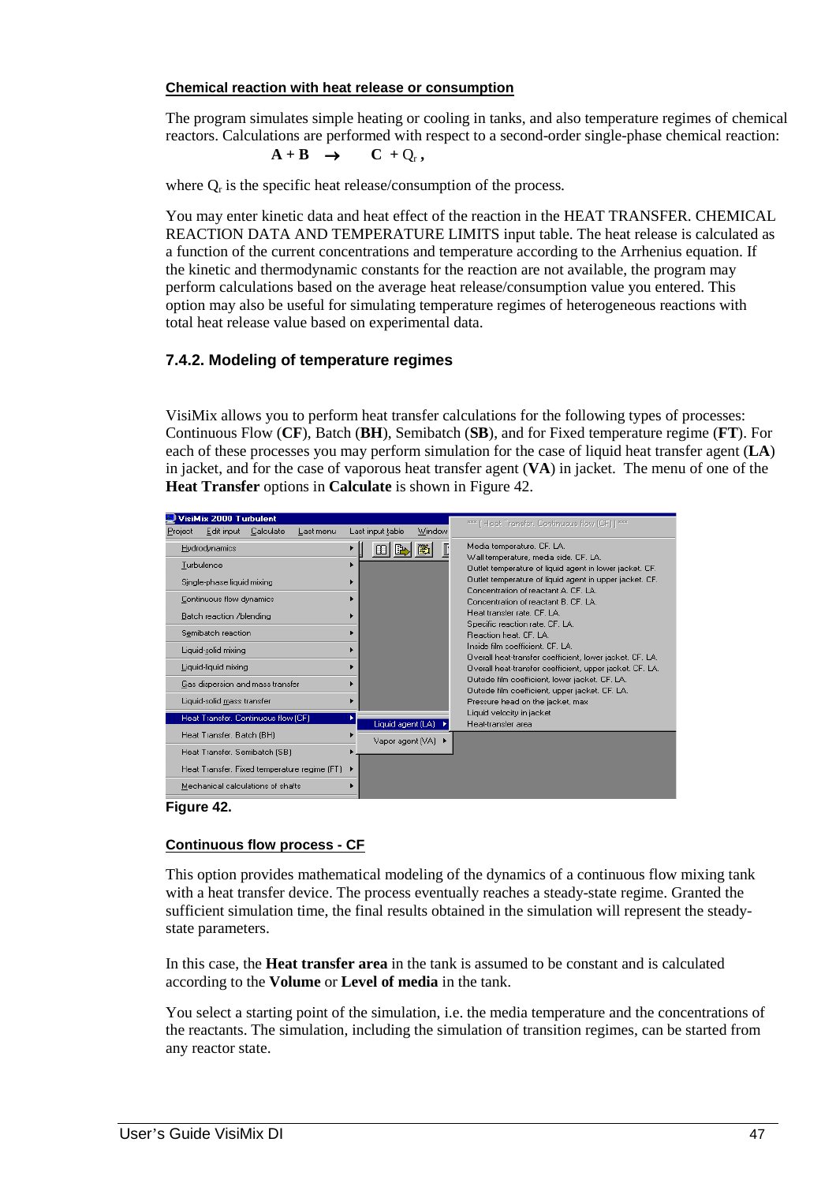### Chemical reaction with heat release or consumption

The program simulates simple heating or cooling in tanks, and also temperature regimes of chemical reactors. Calculations are performed with respect to a second-order single-phase chemical reaction:

$$\mathbf{A} + \mathbf{B} \;\rightarrow\; \mathbf{C} + Q_r\,,$$

where $Q_r$ is the specific heat release/consumption of the process.

You may enter kinetic data and heat effect of the reaction in the HEAT TRANSFER. CHEMICAL REACTION DATA AND TEMPERATURE LIMITS input table. The heat release is calculated as a function of the current concentrations and temperature according to the Arrhenius equation. If the kinetic and thermodynamic constants for the reaction are not available, the program may perform calculations based on the average heat release/consumption value you entered. This option may also be useful for simulating temperature regimes of heterogeneous reactions with total heat release value based on experimental data.

## 7.4.2. Modeling of temperature regimes

VisiMix allows you to perform heat transfer calculations for the following types of processes: Continuous Flow (**CF**), Batch (**BH**), Semibatch (**SB**), and for Fixed temperature regime (**FT**). For each of these processes you may perform simulation for the case of liquid heat transfer agent (**LA**) in jacket, and for the case of vaporous heat transfer agent (**VA**) in jacket. The menu of one of the **Heat Transfer** options in **Calculate** is shown in Figure 42.

**Figure 42.**

### Continuous flow process - CF

This option provides mathematical modeling of the dynamics of a continuous flow mixing tank with a heat transfer device. The process eventually reaches a steady-state regime. Granted the sufficient simulation time, the final results obtained in the simulation will represent the steady-state parameters.

In this case, the **Heat transfer area** in the tank is assumed to be constant and is calculated according to the **Volume** or **Level of media** in the tank.

You select a starting point of the simulation, i.e. the media temperature and the concentrations of the reactants. The simulation, including the simulation of transition regimes, can be started from any reactor state.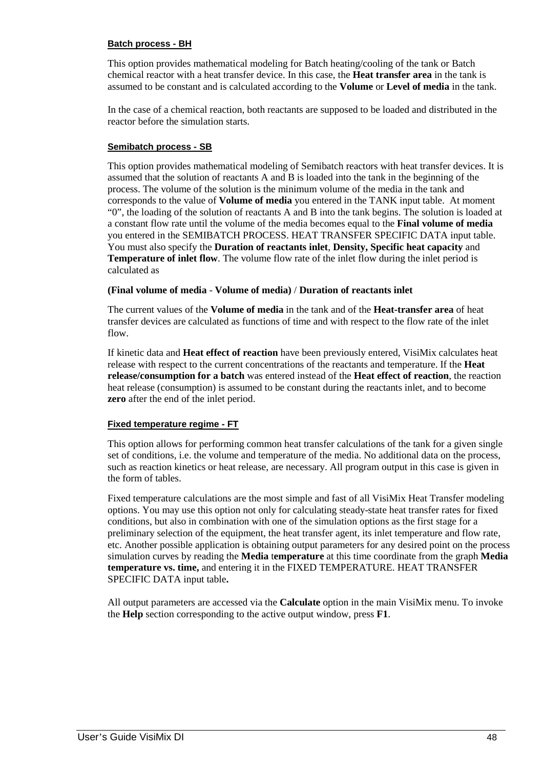### Batch process - BH

This option provides mathematical modeling for Batch heating/cooling of the tank or Batch chemical reactor with a heat transfer device. In this case, the **Heat transfer area** in the tank is assumed to be constant and is calculated according to the **Volume** or **Level of media** in the tank.

In the case of a chemical reaction, both reactants are supposed to be loaded and distributed in the reactor before the simulation starts.

### Semibatch process - SB

This option provides mathematical modeling of Semibatch reactors with heat transfer devices. It is assumed that the solution of reactants A and B is loaded into the tank in the beginning of the process. The volume of the solution is the minimum volume of the media in the tank and corresponds to the value of **Volume of media** you entered in the TANK input table. At moment "0", the loading of the solution of reactants A and B into the tank begins. The solution is loaded at a constant flow rate until the volume of the media becomes equal to the **Final volume of media** you entered in the SEMIBATCH PROCESS. HEAT TRANSFER SPECIFIC DATA input table. You must also specify the **Duration of reactants inlet**, **Density, Specific heat capacity** and **Temperature of inlet flow**. The volume flow rate of the inlet flow during the inlet period is calculated as

**(Final volume of media** - **Volume of media)** / **Duration of reactants inlet**

The current values of the **Volume of media** in the tank and of the **Heat-transfer area** of heat transfer devices are calculated as functions of time and with respect to the flow rate of the inlet flow.

If kinetic data and **Heat effect of reaction** have been previously entered, VisiMix calculates heat release with respect to the current concentrations of the reactants and temperature. If the **Heat release/consumption for a batch** was entered instead of the **Heat effect of reaction**, the reaction heat release (consumption) is assumed to be constant during the reactants inlet, and to become **zero** after the end of the inlet period.

### Fixed temperature regime - FT

This option allows for performing common heat transfer calculations of the tank for a given single set of conditions, i.e. the volume and temperature of the media. No additional data on the process, such as reaction kinetics or heat release, are necessary. All program output in this case is given in the form of tables.

Fixed temperature calculations are the most simple and fast of all VisiMix Heat Transfer modeling options. You may use this option not only for calculating steady-state heat transfer rates for fixed conditions, but also in combination with one of the simulation options as the first stage for a preliminary selection of the equipment, the heat transfer agent, its inlet temperature and flow rate, etc. Another possible application is obtaining output parameters for any desired point on the process simulation curves by reading the **Media temperature** at this time coordinate from the graph **Media temperature vs. time,** and entering it in the FIXED TEMPERATURE. HEAT TRANSFER SPECIFIC DATA input table**.**

All output parameters are accessed via the **Calculate** option in the main VisiMix menu. To invoke the **Help** section corresponding to the active output window, press **F1**.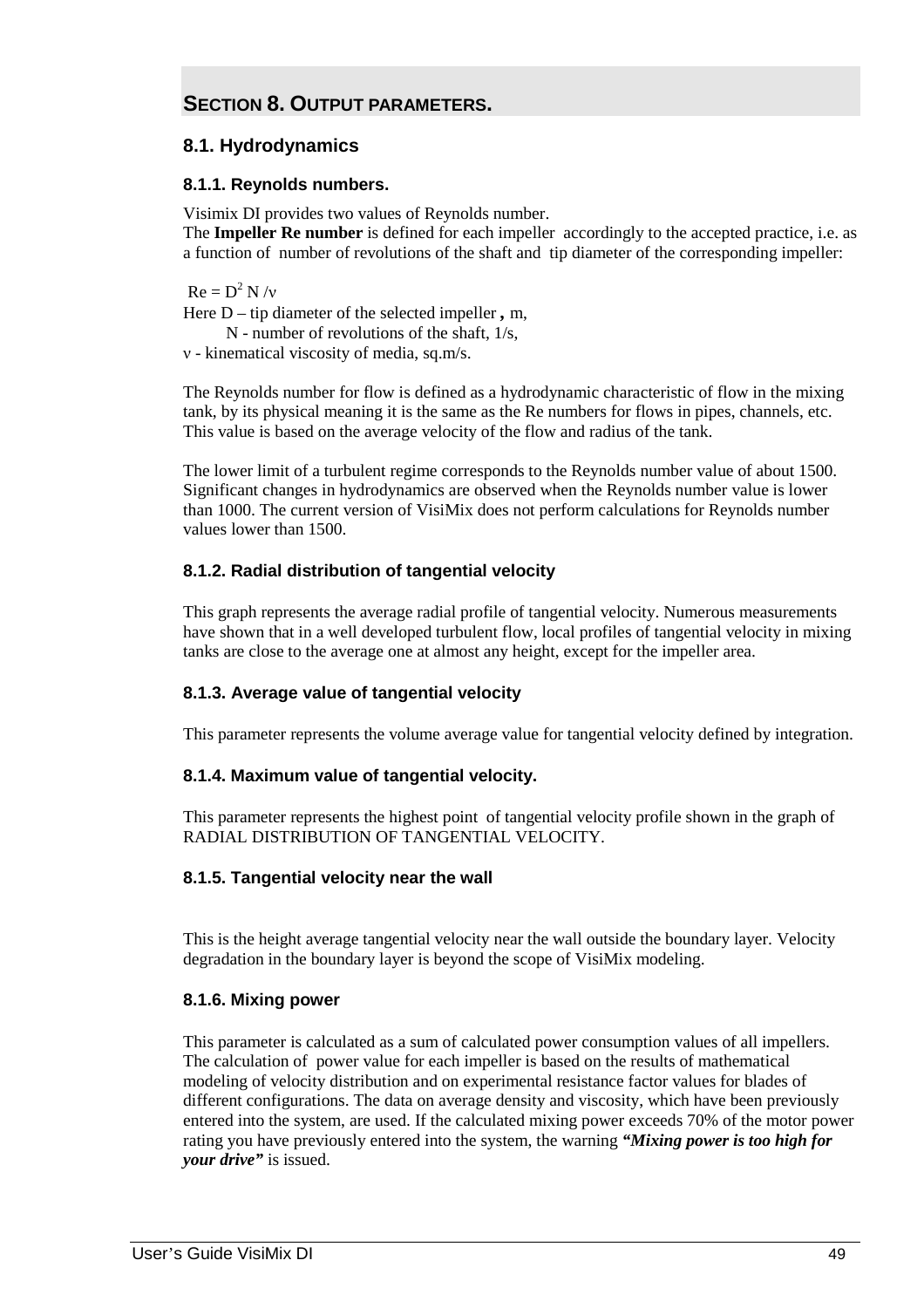# SECTION 8. OUTPUT PARAMETERS.

## 8.1. Hydrodynamics

### 8.1.1. Reynolds numbers.

Visimix DI provides two values of Reynolds number.
The **Impeller Re number** is defined for each impeller accordingly to the accepted practice, i.e. as a function of number of revolutions of the shaft and tip diameter of the corresponding impeller:

$Re = D^2 N / \nu$

Here D – tip diameter of the selected impeller , m,
N - number of revolutions of the shaft, 1/s,
ν - kinematical viscosity of media, sq.m/s.

The Reynolds number for flow is defined as a hydrodynamic characteristic of flow in the mixing tank, by its physical meaning it is the same as the Re numbers for flows in pipes, channels, etc. This value is based on the average velocity of the flow and radius of the tank.

The lower limit of a turbulent regime corresponds to the Reynolds number value of about 1500. Significant changes in hydrodynamics are observed when the Reynolds number value is lower than 1000. The current version of VisiMix does not perform calculations for Reynolds number values lower than 1500.

### 8.1.2. Radial distribution of tangential velocity

This graph represents the average radial profile of tangential velocity. Numerous measurements have shown that in a well developed turbulent flow, local profiles of tangential velocity in mixing tanks are close to the average one at almost any height, except for the impeller area.

### 8.1.3. Average value of tangential velocity

This parameter represents the volume average value for tangential velocity defined by integration.

### 8.1.4. Maximum value of tangential velocity.

This parameter represents the highest point of tangential velocity profile shown in the graph of RADIAL DISTRIBUTION OF TANGENTIAL VELOCITY.

### 8.1.5. Tangential velocity near the wall

This is the height average tangential velocity near the wall outside the boundary layer. Velocity degradation in the boundary layer is beyond the scope of VisiMix modeling.

### 8.1.6. Mixing power

This parameter is calculated as a sum of calculated power consumption values of all impellers. The calculation of power value for each impeller is based on the results of mathematical modeling of velocity distribution and on experimental resistance factor values for blades of different configurations. The data on average density and viscosity, which have been previously entered into the system, are used. If the calculated mixing power exceeds 70% of the motor power rating you have previously entered into the system, the warning ***"Mixing power is too high for your drive"*** is issued.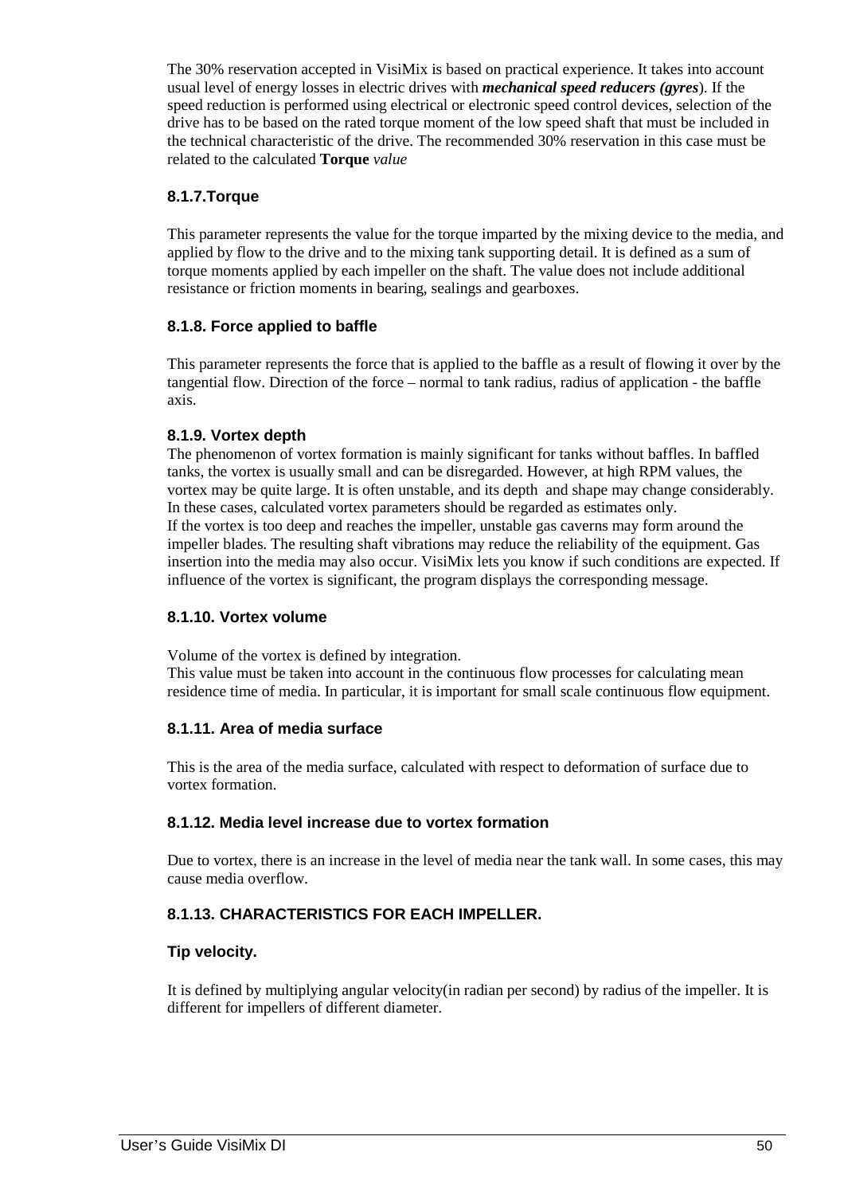The 30% reservation accepted in VisiMix is based on practical experience. It takes into account usual level of energy losses in electric drives with ***mechanical speed reducers (gyres***). If the speed reduction is performed using electrical or electronic speed control devices, selection of the drive has to be based on the rated torque moment of the low speed shaft that must be included in the technical characteristic of the drive. The recommended 30% reservation in this case must be related to the calculated **Torque** *value*

### 8.1.7.Torque

This parameter represents the value for the torque imparted by the mixing device to the media, and applied by flow to the drive and to the mixing tank supporting detail. It is defined as a sum of torque moments applied by each impeller on the shaft. The value does not include additional resistance or friction moments in bearing, sealings and gearboxes.

### 8.1.8. Force applied to baffle

This parameter represents the force that is applied to the baffle as a result of flowing it over by the tangential flow. Direction of the force – normal to tank radius, radius of application - the baffle axis.

### 8.1.9. Vortex depth

The phenomenon of vortex formation is mainly significant for tanks without baffles. In baffled tanks, the vortex is usually small and can be disregarded. However, at high RPM values, the vortex may be quite large. It is often unstable, and its depth and shape may change considerably. In these cases, calculated vortex parameters should be regarded as estimates only.
If the vortex is too deep and reaches the impeller, unstable gas caverns may form around the impeller blades. The resulting shaft vibrations may reduce the reliability of the equipment. Gas insertion into the media may also occur. VisiMix lets you know if such conditions are expected. If influence of the vortex is significant, the program displays the corresponding message.

### 8.1.10. Vortex volume

Volume of the vortex is defined by integration.
This value must be taken into account in the continuous flow processes for calculating mean residence time of media. In particular, it is important for small scale continuous flow equipment.

### 8.1.11. Area of media surface

This is the area of the media surface, calculated with respect to deformation of surface due to vortex formation.

### 8.1.12. Media level increase due to vortex formation

Due to vortex, there is an increase in the level of media near the tank wall. In some cases, this may cause media overflow.

### 8.1.13. CHARACTERISTICS FOR EACH IMPELLER.

#### Tip velocity.

It is defined by multiplying angular velocity(in radian per second) by radius of the impeller. It is different for impellers of different diameter.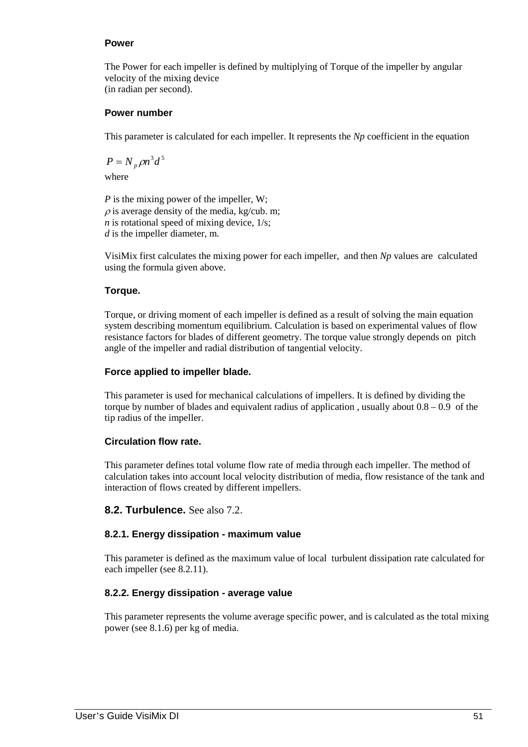### Power

The Power for each impeller is defined by multiplying of Torque of the impeller by angular velocity of the mixing device
(in radian per second).

### Power number

This parameter is calculated for each impeller. It represents the *Np* coefficient in the equation

$$P = N_p \rho n^3 d^5$$

where

$P$ is the mixing power of the impeller, W;
$\rho$ is average density of the media, kg/cub. m;
$n$ is rotational speed of mixing device, 1/s;
$d$ is the impeller diameter, m.

VisiMix first calculates the mixing power for each impeller, and then *Np* values are calculated using the formula given above.

### Torque.

Torque, or driving moment of each impeller is defined as a result of solving the main equation system describing momentum equilibrium. Calculation is based on experimental values of flow resistance factors for blades of different geometry. The torque value strongly depends on pitch angle of the impeller and radial distribution of tangential velocity.

### Force applied to impeller blade.

This parameter is used for mechanical calculations of impellers. It is defined by dividing the torque by number of blades and equivalent radius of application , usually about 0.8 – 0.9 of the tip radius of the impeller.

### Circulation flow rate.

This parameter defines total volume flow rate of media through each impeller. The method of calculation takes into account local velocity distribution of media, flow resistance of the tank and interaction of flows created by different impellers.

## 8.2. Turbulence. See also 7.2.

### 8.2.1. Energy dissipation - maximum value

This parameter is defined as the maximum value of local turbulent dissipation rate calculated for each impeller (see 8.2.11).

### 8.2.2. Energy dissipation - average value

This parameter represents the volume average specific power, and is calculated as the total mixing power (see 8.1.6) per kg of media.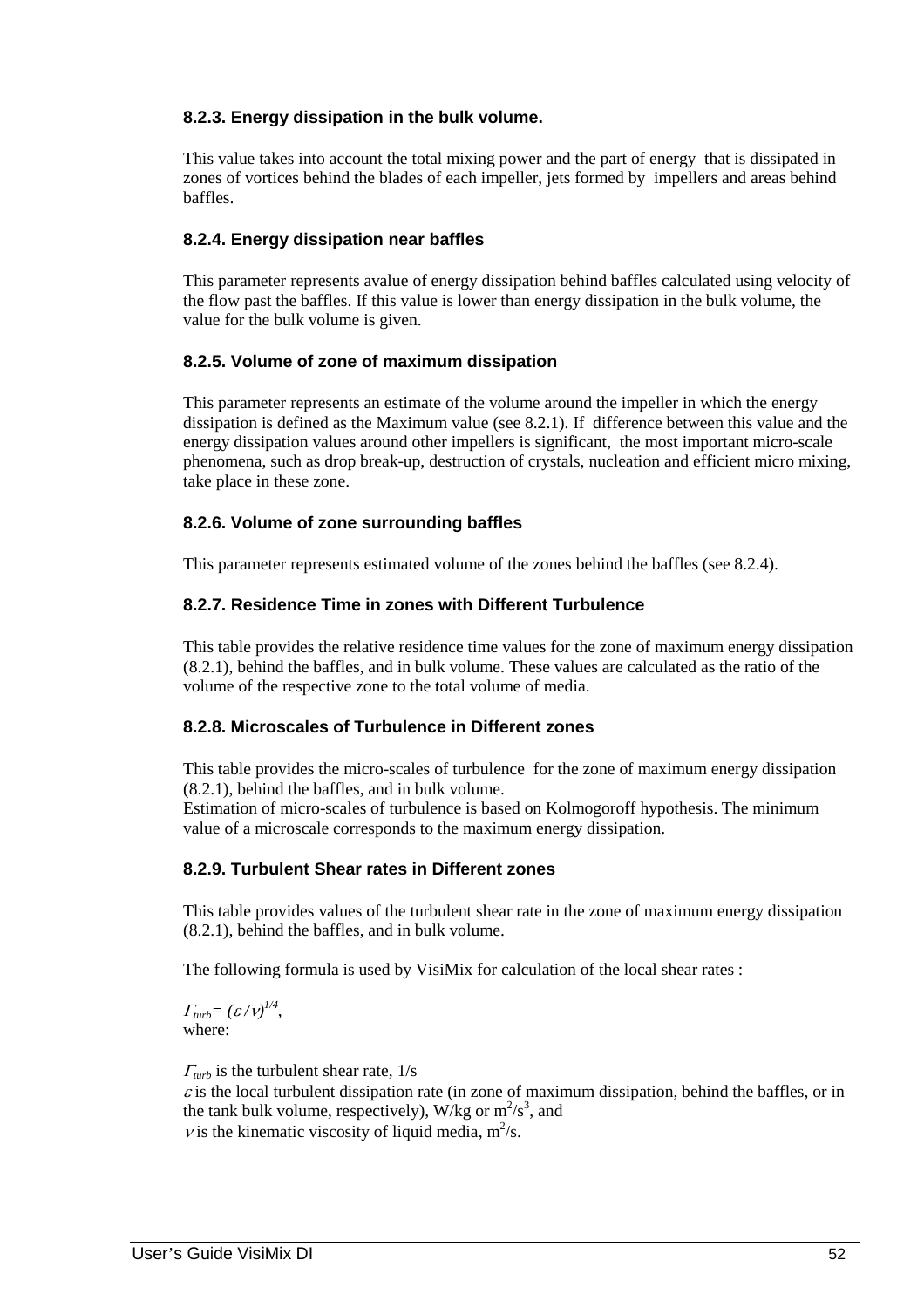### 8.2.3. Energy dissipation in the bulk volume.

This value takes into account the total mixing power and the part of energy that is dissipated in zones of vortices behind the blades of each impeller, jets formed by impellers and areas behind baffles.

### 8.2.4. Energy dissipation near baffles

This parameter represents avalue of energy dissipation behind baffles calculated using velocity of the flow past the baffles. If this value is lower than energy dissipation in the bulk volume, the value for the bulk volume is given.

### 8.2.5. Volume of zone of maximum dissipation

This parameter represents an estimate of the volume around the impeller in which the energy dissipation is defined as the Maximum value (see 8.2.1). If difference between this value and the energy dissipation values around other impellers is significant, the most important micro-scale phenomena, such as drop break-up, destruction of crystals, nucleation and efficient micro mixing, take place in these zone.

### 8.2.6. Volume of zone surrounding baffles

This parameter represents estimated volume of the zones behind the baffles (see 8.2.4).

### 8.2.7. Residence Time in zones with Different Turbulence

This table provides the relative residence time values for the zone of maximum energy dissipation (8.2.1), behind the baffles, and in bulk volume. These values are calculated as the ratio of the volume of the respective zone to the total volume of media.

### 8.2.8. Microscales of Turbulence in Different zones

This table provides the micro-scales of turbulence for the zone of maximum energy dissipation (8.2.1), behind the baffles, and in bulk volume.
Estimation of micro-scales of turbulence is based on Kolmogoroff hypothesis. The minimum value of a microscale corresponds to the maximum energy dissipation.

### 8.2.9. Turbulent Shear rates in Different zones

This table provides values of the turbulent shear rate in the zone of maximum energy dissipation (8.2.1), behind the baffles, and in bulk volume.

The following formula is used by VisiMix for calculation of the local shear rates :

$\Gamma_{turb} = (\varepsilon / \nu)^{1/4}$,
where:

$\Gamma_{turb}$ is the turbulent shear rate, 1/s
$\varepsilon$ is the local turbulent dissipation rate (in zone of maximum dissipation, behind the baffles, or in the tank bulk volume, respectively), W/kg or $m^2/s^3$, and
$\nu$ is the kinematic viscosity of liquid media, $m^2/s$.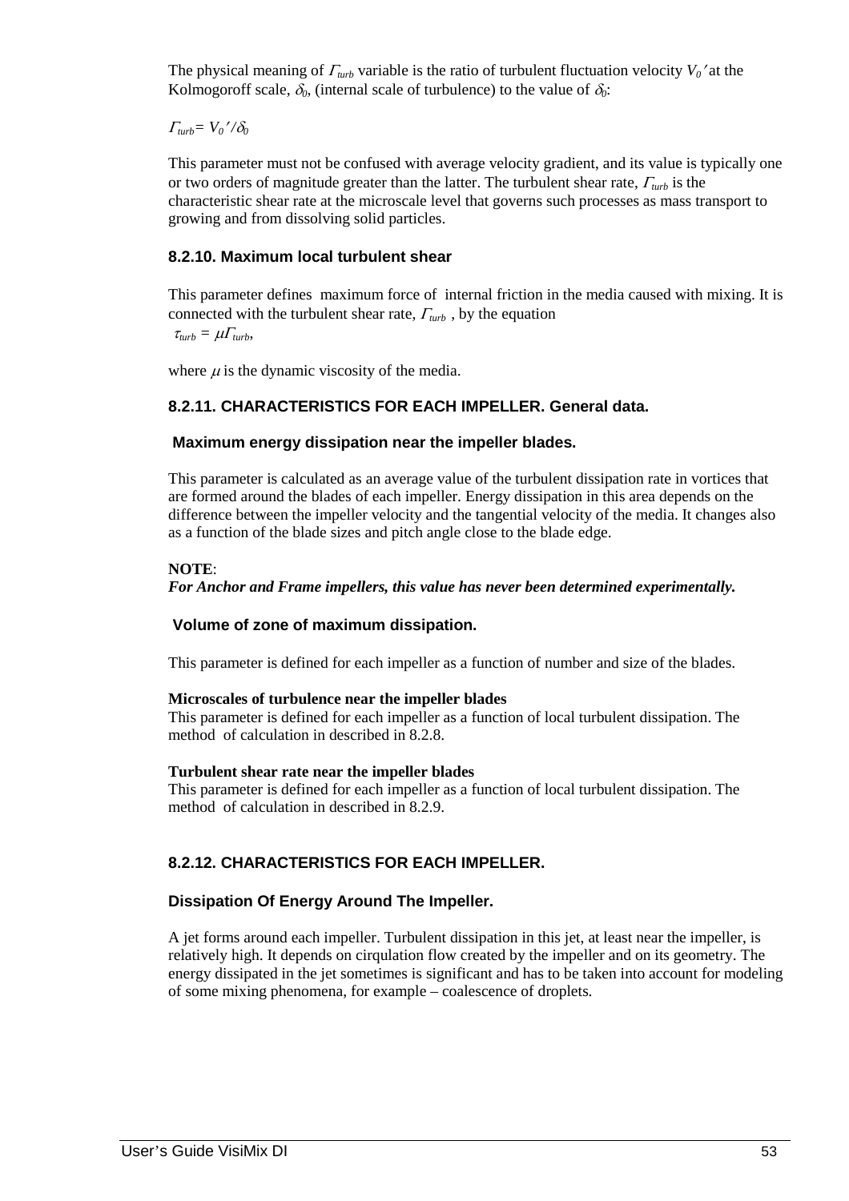The physical meaning of $\Gamma_{turb}$ variable is the ratio of turbulent fluctuation velocity $V_0'$ at the Kolmogoroff scale, $\delta_0$, (internal scale of turbulence) to the value of $\delta_0$:

$\Gamma_{turb} = V_0' / \delta_0$

This parameter must not be confused with average velocity gradient, and its value is typically one or two orders of magnitude greater than the latter. The turbulent shear rate, $\Gamma_{turb}$ is the characteristic shear rate at the microscale level that governs such processes as mass transport to growing and from dissolving solid particles.

### 8.2.10. Maximum local turbulent shear

This parameter defines maximum force of internal friction in the media caused with mixing. It is connected with the turbulent shear rate, $\Gamma_{turb}$ , by the equation

$\tau_{turb} = \mu \Gamma_{turb}$,

where $\mu$ is the dynamic viscosity of the media.

### 8.2.11. CHARACTERISTICS FOR EACH IMPELLER. General data.

#### Maximum energy dissipation near the impeller blades.

This parameter is calculated as an average value of the turbulent dissipation rate in vortices that are formed around the blades of each impeller. Energy dissipation in this area depends on the difference between the impeller velocity and the tangential velocity of the media. It changes also as a function of the blade sizes and pitch angle close to the blade edge.

**NOTE**:
***For Anchor and Frame impellers, this value has never been determined experimentally.***

#### Volume of zone of maximum dissipation.

This parameter is defined for each impeller as a function of number and size of the blades.

**Microscales of turbulence near the impeller blades**
This parameter is defined for each impeller as a function of local turbulent dissipation. The method of calculation in described in 8.2.8.

**Turbulent shear rate near the impeller blades**
This parameter is defined for each impeller as a function of local turbulent dissipation. The method of calculation in described in 8.2.9.

### 8.2.12. CHARACTERISTICS FOR EACH IMPELLER.

#### Dissipation Of Energy Around The Impeller.

A jet forms around each impeller. Turbulent dissipation in this jet, at least near the impeller, is relatively high. It depends on cirqulation flow created by the impeller and on its geometry. The energy dissipated in the jet sometimes is significant and has to be taken into account for modeling of some mixing phenomena, for example – coalescence of droplets.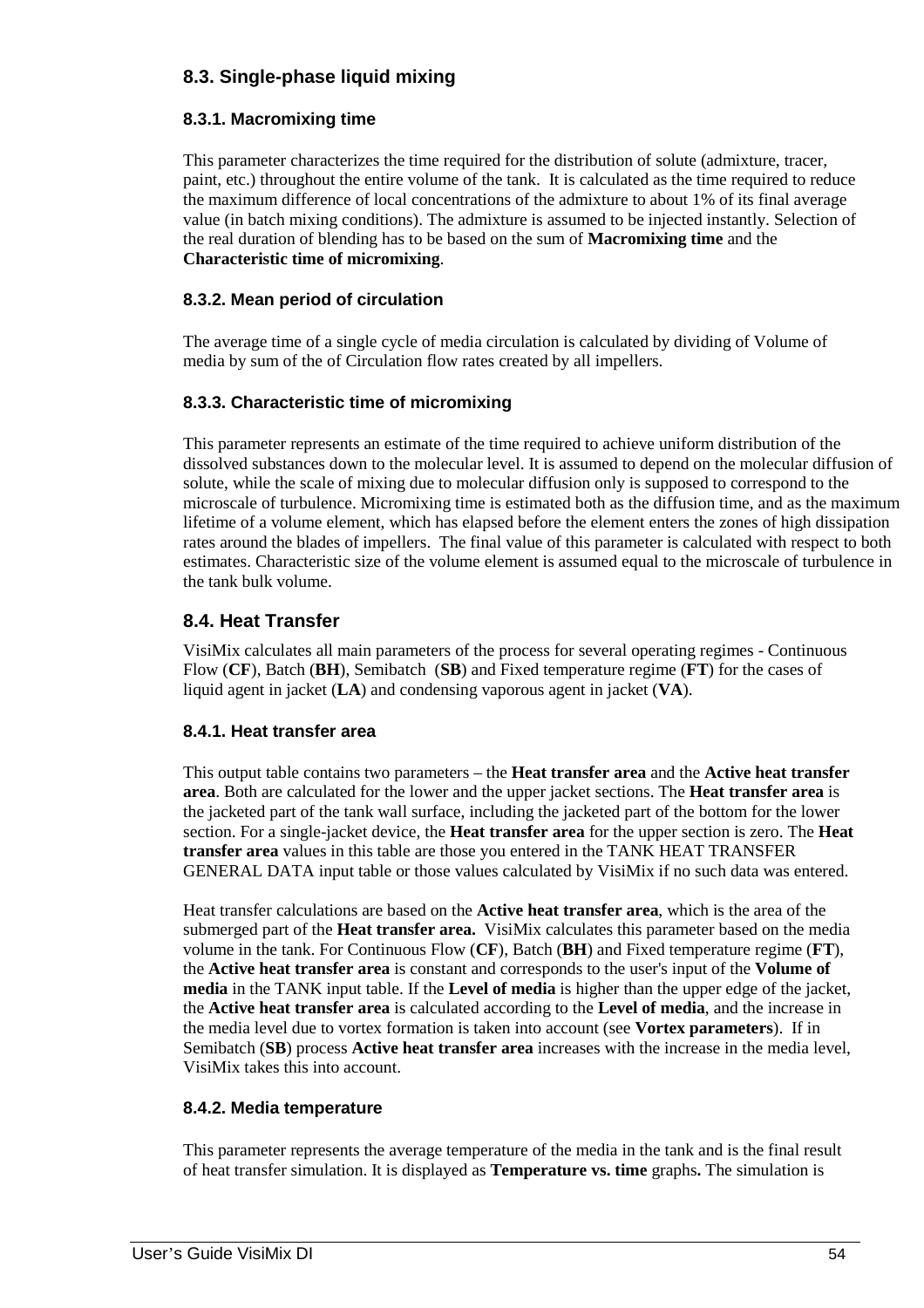## 8.3. Single-phase liquid mixing

### 8.3.1. Macromixing time

This parameter characterizes the time required for the distribution of solute (admixture, tracer, paint, etc.) throughout the entire volume of the tank. It is calculated as the time required to reduce the maximum difference of local concentrations of the admixture to about 1% of its final average value (in batch mixing conditions). The admixture is assumed to be injected instantly. Selection of the real duration of blending has to be based on the sum of **Macromixing time** and the **Characteristic time of micromixing**.

### 8.3.2. Mean period of circulation

The average time of a single cycle of media circulation is calculated by dividing of Volume of media by sum of the of Circulation flow rates created by all impellers.

### 8.3.3. Characteristic time of micromixing

This parameter represents an estimate of the time required to achieve uniform distribution of the dissolved substances down to the molecular level. It is assumed to depend on the molecular diffusion of solute, while the scale of mixing due to molecular diffusion only is supposed to correspond to the microscale of turbulence. Micromixing time is estimated both as the diffusion time, and as the maximum lifetime of a volume element, which has elapsed before the element enters the zones of high dissipation rates around the blades of impellers. The final value of this parameter is calculated with respect to both estimates. Characteristic size of the volume element is assumed equal to the microscale of turbulence in the tank bulk volume.

## 8.4. Heat Transfer

VisiMix calculates all main parameters of the process for several operating regimes - Continuous Flow (**CF**), Batch (**BH**), Semibatch (**SB**) and Fixed temperature regime (**FT**) for the cases of liquid agent in jacket (**LA**) and condensing vaporous agent in jacket (**VA**).

### 8.4.1. Heat transfer area

This output table contains two parameters – the **Heat transfer area** and the **Active heat transfer area**. Both are calculated for the lower and the upper jacket sections. The **Heat transfer area** is the jacketed part of the tank wall surface, including the jacketed part of the bottom for the lower section. For a single-jacket device, the **Heat transfer area** for the upper section is zero. The **Heat transfer area** values in this table are those you entered in the TANK HEAT TRANSFER GENERAL DATA input table or those values calculated by VisiMix if no such data was entered.

Heat transfer calculations are based on the **Active heat transfer area**, which is the area of the submerged part of the **Heat transfer area.** VisiMix calculates this parameter based on the media volume in the tank. For Continuous Flow (**CF**), Batch (**BH**) and Fixed temperature regime (**FT**), the **Active heat transfer area** is constant and corresponds to the user's input of the **Volume of media** in the TANK input table. If the **Level of media** is higher than the upper edge of the jacket, the **Active heat transfer area** is calculated according to the **Level of media**, and the increase in the media level due to vortex formation is taken into account (see **Vortex parameters**). If in Semibatch (**SB**) process **Active heat transfer area** increases with the increase in the media level, VisiMix takes this into account.

### 8.4.2. Media temperature

This parameter represents the average temperature of the media in the tank and is the final result of heat transfer simulation. It is displayed as **Temperature vs. time** graphs**.** The simulation is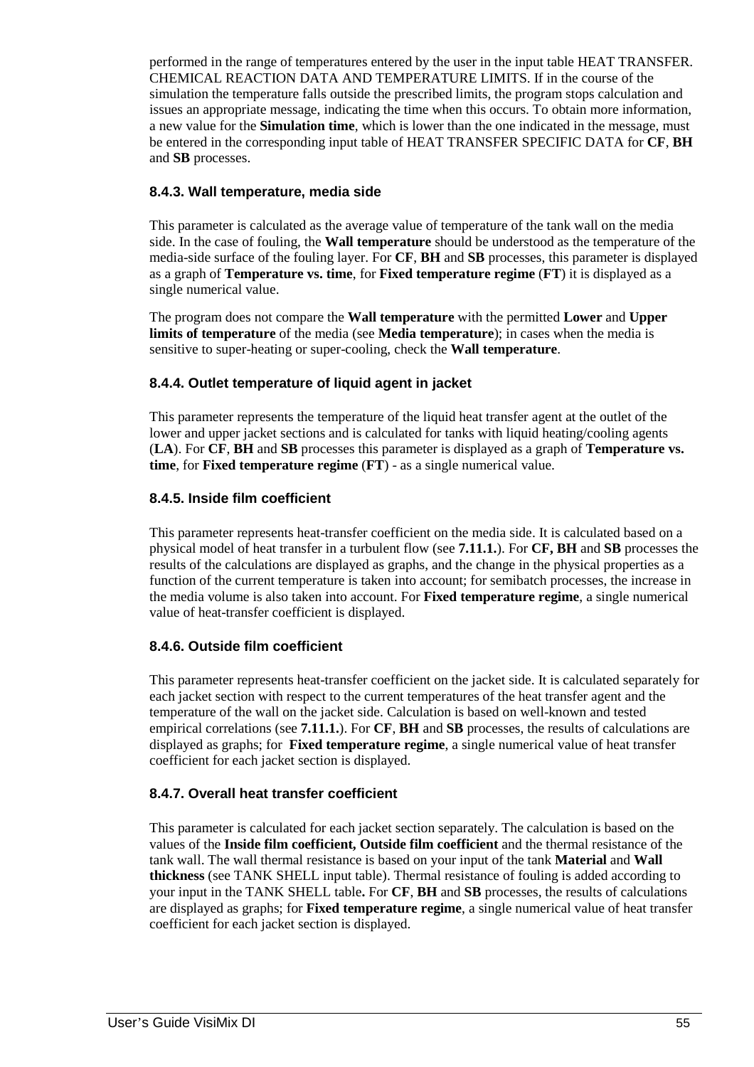performed in the range of temperatures entered by the user in the input table HEAT TRANSFER. CHEMICAL REACTION DATA AND TEMPERATURE LIMITS. If in the course of the simulation the temperature falls outside the prescribed limits, the program stops calculation and issues an appropriate message, indicating the time when this occurs. To obtain more information, a new value for the **Simulation time**, which is lower than the one indicated in the message, must be entered in the corresponding input table of HEAT TRANSFER SPECIFIC DATA for **CF**, **BH** and **SB** processes.

### 8.4.3. Wall temperature, media side

This parameter is calculated as the average value of temperature of the tank wall on the media side. In the case of fouling, the **Wall temperature** should be understood as the temperature of the media-side surface of the fouling layer. For **CF**, **BH** and **SB** processes, this parameter is displayed as a graph of **Temperature vs. time**, for **Fixed temperature regime** (**FT**) it is displayed as a single numerical value.

The program does not compare the **Wall temperature** with the permitted **Lower** and **Upper limits of temperature** of the media (see **Media temperature**); in cases when the media is sensitive to super-heating or super-cooling, check the **Wall temperature**.

### 8.4.4. Outlet temperature of liquid agent in jacket

This parameter represents the temperature of the liquid heat transfer agent at the outlet of the lower and upper jacket sections and is calculated for tanks with liquid heating/cooling agents (**LA**). For **CF**, **BH** and **SB** processes this parameter is displayed as a graph of **Temperature vs. time**, for **Fixed temperature regime** (**FT**) - as a single numerical value.

### 8.4.5. Inside film coefficient

This parameter represents heat-transfer coefficient on the media side. It is calculated based on a physical model of heat transfer in a turbulent flow (see **7.11.1.**). For **CF, BH** and **SB** processes the results of the calculations are displayed as graphs, and the change in the physical properties as a function of the current temperature is taken into account; for semibatch processes, the increase in the media volume is also taken into account. For **Fixed temperature regime**, a single numerical value of heat-transfer coefficient is displayed.

### 8.4.6. Outside film coefficient

This parameter represents heat-transfer coefficient on the jacket side. It is calculated separately for each jacket section with respect to the current temperatures of the heat transfer agent and the temperature of the wall on the jacket side. Calculation is based on well-known and tested empirical correlations (see **7.11.1.**). For **CF**, **BH** and **SB** processes, the results of calculations are displayed as graphs; for **Fixed temperature regime**, a single numerical value of heat transfer coefficient for each jacket section is displayed.

### 8.4.7. Overall heat transfer coefficient

This parameter is calculated for each jacket section separately. The calculation is based on the values of the **Inside film coefficient, Outside film coefficient** and the thermal resistance of the tank wall. The wall thermal resistance is based on your input of the tank **Material** and **Wall thickness** (see TANK SHELL input table). Thermal resistance of fouling is added according to your input in the TANK SHELL table**.** For **CF**, **BH** and **SB** processes, the results of calculations are displayed as graphs; for **Fixed temperature regime**, a single numerical value of heat transfer coefficient for each jacket section is displayed.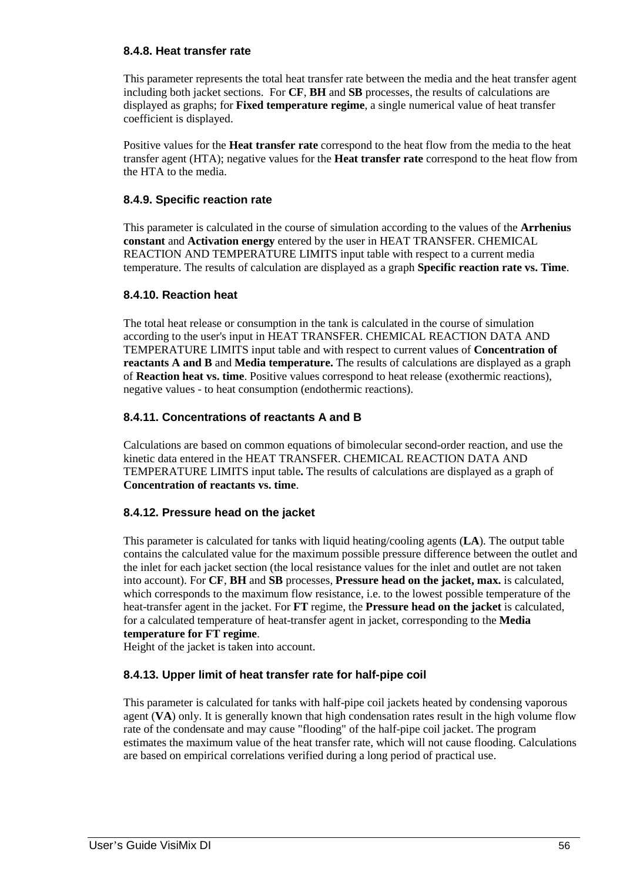### 8.4.8. Heat transfer rate

This parameter represents the total heat transfer rate between the media and the heat transfer agent including both jacket sections. For **CF**, **BH** and **SB** processes, the results of calculations are displayed as graphs; for **Fixed temperature regime**, a single numerical value of heat transfer coefficient is displayed.

Positive values for the **Heat transfer rate** correspond to the heat flow from the media to the heat transfer agent (HTA); negative values for the **Heat transfer rate** correspond to the heat flow from the HTA to the media.

### 8.4.9. Specific reaction rate

This parameter is calculated in the course of simulation according to the values of the **Arrhenius constant** and **Activation energy** entered by the user in HEAT TRANSFER. CHEMICAL REACTION AND TEMPERATURE LIMITS input table with respect to a current media temperature. The results of calculation are displayed as a graph **Specific reaction rate vs. Time**.

### 8.4.10. Reaction heat

The total heat release or consumption in the tank is calculated in the course of simulation according to the user's input in HEAT TRANSFER. CHEMICAL REACTION DATA AND TEMPERATURE LIMITS input table and with respect to current values of **Concentration of reactants A and B** and **Media temperature.** The results of calculations are displayed as a graph of **Reaction heat vs. time**. Positive values correspond to heat release (exothermic reactions), negative values - to heat consumption (endothermic reactions).

### 8.4.11. Concentrations of reactants A and B

Calculations are based on common equations of bimolecular second-order reaction, and use the kinetic data entered in the HEAT TRANSFER. CHEMICAL REACTION DATA AND TEMPERATURE LIMITS input table**.** The results of calculations are displayed as a graph of **Concentration of reactants vs. time**.

### 8.4.12. Pressure head on the jacket

This parameter is calculated for tanks with liquid heating/cooling agents (**LA**). The output table contains the calculated value for the maximum possible pressure difference between the outlet and the inlet for each jacket section (the local resistance values for the inlet and outlet are not taken into account). For **CF**, **BH** and **SB** processes, **Pressure head on the jacket, max.** is calculated, which corresponds to the maximum flow resistance, i.e. to the lowest possible temperature of the heat-transfer agent in the jacket. For **FT** regime, the **Pressure head on the jacket** is calculated, for a calculated temperature of heat-transfer agent in jacket, corresponding to the **Media temperature for FT regime**.
Height of the jacket is taken into account.

### 8.4.13. Upper limit of heat transfer rate for half-pipe coil

This parameter is calculated for tanks with half-pipe coil jackets heated by condensing vaporous agent (**VA**) only. It is generally known that high condensation rates result in the high volume flow rate of the condensate and may cause "flooding" of the half-pipe coil jacket. The program estimates the maximum value of the heat transfer rate, which will not cause flooding. Calculations are based on empirical correlations verified during a long period of practical use.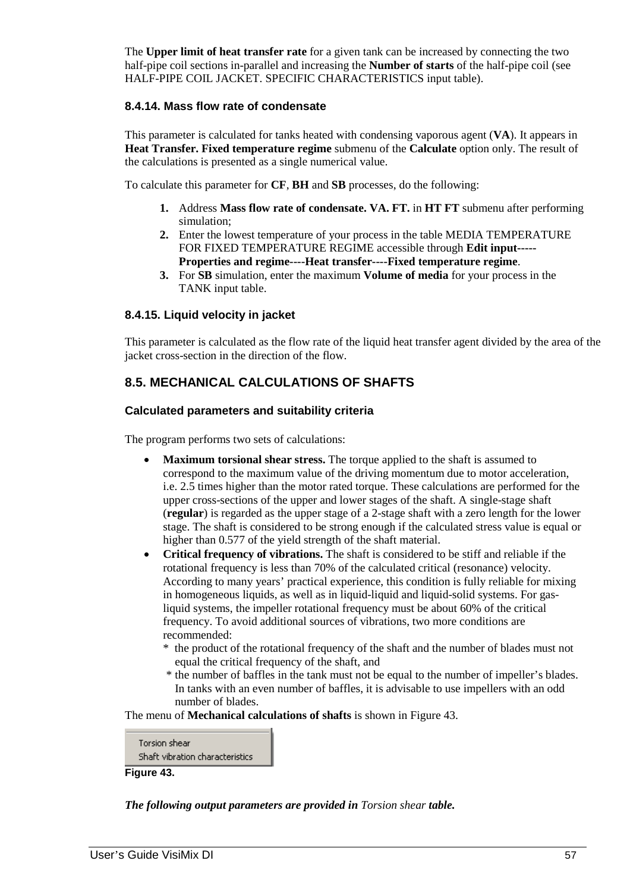The **Upper limit of heat transfer rate** for a given tank can be increased by connecting the two half-pipe coil sections in-parallel and increasing the **Number of starts** of the half-pipe coil (see HALF-PIPE COIL JACKET. SPECIFIC CHARACTERISTICS input table).

### 8.4.14. Mass flow rate of condensate

This parameter is calculated for tanks heated with condensing vaporous agent (**VA**). It appears in **Heat Transfer. Fixed temperature regime** submenu of the **Calculate** option only. The result of the calculations is presented as a single numerical value.

To calculate this parameter for **CF**, **BH** and **SB** processes, do the following:

1. Address **Mass flow rate of condensate. VA. FT.** in **HT FT** submenu after performing simulation;
2. Enter the lowest temperature of your process in the table MEDIA TEMPERATURE FOR FIXED TEMPERATURE REGIME accessible through **Edit input-----Properties and regime----Heat transfer----Fixed temperature regime**.
3. For **SB** simulation, enter the maximum **Volume of media** for your process in the TANK input table.

### 8.4.15. Liquid velocity in jacket

This parameter is calculated as the flow rate of the liquid heat transfer agent divided by the area of the jacket cross-section in the direction of the flow.

## 8.5. MECHANICAL CALCULATIONS OF SHAFTS

### Calculated parameters and suitability criteria

The program performs two sets of calculations:

- **Maximum torsional shear stress.** The torque applied to the shaft is assumed to correspond to the maximum value of the driving momentum due to motor acceleration, i.e. 2.5 times higher than the motor rated torque. These calculations are performed for the upper cross-sections of the upper and lower stages of the shaft. A single-stage shaft (**regular**) is regarded as the upper stage of a 2-stage shaft with a zero length for the lower stage. The shaft is considered to be strong enough if the calculated stress value is equal or higher than 0.577 of the yield strength of the shaft material.
- **Critical frequency of vibrations.** The shaft is considered to be stiff and reliable if the rotational frequency is less than 70% of the calculated critical (resonance) velocity. According to many years' practical experience, this condition is fully reliable for mixing in homogeneous liquids, as well as in liquid-liquid and liquid-solid systems. For gas-liquid systems, the impeller rotational frequency must be about 60% of the critical frequency. To avoid additional sources of vibrations, two more conditions are recommended:
  - * the product of the rotational frequency of the shaft and the number of blades must not equal the critical frequency of the shaft, and
  - * the number of baffles in the tank must not be equal to the number of impeller's blades. In tanks with an even number of baffles, it is advisable to use impellers with an odd number of blades.

The menu of **Mechanical calculations of shafts** is shown in Figure 43.

Torsion shear
Shaft vibration characteristics

**Figure 43.**

***The following output parameters are provided in** Torsion shear **table.***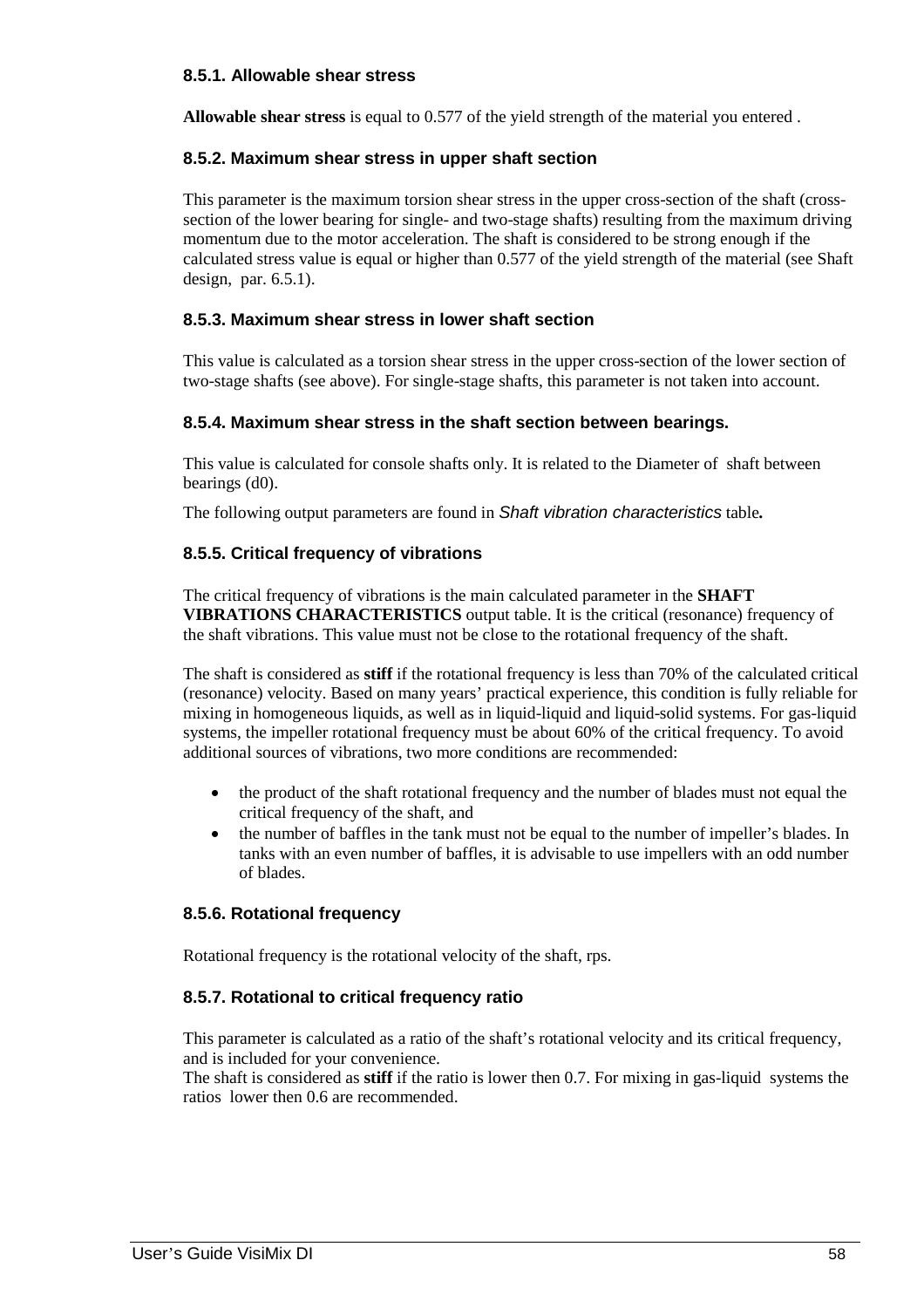### 8.5.1. Allowable shear stress

**Allowable shear stress** is equal to 0.577 of the yield strength of the material you entered .

### 8.5.2. Maximum shear stress in upper shaft section

This parameter is the maximum torsion shear stress in the upper cross-section of the shaft (cross-section of the lower bearing for single- and two-stage shafts) resulting from the maximum driving momentum due to the motor acceleration. The shaft is considered to be strong enough if the calculated stress value is equal or higher than 0.577 of the yield strength of the material (see Shaft design, par. 6.5.1).

### 8.5.3. Maximum shear stress in lower shaft section

This value is calculated as a torsion shear stress in the upper cross-section of the lower section of two-stage shafts (see above). For single-stage shafts, this parameter is not taken into account.

### 8.5.4. Maximum shear stress in the shaft section between bearings.

This value is calculated for console shafts only. It is related to the Diameter of shaft between bearings (d0).

The following output parameters are found in *Shaft vibration characteristics* table**.**

### 8.5.5. Critical frequency of vibrations

The critical frequency of vibrations is the main calculated parameter in the **SHAFT VIBRATIONS CHARACTERISTICS** output table. It is the critical (resonance) frequency of the shaft vibrations. This value must not be close to the rotational frequency of the shaft.

The shaft is considered as **stiff** if the rotational frequency is less than 70% of the calculated critical (resonance) velocity. Based on many years' practical experience, this condition is fully reliable for mixing in homogeneous liquids, as well as in liquid-liquid and liquid-solid systems. For gas-liquid systems, the impeller rotational frequency must be about 60% of the critical frequency. To avoid additional sources of vibrations, two more conditions are recommended:

- the product of the shaft rotational frequency and the number of blades must not equal the critical frequency of the shaft, and
- the number of baffles in the tank must not be equal to the number of impeller's blades. In tanks with an even number of baffles, it is advisable to use impellers with an odd number of blades.

### 8.5.6. Rotational frequency

Rotational frequency is the rotational velocity of the shaft, rps.

### 8.5.7. Rotational to critical frequency ratio

This parameter is calculated as a ratio of the shaft's rotational velocity and its critical frequency, and is included for your convenience.
The shaft is considered as **stiff** if the ratio is lower then 0.7. For mixing in gas-liquid systems the ratios lower then 0.6 are recommended.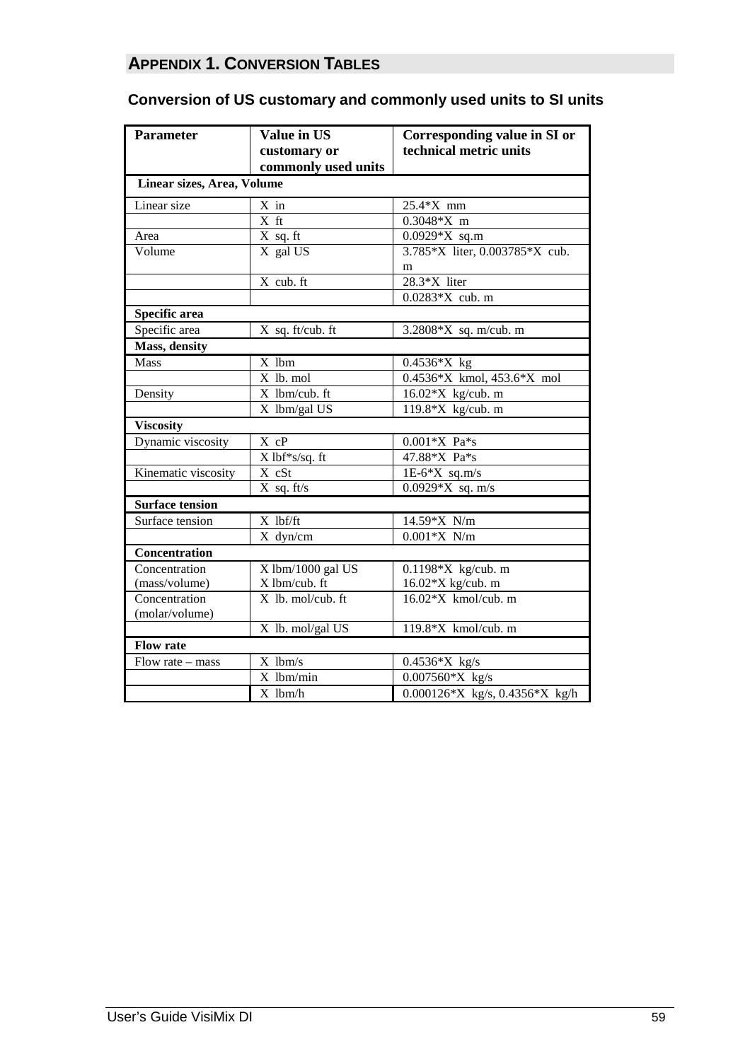# APPENDIX 1. CONVERSION TABLES

## Conversion of US customary and commonly used units to SI units

| Parameter | Value in US customary or commonly used units | Corresponding value in SI or technical metric units |
|---|---|---|
| **Linear sizes, Area, Volume** | | |
| Linear size | X in | 25.4*X mm |
| | X ft | 0.3048*X m |
| Area | X sq. ft | 0.0929*X sq.m |
| Volume | X gal US | 3.785*X liter, 0.003785*X cub. m |
| | X cub. ft | 28.3*X liter |
| | | 0.0283*X cub. m |
| **Specific area** | | |
| Specific area | X sq. ft/cub. ft | 3.2808*X sq. m/cub. m |
| **Mass, density** | | |
| Mass | X lbm | 0.4536*X kg |
| | X lb. mol | 0.4536*X kmol, 453.6*X mol |
| Density | X lbm/cub. ft | 16.02*X kg/cub. m |
| | X lbm/gal US | 119.8*X kg/cub. m |
| **Viscosity** | | |
| Dynamic viscosity | X cP | 0.001*X Pa*s |
| | X lbf*s/sq. ft | 47.88*X Pa*s |
| Kinematic viscosity | X cSt | 1E-6*X sq.m/s |
| | X sq. ft/s | 0.0929*X sq. m/s |
| **Surface tension** | | |
| Surface tension | X lbf/ft | 14.59*X N/m |
| | X dyn/cm | 0.001*X N/m |
| **Concentration** | | |
| Concentration (mass/volume) | X lbm/1000 gal US<br>X lbm/cub. ft | 0.1198*X kg/cub. m<br>16.02*X kg/cub. m |
| Concentration (molar/volume) | X lb. mol/cub. ft | 16.02*X kmol/cub. m |
| | X lb. mol/gal US | 119.8*X kmol/cub. m |
| **Flow rate** | | |
| Flow rate – mass | X lbm/s | 0.4536*X kg/s |
| | X lbm/min | 0.007560*X kg/s |
| | X lbm/h | 0.000126*X kg/s, 0.4356*X kg/h |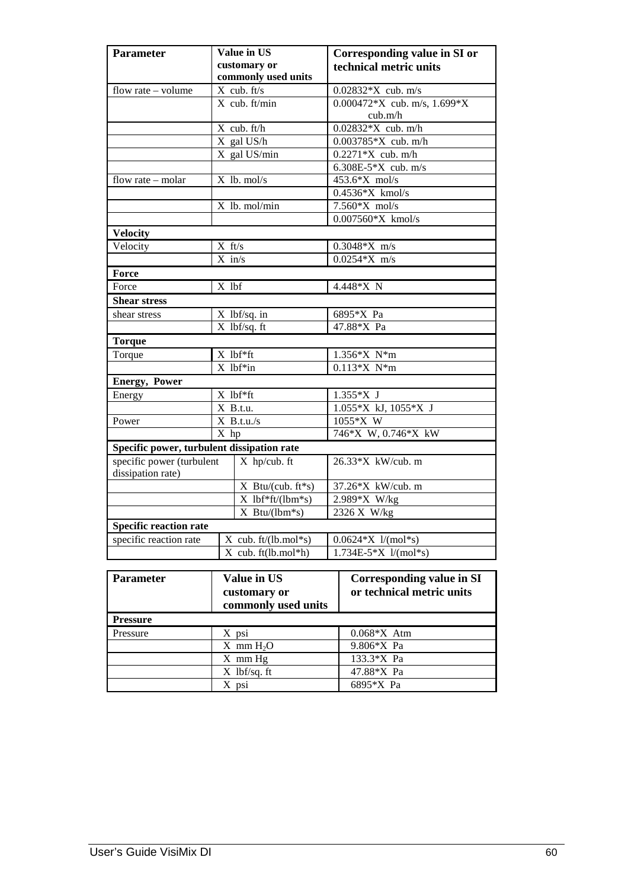| Parameter | Value in US customary or commonly used units | Corresponding value in SI or technical metric units |
|---|---|---|
| flow rate – volume | X cub. ft/s | 0.02832*X cub. m/s |
| | X cub. ft/min | 0.000472*X cub. m/s, 1.699*X cub.m/h |
| | X cub. ft/h | 0.02832*X cub. m/h |
| | X gal US/h | 0.003785*X cub. m/h |
| | X gal US/min | 0.2271*X cub. m/h |
| | | 6.308E-5*X cub. m/s |
| flow rate – molar | X lb. mol/s | 453.6*X mol/s |
| | | 0.4536*X kmol/s |
| | X lb. mol/min | 7.560*X mol/s |
| | | 0.007560*X kmol/s |
| **Velocity** | | |
| Velocity | X ft/s | 0.3048*X m/s |
| | X in/s | 0.0254*X m/s |
| **Force** | | |
| Force | X lbf | 4.448*X N |
| **Shear stress** | | |
| shear stress | X lbf/sq. in | 6895*X Pa |
| | X lbf/sq. ft | 47.88*X Pa |
| **Torque** | | |
| Torque | X lbf*ft | 1.356*X N*m |
| | X lbf*in | 0.113*X N*m |
| **Energy, Power** | | |
| Energy | X lbf*ft | 1.355*X J |
| | X B.t.u. | 1.055*X kJ, 1055*X J |
| Power | X B.t.u./s | 1055*X W |
| | X hp | 746*X W, 0.746*X kW |
| **Specific power, turbulent dissipation rate** | | |
| specific power (turbulent dissipation rate) | X hp/cub. ft | 26.33*X kW/cub. m |
| | X Btu/(cub. ft*s) | 37.26*X kW/cub. m |
| | X lbf*ft/(lbm*s) | 2.989*X W/kg |
| | X Btu/(lbm*s) | 2326 X W/kg |
| **Specific reaction rate** | | |
| specific reaction rate | X cub. ft/(lb.mol*s) | 0.0624*X l/(mol*s) |
| | X cub. ft(lb.mol*h) | 1.734E-5*X l/(mol*s) |

| Parameter | Value in US customary or commonly used units | Corresponding value in SI or technical metric units |
|---|---|---|
| **Pressure** | | |
| Pressure | X psi | 0.068*X Atm |
| | X mm $H_2O$ | 9.806*X Pa |
| | X mm Hg | 133.3*X Pa |
| | X lbf/sq. ft | 47.88*X Pa |
| | X psi | 6895*X Pa |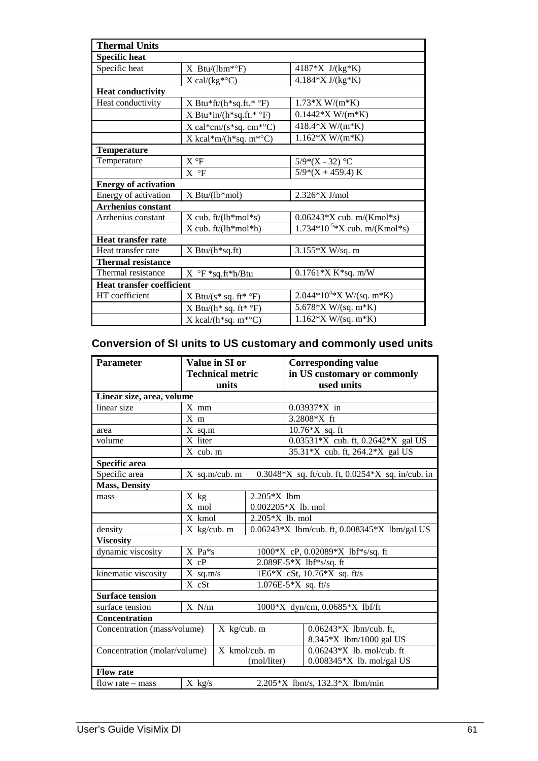| Thermal Units | | |
|---|---|---|
| **Specific heat** | | |
| Specific heat | X Btu/(lbm*°F) | 4187*X J/(kg*K) |
| | X cal/(kg*°C) | 4.184*X J/(kg*K) |
| **Heat conductivity** | | |
| Heat conductivity | X Btu*ft/(h*sq.ft.* °F) | 1.73*X W/(m*K) |
| | X Btu*in/(h*sq.ft.* °F) | 0.1442*X W/(m*K) |
| | X cal*cm/(s*sq. cm*°C) | 418.4*X W/(m*K) |
| | X kcal*m/(h*sq. m*°C) | 1.162*X W/(m*K) |
| **Temperature** | | |
| Temperature | X °F | 5/9*(X - 32) °C |
| | X °F | 5/9*(X + 459.4) K |
| **Energy of activation** | | |
| Energy of activation | X Btu/(lb*mol) | 2.326*X J/mol |
| **Arrhenius constant** | | |
| Arrhenius constant | X cub. ft/(lb*mol*s) | 0.06243*X cub. m/(Kmol*s) |
| | X cub. ft/(lb*mol*h) | $1.734*10^{-5}$*X cub. m/(Kmol*s) |
| **Heat transfer rate** | | |
| Heat transfer rate | X Btu/(h*sq.ft) | 3.155*X W/sq. m |
| **Thermal resistance** | | |
| Thermal resistance | X °F *sq.ft*h/Btu | 0.1761*X K*sq. m/W |
| **Heat transfer coefficient** | | |
| HT coefficient | X Btu/(s* sq. ft* °F) | $2.044*10^{4}$*X W/(sq. m*K) |
| | X Btu/(h* sq. ft* °F) | 5.678*X W/(sq. m*K) |
| | X kcal/(h*sq. m*°C) | 1.162*X W/(sq. m*K) |

## Conversion of SI units to US customary and commonly used units

| Parameter | Value in SI or Technical metric units | Corresponding value in US customary or commonly used units |
|---|---|---|
| **Linear size, area, volume** | | |
| linear size | X mm | 0.03937*X in |
| | X m | 3.2808*X ft |
| area | X sq.m | 10.76*X sq. ft |
| volume | X liter | 0.03531*X cub. ft, 0.2642*X gal US |
| | X cub. m | 35.31*X cub. ft, 264.2*X gal US |
| **Specific area** | | |
| Specific area | X sq.m/cub. m | 0.3048*X sq. ft/cub. ft, 0.0254*X sq. in/cub. in |
| **Mass, Density** | | |
| mass | X kg | 2.205*X lbm |
| | X mol | 0.002205*X lb. mol |
| | X kmol | 2.205*X lb. mol |
| density | X kg/cub. m | 0.06243*X lbm/cub. ft, 0.008345*X lbm/gal US |
| **Viscosity** | | |
| dynamic viscosity | X Pa*s | 1000*X cP, 0.02089*X lbf*s/sq. ft |
| | X cP | 2.089E-5*X lbf*s/sq. ft |
| kinematic viscosity | X sq.m/s | 1E6*X cSt, 10.76*X sq. ft/s |
| | X cSt | 1.076E-5*X sq. ft/s |
| **Surface tension** | | |
| surface tension | X N/m | 1000*X dyn/cm, 0.0685*X lbf/ft |
| **Concentration** | | |
| Concentration (mass/volume) | X kg/cub. m | 0.06243*X lbm/cub. ft, 8.345*X lbm/1000 gal US |
| Concentration (molar/volume) | X kmol/cub. m (mol/liter) | 0.06243*X lb. mol/cub. ft 0.008345*X lb. mol/gal US |
| **Flow rate** | | |
| flow rate – mass | X kg/s | 2.205*X lbm/s, 132.3*X lbm/min |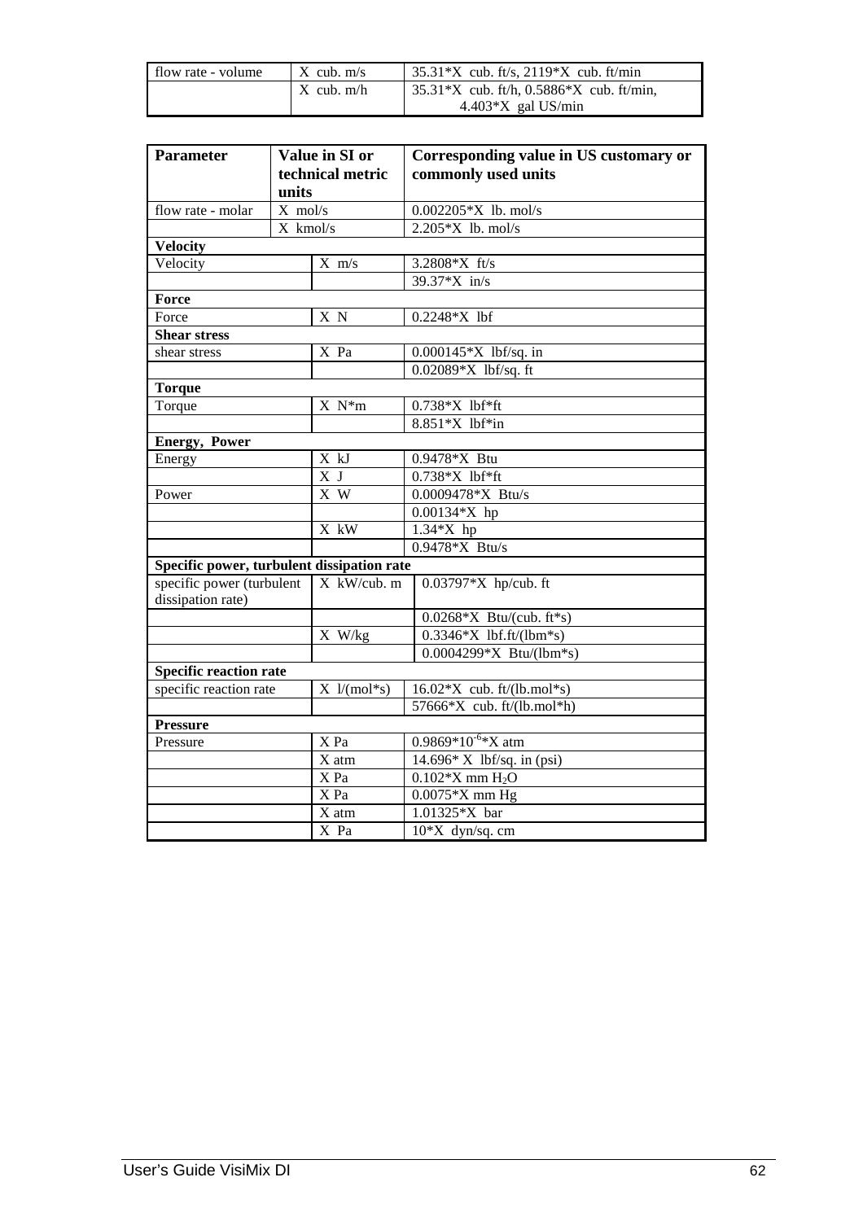| | | |
|---|---|---|
| flow rate - volume | X cub. m/s | 35.31*X cub. ft/s, 2119*X cub. ft/min |
| | X cub. m/h | 35.31*X cub. ft/h, 0.5886*X cub. ft/min, 4.403*X gal US/min |

| **Parameter** | **Value in SI or technical metric units** | **Corresponding value in US customary or commonly used units** |
|---|---|---|
| flow rate - molar | X mol/s | 0.002205*X lb. mol/s |
| | X kmol/s | 2.205*X lb. mol/s |
| **Velocity** | | |
| Velocity | X m/s | 3.2808*X ft/s |
| | | 39.37*X in/s |
| **Force** | | |
| Force | X N | 0.2248*X lbf |
| **Shear stress** | | |
| shear stress | X Pa | 0.000145*X lbf/sq. in |
| | | 0.02089*X lbf/sq. ft |
| **Torque** | | |
| Torque | X N*m | 0.738*X lbf*ft |
| | | 8.851*X lbf*in |
| **Energy, Power** | | |
| Energy | X kJ | 0.9478*X Btu |
| | X J | 0.738*X lbf*ft |
| Power | X W | 0.0009478*X Btu/s |
| | | 0.00134*X hp |
| | X kW | 1.34*X hp |
| | | 0.9478*X Btu/s |
| **Specific power, turbulent dissipation rate** | | |
| specific power (turbulent dissipation rate) | X kW/cub. m | 0.03797*X hp/cub. ft |
| | | 0.0268*X Btu/(cub. ft*s) |
| | X W/kg | 0.3346*X lbf.ft/(lbm*s) |
| | | 0.0004299*X Btu/(lbm*s) |
| **Specific reaction rate** | | |
| specific reaction rate | X l/(mol*s) | 16.02*X cub. ft/(lb.mol*s) |
| | | 57666*X cub. ft/(lb.mol*h) |
| **Pressure** | | |
| Pressure | X Pa | $0.9869*10^{-6}$*X atm |
| | X atm | 14.696* X lbf/sq. in (psi) |
| | X Pa | 0.102*X mm $H_2O$ |
| | X Pa | 0.0075*X mm Hg |
| | X atm | 1.01325*X bar |
| | X Pa | 10*X dyn/sq. cm |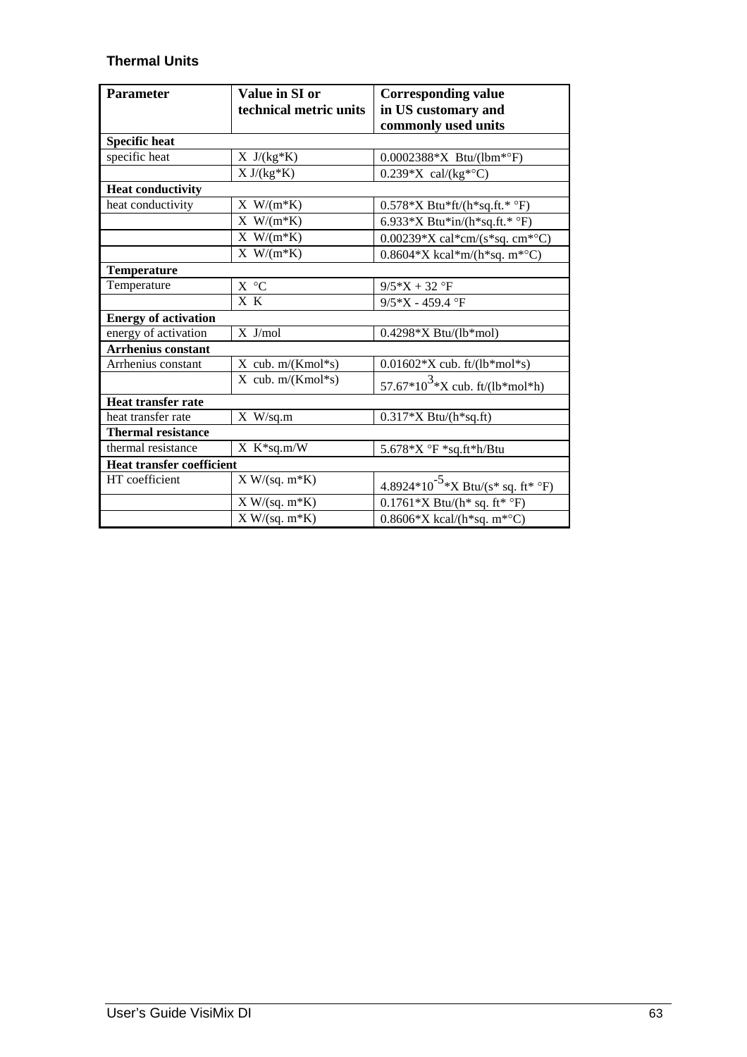### Thermal Units

| Parameter | Value in SI or technical metric units | Corresponding value in US customary and commonly used units |
|---|---|---|
| **Specific heat** | | |
| specific heat | X J/(kg*K) | 0.0002388*X Btu/(lbm*°F) |
| | X J/(kg*K) | 0.239*X cal/(kg*°C) |
| **Heat conductivity** | | |
| heat conductivity | X W/(m*K) | 0.578*X Btu*ft/(h*sq.ft.* °F) |
| | X W/(m*K) | 6.933*X Btu*in/(h*sq.ft.* °F) |
| | X W/(m*K) | 0.00239*X cal*cm/(s*sq. cm*°C) |
| | X W/(m*K) | 0.8604*X kcal*m/(h*sq. m*°C) |
| **Temperature** | | |
| Temperature | X °C | 9/5*X + 32 °F |
| | X K | 9/5*X - 459.4 °F |
| **Energy of activation** | | |
| energy of activation | X J/mol | 0.4298*X Btu/(lb*mol) |
| **Arrhenius constant** | | |
| Arrhenius constant | X cub. m/(Kmol*s) | 0.01602*X cub. ft/(lb*mol*s) |
| | X cub. m/(Kmol*s) | $57.67 \cdot 10^{3}$*X cub. ft/(lb*mol*h) |
| **Heat transfer rate** | | |
| heat transfer rate | X W/sq.m | 0.317*X Btu/(h*sq.ft) |
| **Thermal resistance** | | |
| thermal resistance | X K*sq.m/W | 5.678*X °F *sq.ft*h/Btu |
| **Heat transfer coefficient** | | |
| HT coefficient | X W/(sq. m*K) | $4.8924 \cdot 10^{-5}$*X Btu/(s* sq. ft* °F) |
| | X W/(sq. m*K) | 0.1761*X Btu/(h* sq. ft* °F) |
| | X W/(sq. m*K) | 0.8606*X kcal/(h*sq. m*°C) |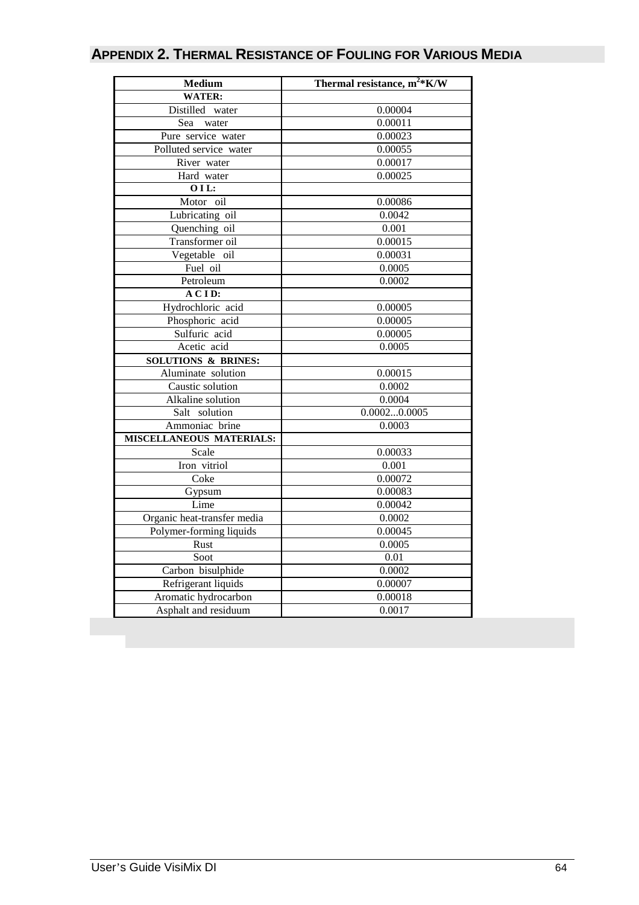## APPENDIX 2. THERMAL RESISTANCE OF FOULING FOR VARIOUS MEDIA

| Medium | Thermal resistance, $m^2$*K/W |
|---|---|
| **WATER:** | |
| Distilled water | 0.00004 |
| Sea water | 0.00011 |
| Pure service water | 0.00023 |
| Polluted service water | 0.00055 |
| River water | 0.00017 |
| Hard water | 0.00025 |
| **O I L:** | |
| Motor oil | 0.00086 |
| Lubricating oil | 0.0042 |
| Quenching oil | 0.001 |
| Transformer oil | 0.00015 |
| Vegetable oil | 0.00031 |
| Fuel oil | 0.0005 |
| Petroleum | 0.0002 |
| **A C I D:** | |
| Hydrochloric acid | 0.00005 |
| Phosphoric acid | 0.00005 |
| Sulfuric acid | 0.00005 |
| Acetic acid | 0.0005 |
| **SOLUTIONS & BRINES:** | |
| Aluminate solution | 0.00015 |
| Caustic solution | 0.0002 |
| Alkaline solution | 0.0004 |
| Salt solution | 0.0002...0.0005 |
| Ammoniac brine | 0.0003 |
| **MISCELLANEOUS MATERIALS:** | |
| Scale | 0.00033 |
| Iron vitriol | 0.001 |
| Coke | 0.00072 |
| Gypsum | 0.00083 |
| Lime | 0.00042 |
| Organic heat-transfer media | 0.0002 |
| Polymer-forming liquids | 0.00045 |
| Rust | 0.0005 |
| Soot | 0.01 |
| Carbon bisulphide | 0.0002 |
| Refrigerant liquids | 0.00007 |
| Aromatic hydrocarbon | 0.00018 |
| Asphalt and residuum | 0.0017 |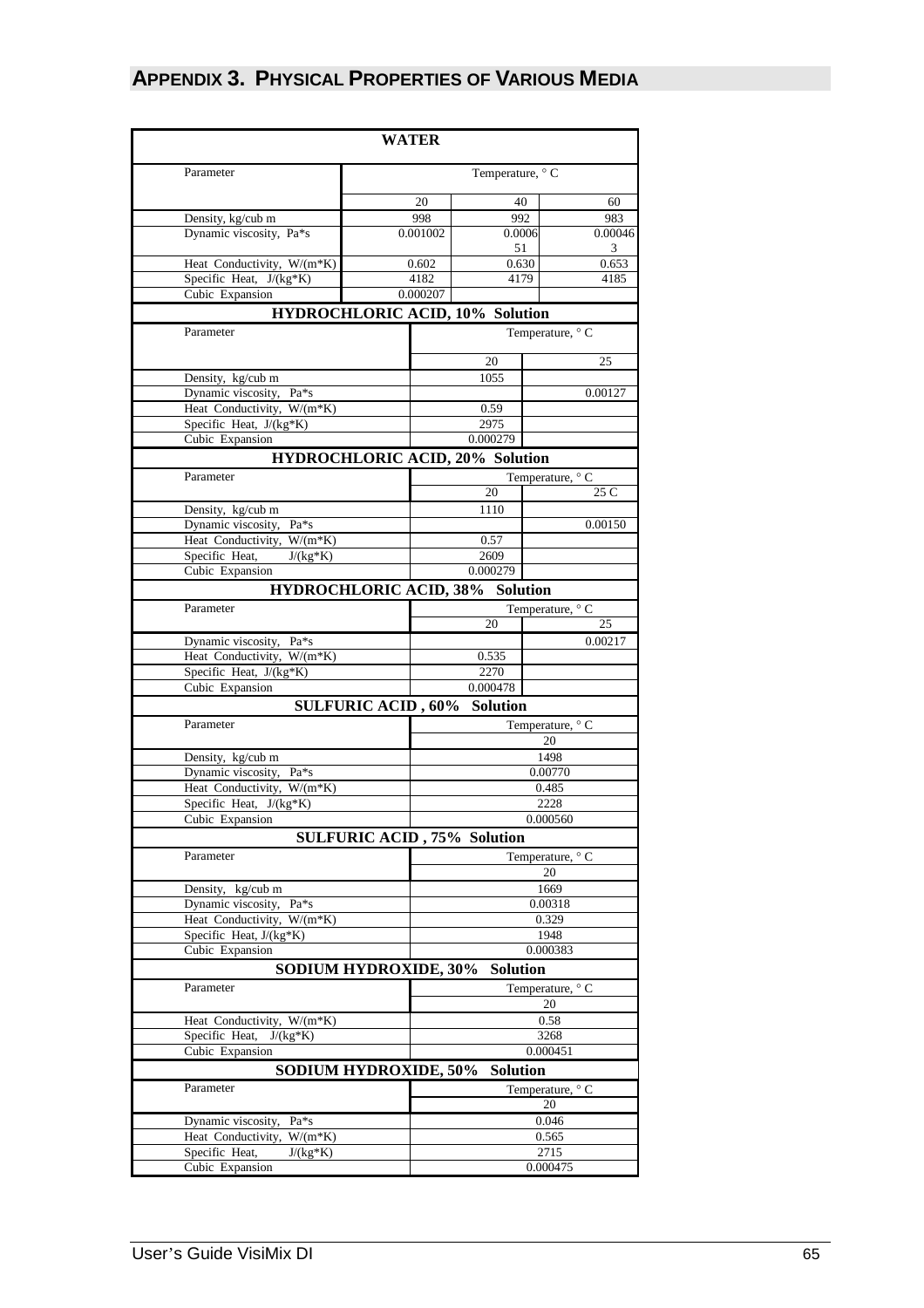## APPENDIX 3. PHYSICAL PROPERTIES OF VARIOUS MEDIA

**WATER**

| Parameter | Temperature, ° C | | |
|---|---|---|---|
| | 20 | 40 | 60 |
| Density, kg/cub m | 998 | 992 | 983 |
| Dynamic viscosity, Pa*s | 0.001002 | 0.000651 | 0.000463 |
| Heat Conductivity, W/(m*K) | 0.602 | 0.630 | 0.653 |
| Specific Heat, J/(kg*K) | 4182 | 4179 | 4185 |
| Cubic Expansion | 0.000207 | | |

**HYDROCHLORIC ACID, 10% Solution**

| Parameter | Temperature, ° C | |
|---|---|---|
| | 20 | 25 |
| Density, kg/cub m | 1055 | |
| Dynamic viscosity, Pa*s | | 0.00127 |
| Heat Conductivity, W/(m*K) | 0.59 | |
| Specific Heat, J/(kg*K) | 2975 | |
| Cubic Expansion | 0.000279 | |

**HYDROCHLORIC ACID, 20% Solution**

| Parameter | Temperature, ° C | |
|---|---|---|
| | 20 | 25 C |
| Density, kg/cub m | 1110 | |
| Dynamic viscosity, Pa*s | | 0.00150 |
| Heat Conductivity, W/(m*K) | 0.57 | |
| Specific Heat, J/(kg*K) | 2609 | |
| Cubic Expansion | 0.000279 | |

**HYDROCHLORIC ACID, 38% Solution**

| Parameter | Temperature, ° C | |
|---|---|---|
| | 20 | 25 |
| Dynamic viscosity, Pa*s | | 0.00217 |
| Heat Conductivity, W/(m*K) | 0.535 | |
| Specific Heat, J/(kg*K) | 2270 | |
| Cubic Expansion | 0.000478 | |

**SULFURIC ACID , 60% Solution**

| Parameter | Temperature, ° C |
|---|---|
| | 20 |
| Density, kg/cub m | 1498 |
| Dynamic viscosity, Pa*s | 0.00770 |
| Heat Conductivity, W/(m*K) | 0.485 |
| Specific Heat, J/(kg*K) | 2228 |
| Cubic Expansion | 0.000560 |

**SULFURIC ACID , 75% Solution**

| Parameter | Temperature, ° C |
|---|---|
| | 20 |
| Density, kg/cub m | 1669 |
| Dynamic viscosity, Pa*s | 0.00318 |
| Heat Conductivity, W/(m*K) | 0.329 |
| Specific Heat, J/(kg*K) | 1948 |
| Cubic Expansion | 0.000383 |

**SODIUM HYDROXIDE, 30% Solution**

| Parameter | Temperature, ° C |
|---|---|
| | 20 |
| Heat Conductivity, W/(m*K) | 0.58 |
| Specific Heat, J/(kg*K) | 3268 |
| Cubic Expansion | 0.000451 |

**SODIUM HYDROXIDE, 50% Solution**

| Parameter | Temperature, ° C |
|---|---|
| | 20 |
| Dynamic viscosity, Pa*s | 0.046 |
| Heat Conductivity, W/(m*K) | 0.565 |
| Specific Heat, J/(kg*K) | 2715 |
| Cubic Expansion | 0.000475 |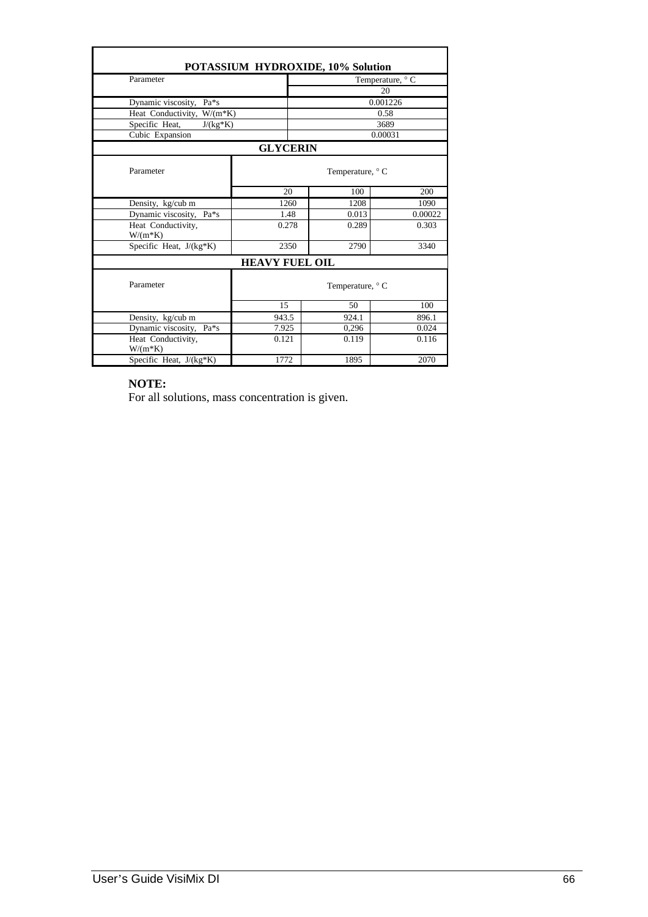| POTASSIUM HYDROXIDE, 10% Solution | |
|---|---|
| Parameter | Temperature, ° C |
| | 20 |
| Dynamic viscosity, Pa*s | 0.001226 |
| Heat Conductivity, W/(m*K) | 0.58 |
| Specific Heat, J/(kg*K) | 3689 |
| Cubic Expansion | 0.00031 |

| GLYCERIN | | | |
|---|---|---|---|
| Parameter | Temperature, ° C | | |
| | 20 | 100 | 200 |
| Density, kg/cub m | 1260 | 1208 | 1090 |
| Dynamic viscosity, Pa*s | 1.48 | 0.013 | 0.00022 |
| Heat Conductivity, W/(m*K) | 0.278 | 0.289 | 0.303 |
| Specific Heat, J/(kg*K) | 2350 | 2790 | 3340 |

| HEAVY FUEL OIL | | | |
|---|---|---|---|
| Parameter | Temperature, ° C | | |
| | 15 | 50 | 100 |
| Density, kg/cub m | 943.5 | 924.1 | 896.1 |
| Dynamic viscosity, Pa*s | 7.925 | 0,296 | 0.024 |
| Heat Conductivity, W/(m*K) | 0.121 | 0.119 | 0.116 |
| Specific Heat, J/(kg*K) | 1772 | 1895 | 2070 |

**NOTE:**
For all solutions, mass concentration is given.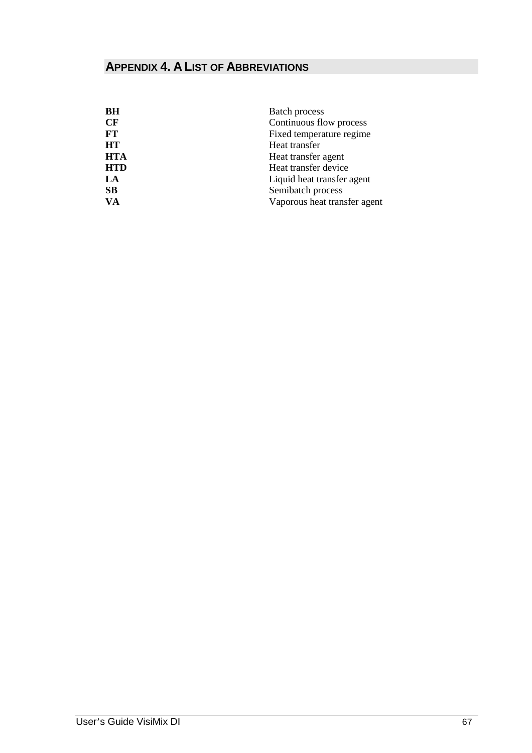## APPENDIX 4. A LIST OF ABBREVIATIONS

| | |
|---|---|
| **BH** | Batch process |
| **CF** | Continuous flow process |
| **FT** | Fixed temperature regime |
| **HT** | Heat transfer |
| **HTA** | Heat transfer agent |
| **HTD** | Heat transfer device |
| **LA** | Liquid heat transfer agent |
| **SB** | Semibatch process |
| **VA** | Vaporous heat transfer agent |